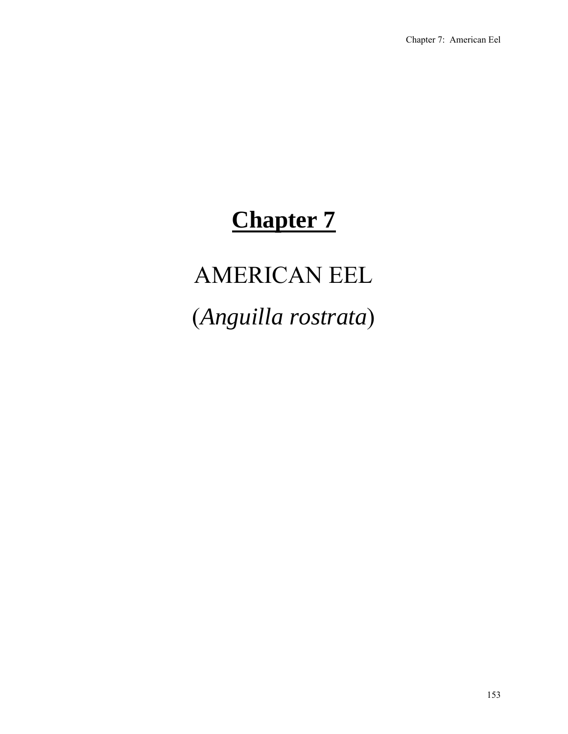# Chapter 7

## AMERICAN EEL

## (*Anguilla rostrata*)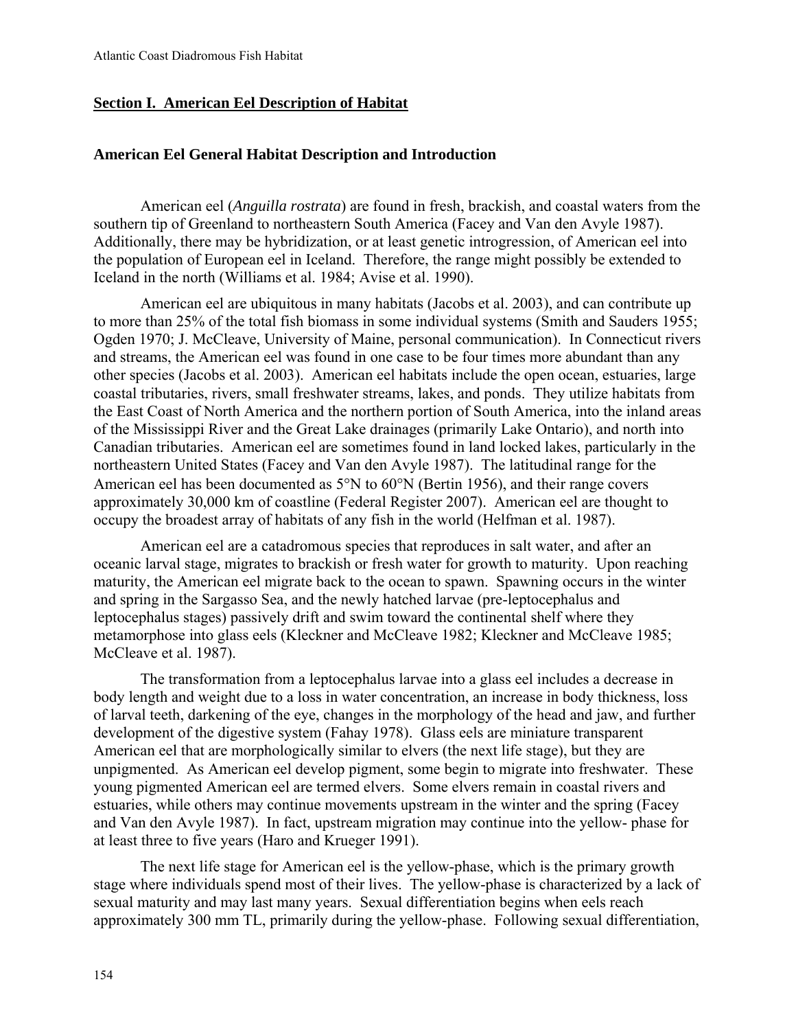## Section I. American Eel Description of Habitat

### American Eel General Habitat Description and Introduction

American eel (*Anguilla rostrata*) are found in fresh, brackish, and coastal waters from the southern tip of Greenland to northeastern South America (Facey and Van den Avyle 1987). Additionally, there may be hybridization, or at least genetic introgression, of American eel into the population of European eel in Iceland. Therefore, the range might possibly be extended to Iceland in the north (Williams et al. 1984; Avise et al. 1990).

American eel are ubiquitous in many habitats (Jacobs et al. 2003), and can contribute up to more than 25% of the total fish biomass in some individual systems (Smith and Sauders 1955; Ogden 1970; J. McCleave, University of Maine, personal communication). In Connecticut rivers and streams, the American eel was found in one case to be four times more abundant than any other species (Jacobs et al. 2003). American eel habitats include the open ocean, estuaries, large coastal tributaries, rivers, small freshwater streams, lakes, and ponds. They utilize habitats from the East Coast of North America and the northern portion of South America, into the inland areas of the Mississippi River and the Great Lake drainages (primarily Lake Ontario), and north into Canadian tributaries. American eel are sometimes found in land locked lakes, particularly in the northeastern United States (Facey and Van den Avyle 1987). The latitudinal range for the American eel has been documented as 5°N to 60°N (Bertin 1956), and their range covers approximately 30,000 km of coastline (Federal Register 2007). American eel are thought to occupy the broadest array of habitats of any fish in the world (Helfman et al. 1987).

American eel are a catadromous species that reproduces in salt water, and after an oceanic larval stage, migrates to brackish or fresh water for growth to maturity. Upon reaching maturity, the American eel migrate back to the ocean to spawn. Spawning occurs in the winter and spring in the Sargasso Sea, and the newly hatched larvae (pre-leptocephalus and leptocephalus stages) passively drift and swim toward the continental shelf where they metamorphose into glass eels (Kleckner and McCleave 1982; Kleckner and McCleave 1985; McCleave et al. 1987).

The transformation from a leptocephalus larvae into a glass eel includes a decrease in body length and weight due to a loss in water concentration, an increase in body thickness, loss of larval teeth, darkening of the eye, changes in the morphology of the head and jaw, and further development of the digestive system (Fahay 1978). Glass eels are miniature transparent American eel that are morphologically similar to elvers (the next life stage), but they are unpigmented. As American eel develop pigment, some begin to migrate into freshwater. These young pigmented American eel are termed elvers. Some elvers remain in coastal rivers and estuaries, while others may continue movements upstream in the winter and the spring (Facey and Van den Avyle 1987). In fact, upstream migration may continue into the yellow- phase for at least three to five years (Haro and Krueger 1991).

The next life stage for American eel is the yellow-phase, which is the primary growth stage where individuals spend most of their lives. The yellow-phase is characterized by a lack of sexual maturity and may last many years. Sexual differentiation begins when eels reach approximately 300 mm TL, primarily during the yellow-phase. Following sexual differentiation,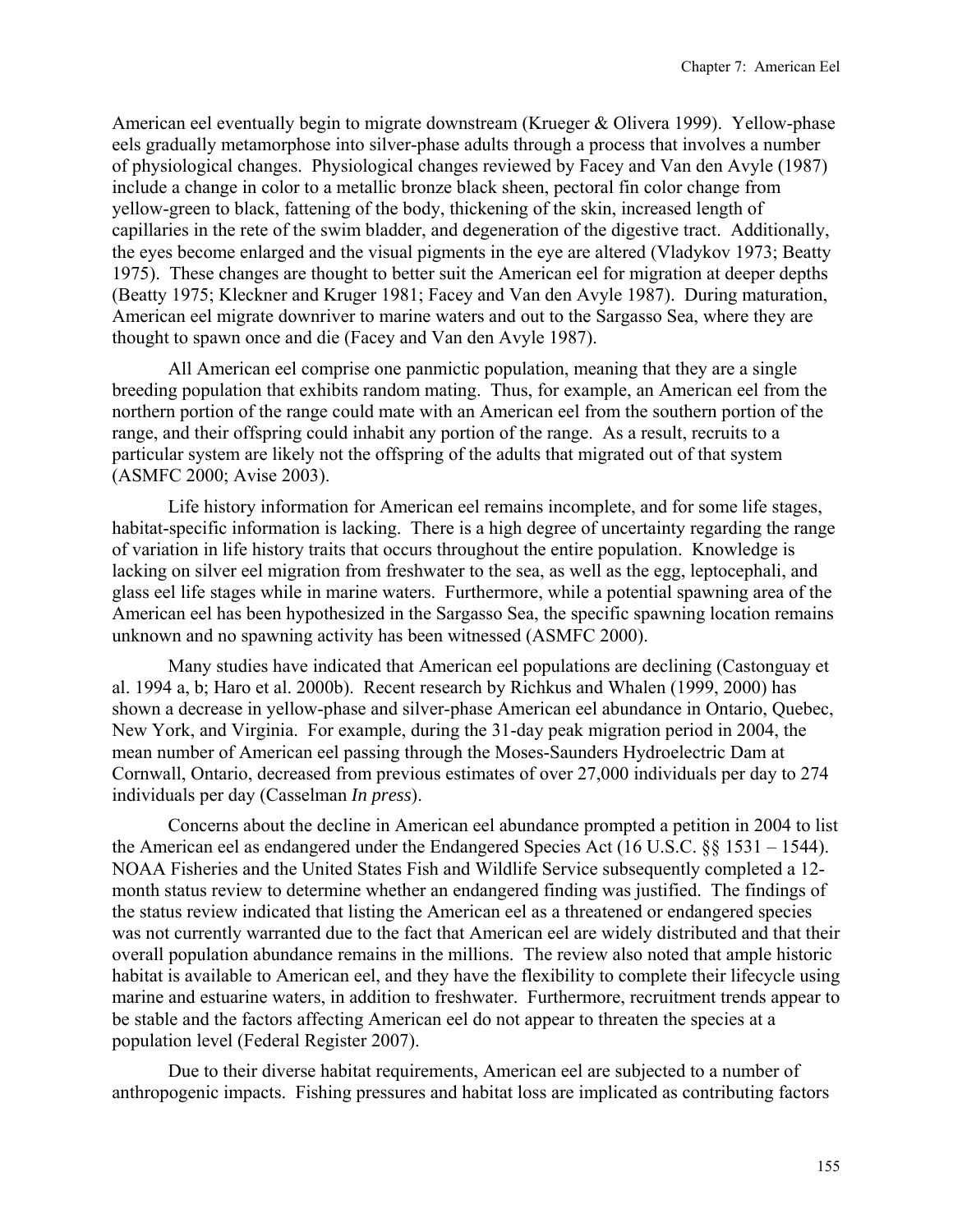American eel eventually begin to migrate downstream (Krueger & Olivera 1999). Yellow-phase eels gradually metamorphose into silver-phase adults through a process that involves a number of physiological changes. Physiological changes reviewed by Facey and Van den Avyle (1987) include a change in color to a metallic bronze black sheen, pectoral fin color change from yellow-green to black, fattening of the body, thickening of the skin, increased length of capillaries in the rete of the swim bladder, and degeneration of the digestive tract. Additionally, the eyes become enlarged and the visual pigments in the eye are altered (Vladykov 1973; Beatty 1975). These changes are thought to better suit the American eel for migration at deeper depths (Beatty 1975; Kleckner and Kruger 1981; Facey and Van den Avyle 1987). During maturation, American eel migrate downriver to marine waters and out to the Sargasso Sea, where they are thought to spawn once and die (Facey and Van den Avyle 1987).

All American eel comprise one panmictic population, meaning that they are a single breeding population that exhibits random mating. Thus, for example, an American eel from the northern portion of the range could mate with an American eel from the southern portion of the range, and their offspring could inhabit any portion of the range. As a result, recruits to a particular system are likely not the offspring of the adults that migrated out of that system (ASMFC 2000; Avise 2003).

Life history information for American eel remains incomplete, and for some life stages, habitat-specific information is lacking. There is a high degree of uncertainty regarding the range of variation in life history traits that occurs throughout the entire population. Knowledge is lacking on silver eel migration from freshwater to the sea, as well as the egg, leptocephali, and glass eel life stages while in marine waters. Furthermore, while a potential spawning area of the American eel has been hypothesized in the Sargasso Sea, the specific spawning location remains unknown and no spawning activity has been witnessed (ASMFC 2000).

Many studies have indicated that American eel populations are declining (Castonguay et al. 1994 a, b; Haro et al. 2000b). Recent research by Richkus and Whalen (1999, 2000) has shown a decrease in yellow-phase and silver-phase American eel abundance in Ontario, Quebec, New York, and Virginia. For example, during the 31-day peak migration period in 2004, the mean number of American eel passing through the Moses-Saunders Hydroelectric Dam at Cornwall, Ontario, decreased from previous estimates of over 27,000 individuals per day to 274 individuals per day (Casselman *In press*).

Concerns about the decline in American eel abundance prompted a petition in 2004 to list the American eel as endangered under the Endangered Species Act (16 U.S.C. §§ 1531 – 1544). NOAA Fisheries and the United States Fish and Wildlife Service subsequently completed a 12-month status review to determine whether an endangered finding was justified. The findings of the status review indicated that listing the American eel as a threatened or endangered species was not currently warranted due to the fact that American eel are widely distributed and that their overall population abundance remains in the millions. The review also noted that ample historic habitat is available to American eel, and they have the flexibility to complete their lifecycle using marine and estuarine waters, in addition to freshwater. Furthermore, recruitment trends appear to be stable and the factors affecting American eel do not appear to threaten the species at a population level (Federal Register 2007).

Due to their diverse habitat requirements, American eel are subjected to a number of anthropogenic impacts. Fishing pressures and habitat loss are implicated as contributing factors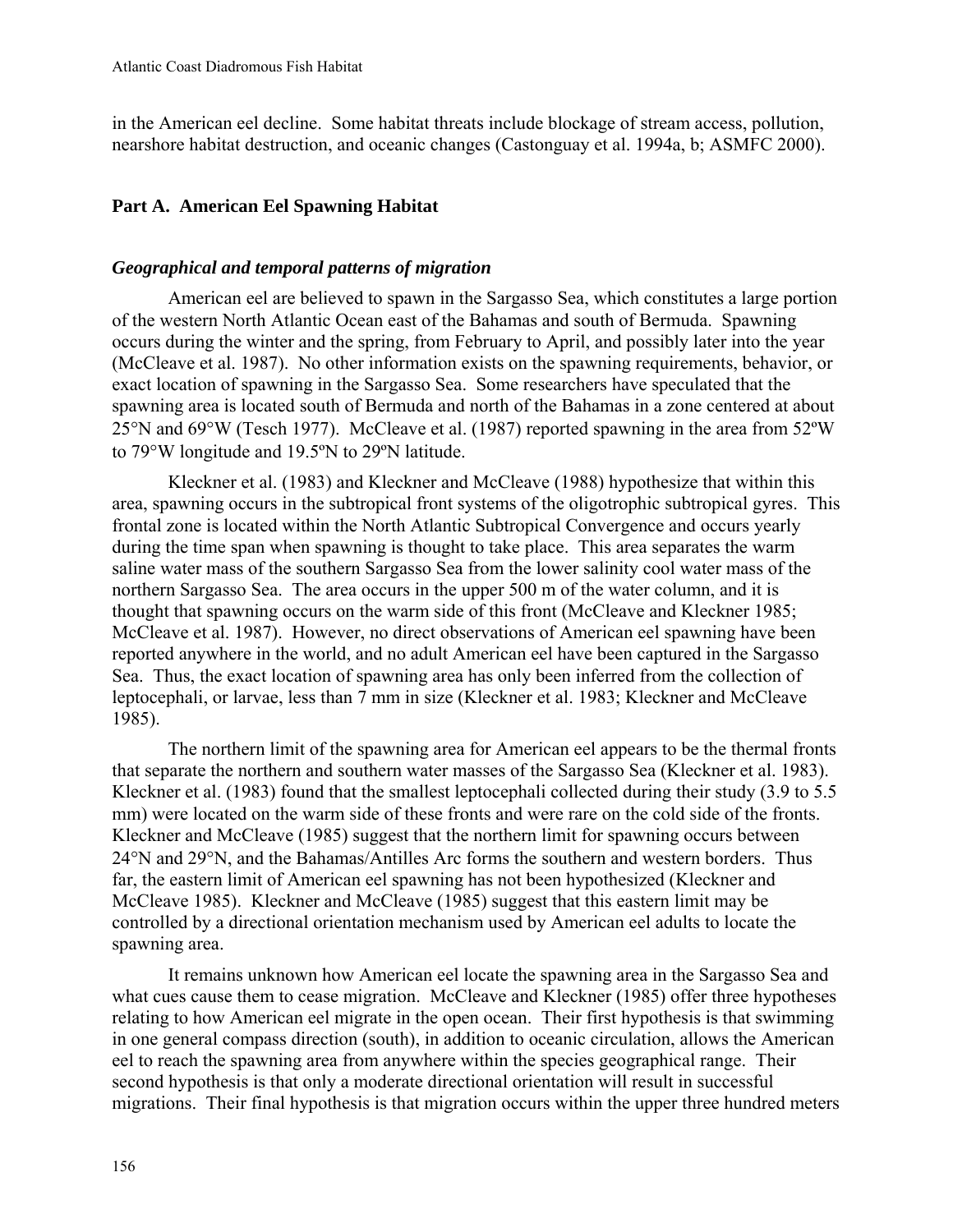in the American eel decline. Some habitat threats include blockage of stream access, pollution, nearshore habitat destruction, and oceanic changes (Castonguay et al. 1994a, b; ASMFC 2000).

## Part A. American Eel Spawning Habitat

### *Geographical and temporal patterns of migration*

American eel are believed to spawn in the Sargasso Sea, which constitutes a large portion of the western North Atlantic Ocean east of the Bahamas and south of Bermuda. Spawning occurs during the winter and the spring, from February to April, and possibly later into the year (McCleave et al. 1987). No other information exists on the spawning requirements, behavior, or exact location of spawning in the Sargasso Sea. Some researchers have speculated that the spawning area is located south of Bermuda and north of the Bahamas in a zone centered at about 25°N and 69°W (Tesch 1977). McCleave et al. (1987) reported spawning in the area from 52ºW to 79°W longitude and 19.5ºN to 29ºN latitude.

Kleckner et al. (1983) and Kleckner and McCleave (1988) hypothesize that within this area, spawning occurs in the subtropical front systems of the oligotrophic subtropical gyres. This frontal zone is located within the North Atlantic Subtropical Convergence and occurs yearly during the time span when spawning is thought to take place. This area separates the warm saline water mass of the southern Sargasso Sea from the lower salinity cool water mass of the northern Sargasso Sea. The area occurs in the upper 500 m of the water column, and it is thought that spawning occurs on the warm side of this front (McCleave and Kleckner 1985; McCleave et al. 1987). However, no direct observations of American eel spawning have been reported anywhere in the world, and no adult American eel have been captured in the Sargasso Sea. Thus, the exact location of spawning area has only been inferred from the collection of leptocephali, or larvae, less than 7 mm in size (Kleckner et al. 1983; Kleckner and McCleave 1985).

The northern limit of the spawning area for American eel appears to be the thermal fronts that separate the northern and southern water masses of the Sargasso Sea (Kleckner et al. 1983). Kleckner et al. (1983) found that the smallest leptocephali collected during their study (3.9 to 5.5 mm) were located on the warm side of these fronts and were rare on the cold side of the fronts. Kleckner and McCleave (1985) suggest that the northern limit for spawning occurs between 24°N and 29°N, and the Bahamas/Antilles Arc forms the southern and western borders. Thus far, the eastern limit of American eel spawning has not been hypothesized (Kleckner and McCleave 1985). Kleckner and McCleave (1985) suggest that this eastern limit may be controlled by a directional orientation mechanism used by American eel adults to locate the spawning area.

It remains unknown how American eel locate the spawning area in the Sargasso Sea and what cues cause them to cease migration. McCleave and Kleckner (1985) offer three hypotheses relating to how American eel migrate in the open ocean. Their first hypothesis is that swimming in one general compass direction (south), in addition to oceanic circulation, allows the American eel to reach the spawning area from anywhere within the species geographical range. Their second hypothesis is that only a moderate directional orientation will result in successful migrations. Their final hypothesis is that migration occurs within the upper three hundred meters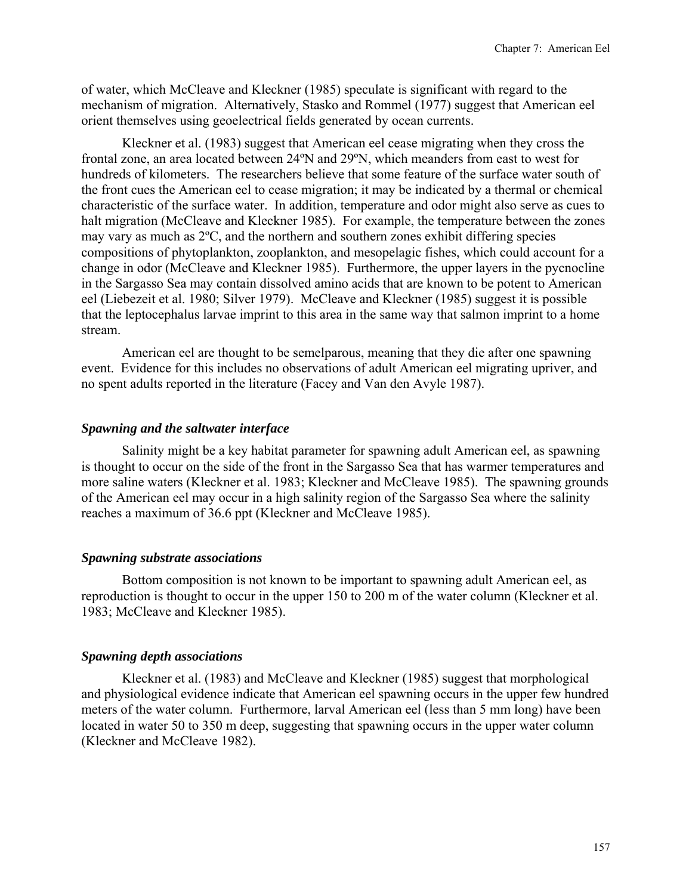of water, which McCleave and Kleckner (1985) speculate is significant with regard to the mechanism of migration. Alternatively, Stasko and Rommel (1977) suggest that American eel orient themselves using geoelectrical fields generated by ocean currents.

Kleckner et al. (1983) suggest that American eel cease migrating when they cross the frontal zone, an area located between 24ºN and 29ºN, which meanders from east to west for hundreds of kilometers. The researchers believe that some feature of the surface water south of the front cues the American eel to cease migration; it may be indicated by a thermal or chemical characteristic of the surface water. In addition, temperature and odor might also serve as cues to halt migration (McCleave and Kleckner 1985). For example, the temperature between the zones may vary as much as 2ºC, and the northern and southern zones exhibit differing species compositions of phytoplankton, zooplankton, and mesopelagic fishes, which could account for a change in odor (McCleave and Kleckner 1985). Furthermore, the upper layers in the pycnocline in the Sargasso Sea may contain dissolved amino acids that are known to be potent to American eel (Liebezeit et al. 1980; Silver 1979). McCleave and Kleckner (1985) suggest it is possible that the leptocephalus larvae imprint to this area in the same way that salmon imprint to a home stream.

American eel are thought to be semelparous, meaning that they die after one spawning event. Evidence for this includes no observations of adult American eel migrating upriver, and no spent adults reported in the literature (Facey and Van den Avyle 1987).

### *Spawning and the saltwater interface*

Salinity might be a key habitat parameter for spawning adult American eel, as spawning is thought to occur on the side of the front in the Sargasso Sea that has warmer temperatures and more saline waters (Kleckner et al. 1983; Kleckner and McCleave 1985). The spawning grounds of the American eel may occur in a high salinity region of the Sargasso Sea where the salinity reaches a maximum of 36.6 ppt (Kleckner and McCleave 1985).

### *Spawning substrate associations*

Bottom composition is not known to be important to spawning adult American eel, as reproduction is thought to occur in the upper 150 to 200 m of the water column (Kleckner et al. 1983; McCleave and Kleckner 1985).

### *Spawning depth associations*

Kleckner et al. (1983) and McCleave and Kleckner (1985) suggest that morphological and physiological evidence indicate that American eel spawning occurs in the upper few hundred meters of the water column. Furthermore, larval American eel (less than 5 mm long) have been located in water 50 to 350 m deep, suggesting that spawning occurs in the upper water column (Kleckner and McCleave 1982).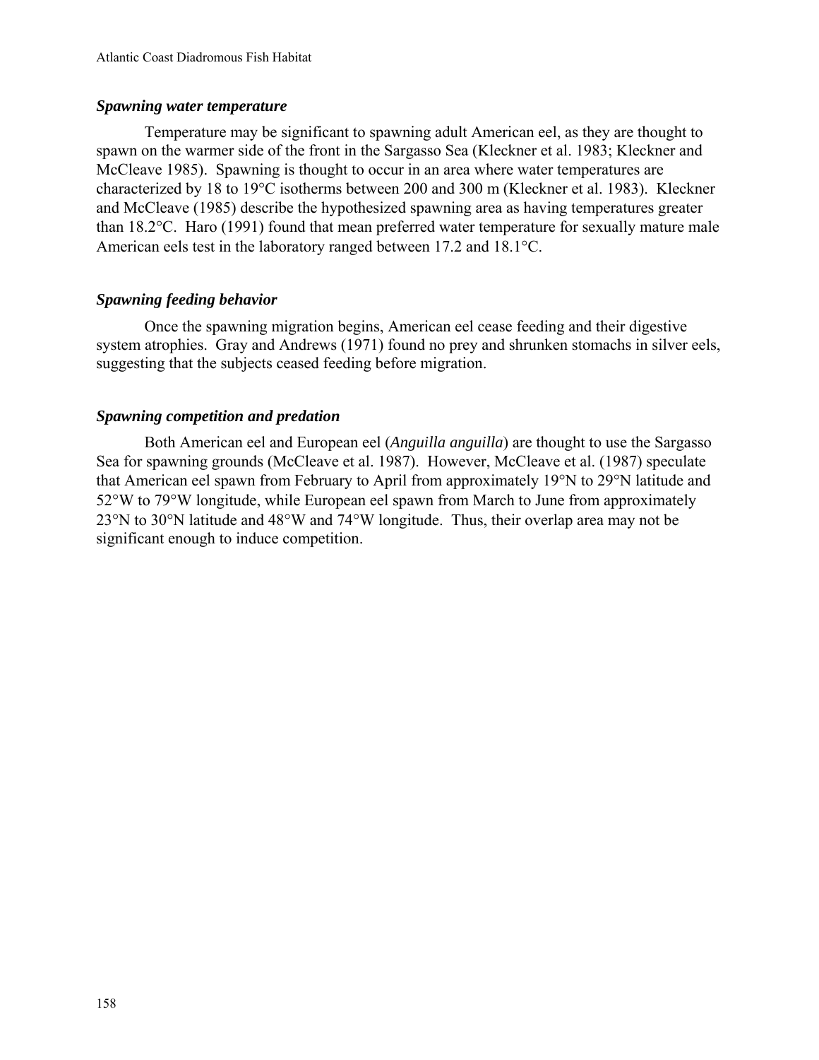### *Spawning water temperature*

Temperature may be significant to spawning adult American eel, as they are thought to spawn on the warmer side of the front in the Sargasso Sea (Kleckner et al. 1983; Kleckner and McCleave 1985). Spawning is thought to occur in an area where water temperatures are characterized by 18 to 19°C isotherms between 200 and 300 m (Kleckner et al. 1983). Kleckner and McCleave (1985) describe the hypothesized spawning area as having temperatures greater than 18.2°C. Haro (1991) found that mean preferred water temperature for sexually mature male American eels test in the laboratory ranged between 17.2 and 18.1°C.

### *Spawning feeding behavior*

Once the spawning migration begins, American eel cease feeding and their digestive system atrophies. Gray and Andrews (1971) found no prey and shrunken stomachs in silver eels, suggesting that the subjects ceased feeding before migration.

### *Spawning competition and predation*

Both American eel and European eel (*Anguilla anguilla*) are thought to use the Sargasso Sea for spawning grounds (McCleave et al. 1987). However, McCleave et al. (1987) speculate that American eel spawn from February to April from approximately 19°N to 29°N latitude and 52°W to 79°W longitude, while European eel spawn from March to June from approximately 23°N to 30°N latitude and 48°W and 74°W longitude. Thus, their overlap area may not be significant enough to induce competition.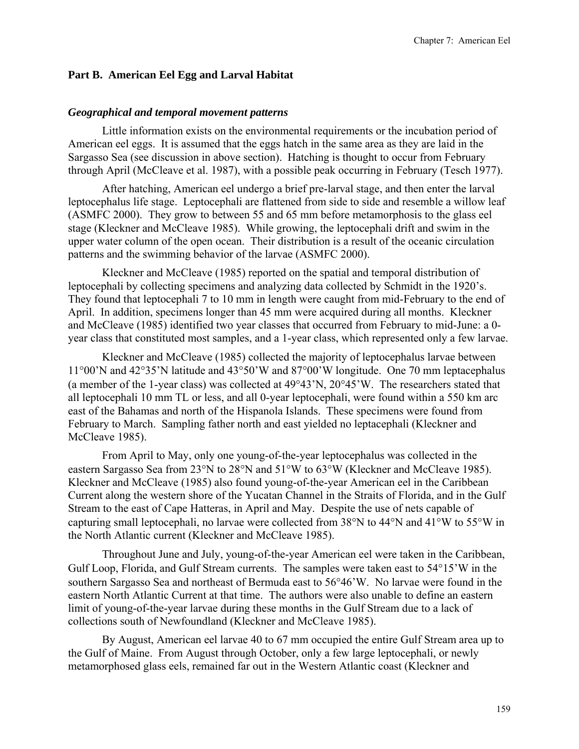## Part B. American Eel Egg and Larval Habitat

### *Geographical and temporal movement patterns*

Little information exists on the environmental requirements or the incubation period of American eel eggs. It is assumed that the eggs hatch in the same area as they are laid in the Sargasso Sea (see discussion in above section). Hatching is thought to occur from February through April (McCleave et al. 1987), with a possible peak occurring in February (Tesch 1977).

After hatching, American eel undergo a brief pre-larval stage, and then enter the larval leptocephalus life stage. Leptocephali are flattened from side to side and resemble a willow leaf (ASMFC 2000). They grow to between 55 and 65 mm before metamorphosis to the glass eel stage (Kleckner and McCleave 1985). While growing, the leptocephali drift and swim in the upper water column of the open ocean. Their distribution is a result of the oceanic circulation patterns and the swimming behavior of the larvae (ASMFC 2000).

Kleckner and McCleave (1985) reported on the spatial and temporal distribution of leptocephali by collecting specimens and analyzing data collected by Schmidt in the 1920's. They found that leptocephali 7 to 10 mm in length were caught from mid-February to the end of April. In addition, specimens longer than 45 mm were acquired during all months. Kleckner and McCleave (1985) identified two year classes that occurred from February to mid-June: a 0-year class that constituted most samples, and a 1-year class, which represented only a few larvae.

Kleckner and McCleave (1985) collected the majority of leptocephalus larvae between 11°00'N and 42°35'N latitude and 43°50'W and 87°00'W longitude. One 70 mm leptacephalus (a member of the 1-year class) was collected at 49°43'N, 20°45'W. The researchers stated that all leptocephali 10 mm TL or less, and all 0-year leptocephali, were found within a 550 km arc east of the Bahamas and north of the Hispanola Islands. These specimens were found from February to March. Sampling father north and east yielded no leptacephali (Kleckner and McCleave 1985).

From April to May, only one young-of-the-year leptocephalus was collected in the eastern Sargasso Sea from 23°N to 28°N and 51°W to 63°W (Kleckner and McCleave 1985). Kleckner and McCleave (1985) also found young-of-the-year American eel in the Caribbean Current along the western shore of the Yucatan Channel in the Straits of Florida, and in the Gulf Stream to the east of Cape Hatteras, in April and May. Despite the use of nets capable of capturing small leptocephali, no larvae were collected from 38°N to 44°N and 41°W to 55°W in the North Atlantic current (Kleckner and McCleave 1985).

Throughout June and July, young-of-the-year American eel were taken in the Caribbean, Gulf Loop, Florida, and Gulf Stream currents. The samples were taken east to 54°15'W in the southern Sargasso Sea and northeast of Bermuda east to 56°46'W. No larvae were found in the eastern North Atlantic Current at that time. The authors were also unable to define an eastern limit of young-of-the-year larvae during these months in the Gulf Stream due to a lack of collections south of Newfoundland (Kleckner and McCleave 1985).

By August, American eel larvae 40 to 67 mm occupied the entire Gulf Stream area up to the Gulf of Maine. From August through October, only a few large leptocephali, or newly metamorphosed glass eels, remained far out in the Western Atlantic coast (Kleckner and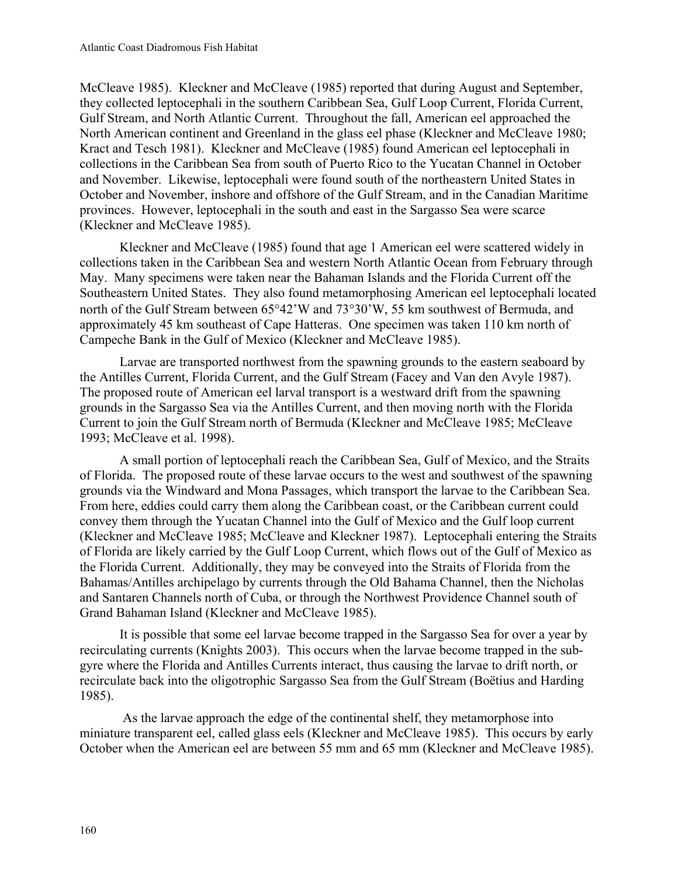McCleave 1985). Kleckner and McCleave (1985) reported that during August and September, they collected leptocephali in the southern Caribbean Sea, Gulf Loop Current, Florida Current, Gulf Stream, and North Atlantic Current. Throughout the fall, American eel approached the North American continent and Greenland in the glass eel phase (Kleckner and McCleave 1980; Kract and Tesch 1981). Kleckner and McCleave (1985) found American eel leptocephali in collections in the Caribbean Sea from south of Puerto Rico to the Yucatan Channel in October and November. Likewise, leptocephali were found south of the northeastern United States in October and November, inshore and offshore of the Gulf Stream, and in the Canadian Maritime provinces. However, leptocephali in the south and east in the Sargasso Sea were scarce (Kleckner and McCleave 1985).

Kleckner and McCleave (1985) found that age 1 American eel were scattered widely in collections taken in the Caribbean Sea and western North Atlantic Ocean from February through May. Many specimens were taken near the Bahaman Islands and the Florida Current off the Southeastern United States. They also found metamorphosing American eel leptocephali located north of the Gulf Stream between 65°42'W and 73°30'W, 55 km southwest of Bermuda, and approximately 45 km southeast of Cape Hatteras. One specimen was taken 110 km north of Campeche Bank in the Gulf of Mexico (Kleckner and McCleave 1985).

Larvae are transported northwest from the spawning grounds to the eastern seaboard by the Antilles Current, Florida Current, and the Gulf Stream (Facey and Van den Avyle 1987). The proposed route of American eel larval transport is a westward drift from the spawning grounds in the Sargasso Sea via the Antilles Current, and then moving north with the Florida Current to join the Gulf Stream north of Bermuda (Kleckner and McCleave 1985; McCleave 1993; McCleave et al. 1998).

A small portion of leptocephali reach the Caribbean Sea, Gulf of Mexico, and the Straits of Florida. The proposed route of these larvae occurs to the west and southwest of the spawning grounds via the Windward and Mona Passages, which transport the larvae to the Caribbean Sea. From here, eddies could carry them along the Caribbean coast, or the Caribbean current could convey them through the Yucatan Channel into the Gulf of Mexico and the Gulf loop current (Kleckner and McCleave 1985; McCleave and Kleckner 1987). Leptocephali entering the Straits of Florida are likely carried by the Gulf Loop Current, which flows out of the Gulf of Mexico as the Florida Current. Additionally, they may be conveyed into the Straits of Florida from the Bahamas/Antilles archipelago by currents through the Old Bahama Channel, then the Nicholas and Santaren Channels north of Cuba, or through the Northwest Providence Channel south of Grand Bahaman Island (Kleckner and McCleave 1985).

It is possible that some eel larvae become trapped in the Sargasso Sea for over a year by recirculating currents (Knights 2003). This occurs when the larvae become trapped in the sub-gyre where the Florida and Antilles Currents interact, thus causing the larvae to drift north, or recirculate back into the oligotrophic Sargasso Sea from the Gulf Stream (Boëtius and Harding 1985).

As the larvae approach the edge of the continental shelf, they metamorphose into miniature transparent eel, called glass eels (Kleckner and McCleave 1985). This occurs by early October when the American eel are between 55 mm and 65 mm (Kleckner and McCleave 1985).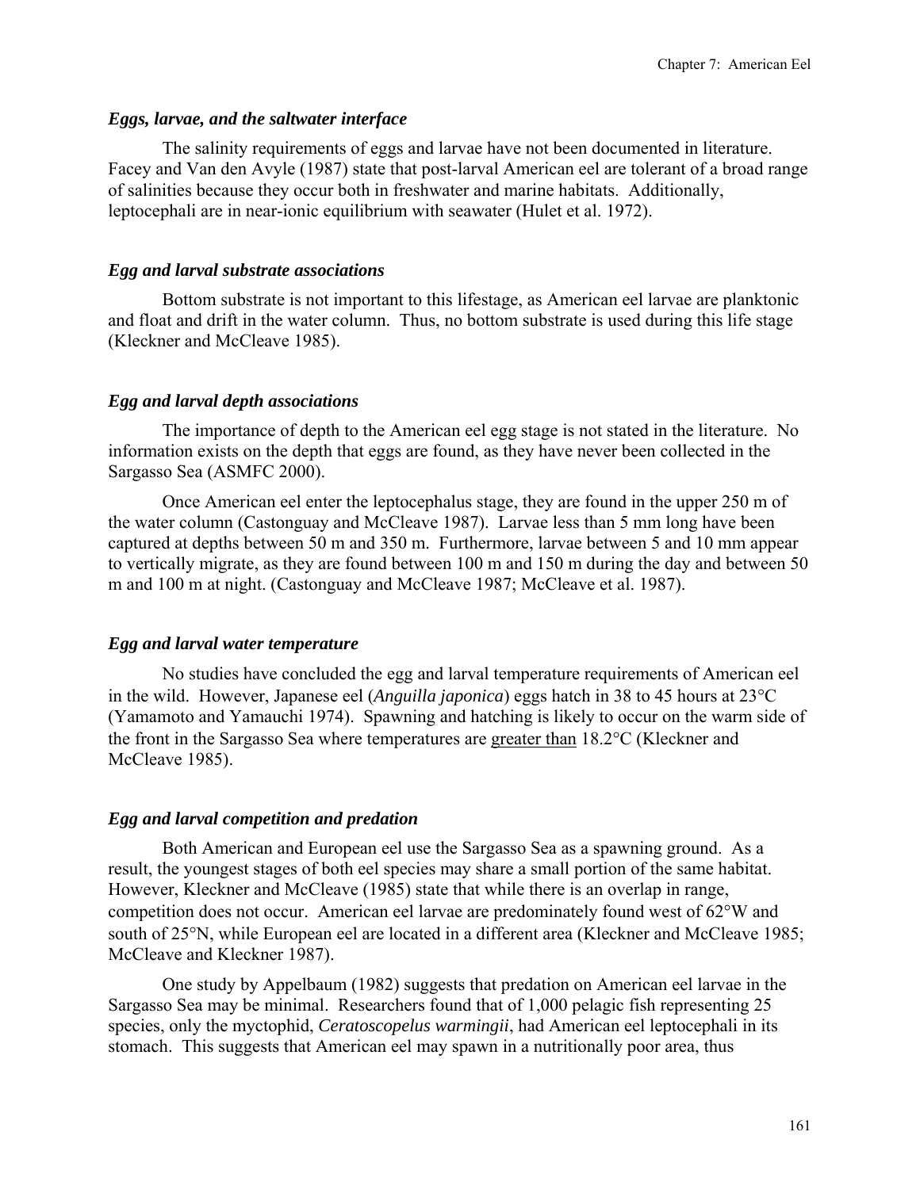### *Eggs, larvae, and the saltwater interface*

The salinity requirements of eggs and larvae have not been documented in literature. Facey and Van den Avyle (1987) state that post-larval American eel are tolerant of a broad range of salinities because they occur both in freshwater and marine habitats. Additionally, leptocephali are in near-ionic equilibrium with seawater (Hulet et al. 1972).

### *Egg and larval substrate associations*

Bottom substrate is not important to this lifestage, as American eel larvae are planktonic and float and drift in the water column. Thus, no bottom substrate is used during this life stage (Kleckner and McCleave 1985).

### *Egg and larval depth associations*

The importance of depth to the American eel egg stage is not stated in the literature. No information exists on the depth that eggs are found, as they have never been collected in the Sargasso Sea (ASMFC 2000).

Once American eel enter the leptocephalus stage, they are found in the upper 250 m of the water column (Castonguay and McCleave 1987). Larvae less than 5 mm long have been captured at depths between 50 m and 350 m. Furthermore, larvae between 5 and 10 mm appear to vertically migrate, as they are found between 100 m and 150 m during the day and between 50 m and 100 m at night. (Castonguay and McCleave 1987; McCleave et al. 1987).

### *Egg and larval water temperature*

No studies have concluded the egg and larval temperature requirements of American eel in the wild. However, Japanese eel (*Anguilla japonica*) eggs hatch in 38 to 45 hours at 23°C (Yamamoto and Yamauchi 1974). Spawning and hatching is likely to occur on the warm side of the front in the Sargasso Sea where temperatures are <u>greater than</u> 18.2°C (Kleckner and McCleave 1985).

### *Egg and larval competition and predation*

Both American and European eel use the Sargasso Sea as a spawning ground. As a result, the youngest stages of both eel species may share a small portion of the same habitat. However, Kleckner and McCleave (1985) state that while there is an overlap in range, competition does not occur. American eel larvae are predominately found west of 62°W and south of 25°N, while European eel are located in a different area (Kleckner and McCleave 1985; McCleave and Kleckner 1987).

One study by Appelbaum (1982) suggests that predation on American eel larvae in the Sargasso Sea may be minimal. Researchers found that of 1,000 pelagic fish representing 25 species, only the myctophid, *Ceratoscopelus warmingii*, had American eel leptocephali in its stomach. This suggests that American eel may spawn in a nutritionally poor area, thus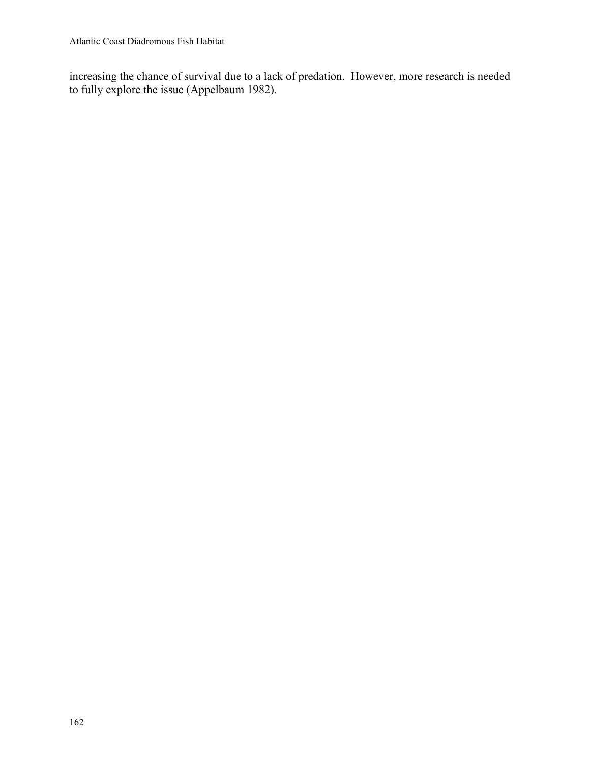increasing the chance of survival due to a lack of predation. However, more research is needed to fully explore the issue (Appelbaum 1982).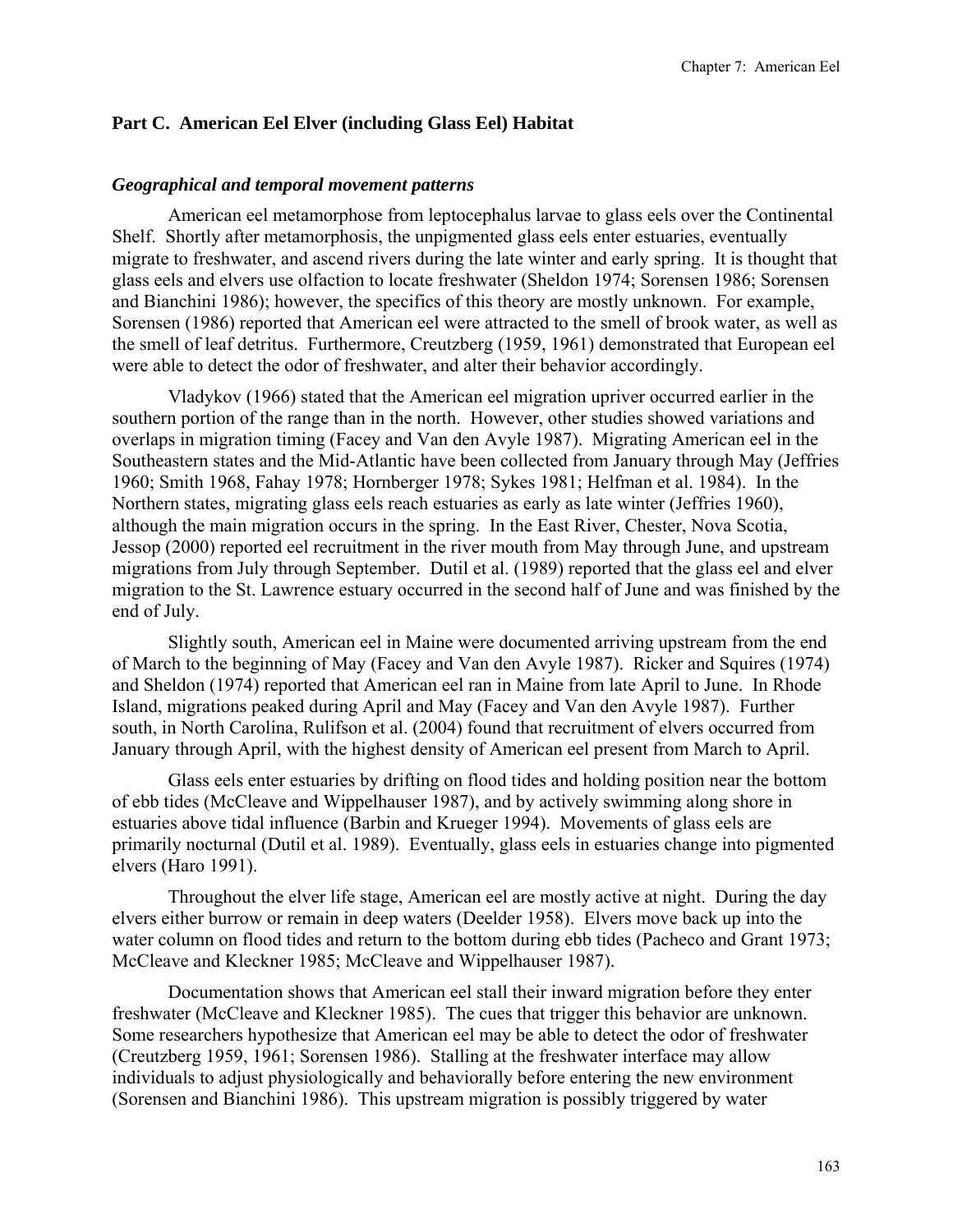## Part C. American Eel Elver (including Glass Eel) Habitat

### *Geographical and temporal movement patterns*

American eel metamorphose from leptocephalus larvae to glass eels over the Continental Shelf. Shortly after metamorphosis, the unpigmented glass eels enter estuaries, eventually migrate to freshwater, and ascend rivers during the late winter and early spring. It is thought that glass eels and elvers use olfaction to locate freshwater (Sheldon 1974; Sorensen 1986; Sorensen and Bianchini 1986); however, the specifics of this theory are mostly unknown. For example, Sorensen (1986) reported that American eel were attracted to the smell of brook water, as well as the smell of leaf detritus. Furthermore, Creutzberg (1959, 1961) demonstrated that European eel were able to detect the odor of freshwater, and alter their behavior accordingly.

Vladykov (1966) stated that the American eel migration upriver occurred earlier in the southern portion of the range than in the north. However, other studies showed variations and overlaps in migration timing (Facey and Van den Avyle 1987). Migrating American eel in the Southeastern states and the Mid-Atlantic have been collected from January through May (Jeffries 1960; Smith 1968, Fahay 1978; Hornberger 1978; Sykes 1981; Helfman et al. 1984). In the Northern states, migrating glass eels reach estuaries as early as late winter (Jeffries 1960), although the main migration occurs in the spring. In the East River, Chester, Nova Scotia, Jessop (2000) reported eel recruitment in the river mouth from May through June, and upstream migrations from July through September. Dutil et al. (1989) reported that the glass eel and elver migration to the St. Lawrence estuary occurred in the second half of June and was finished by the end of July.

Slightly south, American eel in Maine were documented arriving upstream from the end of March to the beginning of May (Facey and Van den Avyle 1987). Ricker and Squires (1974) and Sheldon (1974) reported that American eel ran in Maine from late April to June. In Rhode Island, migrations peaked during April and May (Facey and Van den Avyle 1987). Further south, in North Carolina, Rulifson et al. (2004) found that recruitment of elvers occurred from January through April, with the highest density of American eel present from March to April.

Glass eels enter estuaries by drifting on flood tides and holding position near the bottom of ebb tides (McCleave and Wippelhauser 1987), and by actively swimming along shore in estuaries above tidal influence (Barbin and Krueger 1994). Movements of glass eels are primarily nocturnal (Dutil et al. 1989). Eventually, glass eels in estuaries change into pigmented elvers (Haro 1991).

Throughout the elver life stage, American eel are mostly active at night. During the day elvers either burrow or remain in deep waters (Deelder 1958). Elvers move back up into the water column on flood tides and return to the bottom during ebb tides (Pacheco and Grant 1973; McCleave and Kleckner 1985; McCleave and Wippelhauser 1987).

Documentation shows that American eel stall their inward migration before they enter freshwater (McCleave and Kleckner 1985). The cues that trigger this behavior are unknown. Some researchers hypothesize that American eel may be able to detect the odor of freshwater (Creutzberg 1959, 1961; Sorensen 1986). Stalling at the freshwater interface may allow individuals to adjust physiologically and behaviorally before entering the new environment (Sorensen and Bianchini 1986). This upstream migration is possibly triggered by water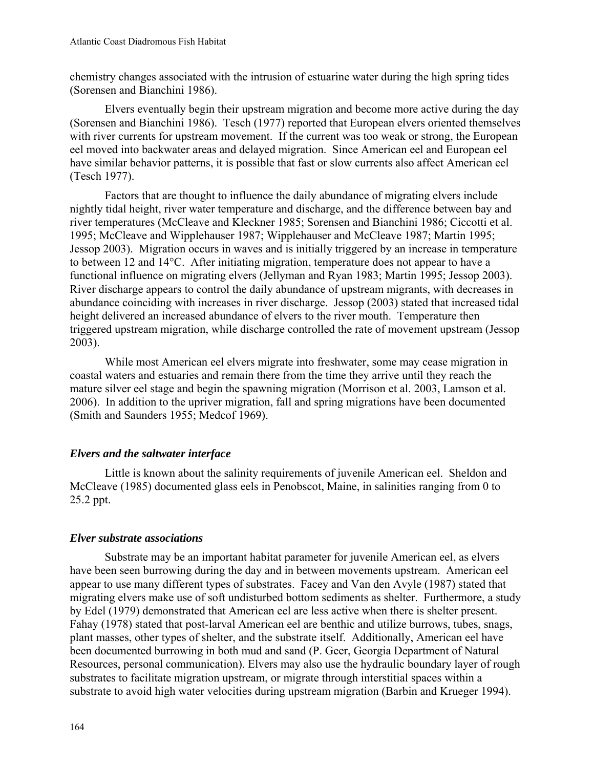chemistry changes associated with the intrusion of estuarine water during the high spring tides (Sorensen and Bianchini 1986).

Elvers eventually begin their upstream migration and become more active during the day (Sorensen and Bianchini 1986). Tesch (1977) reported that European elvers oriented themselves with river currents for upstream movement. If the current was too weak or strong, the European eel moved into backwater areas and delayed migration. Since American eel and European eel have similar behavior patterns, it is possible that fast or slow currents also affect American eel (Tesch 1977).

Factors that are thought to influence the daily abundance of migrating elvers include nightly tidal height, river water temperature and discharge, and the difference between bay and river temperatures (McCleave and Kleckner 1985; Sorensen and Bianchini 1986; Ciccotti et al. 1995; McCleave and Wipplehauser 1987; Wipplehauser and McCleave 1987; Martin 1995; Jessop 2003). Migration occurs in waves and is initially triggered by an increase in temperature to between 12 and 14°C. After initiating migration, temperature does not appear to have a functional influence on migrating elvers (Jellyman and Ryan 1983; Martin 1995; Jessop 2003). River discharge appears to control the daily abundance of upstream migrants, with decreases in abundance coinciding with increases in river discharge. Jessop (2003) stated that increased tidal height delivered an increased abundance of elvers to the river mouth. Temperature then triggered upstream migration, while discharge controlled the rate of movement upstream (Jessop 2003).

While most American eel elvers migrate into freshwater, some may cease migration in coastal waters and estuaries and remain there from the time they arrive until they reach the mature silver eel stage and begin the spawning migration (Morrison et al. 2003, Lamson et al. 2006). In addition to the upriver migration, fall and spring migrations have been documented (Smith and Saunders 1955; Medcof 1969).

### *Elvers and the saltwater interface*

Little is known about the salinity requirements of juvenile American eel. Sheldon and McCleave (1985) documented glass eels in Penobscot, Maine, in salinities ranging from 0 to 25.2 ppt.

### *Elver substrate associations*

Substrate may be an important habitat parameter for juvenile American eel, as elvers have been seen burrowing during the day and in between movements upstream. American eel appear to use many different types of substrates. Facey and Van den Avyle (1987) stated that migrating elvers make use of soft undisturbed bottom sediments as shelter. Furthermore, a study by Edel (1979) demonstrated that American eel are less active when there is shelter present. Fahay (1978) stated that post-larval American eel are benthic and utilize burrows, tubes, snags, plant masses, other types of shelter, and the substrate itself. Additionally, American eel have been documented burrowing in both mud and sand (P. Geer, Georgia Department of Natural Resources, personal communication). Elvers may also use the hydraulic boundary layer of rough substrates to facilitate migration upstream, or migrate through interstitial spaces within a substrate to avoid high water velocities during upstream migration (Barbin and Krueger 1994).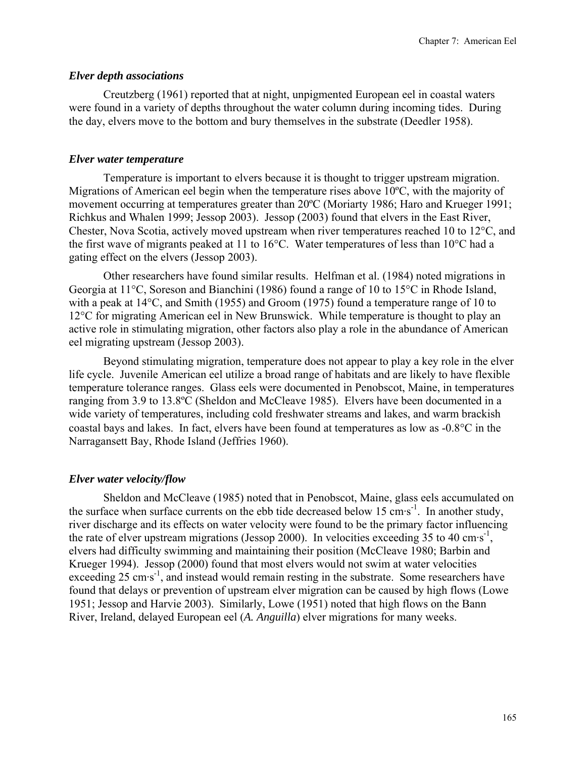### *Elver depth associations*

Creutzberg (1961) reported that at night, unpigmented European eel in coastal waters were found in a variety of depths throughout the water column during incoming tides. During the day, elvers move to the bottom and bury themselves in the substrate (Deedler 1958).

### *Elver water temperature*

Temperature is important to elvers because it is thought to trigger upstream migration. Migrations of American eel begin when the temperature rises above 10ºC, with the majority of movement occurring at temperatures greater than 20ºC (Moriarty 1986; Haro and Krueger 1991; Richkus and Whalen 1999; Jessop 2003). Jessop (2003) found that elvers in the East River, Chester, Nova Scotia, actively moved upstream when river temperatures reached 10 to 12°C, and the first wave of migrants peaked at 11 to 16°C. Water temperatures of less than 10°C had a gating effect on the elvers (Jessop 2003).

Other researchers have found similar results. Helfman et al. (1984) noted migrations in Georgia at 11°C, Soreson and Bianchini (1986) found a range of 10 to 15°C in Rhode Island, with a peak at 14°C, and Smith (1955) and Groom (1975) found a temperature range of 10 to 12°C for migrating American eel in New Brunswick. While temperature is thought to play an active role in stimulating migration, other factors also play a role in the abundance of American eel migrating upstream (Jessop 2003).

Beyond stimulating migration, temperature does not appear to play a key role in the elver life cycle. Juvenile American eel utilize a broad range of habitats and are likely to have flexible temperature tolerance ranges. Glass eels were documented in Penobscot, Maine, in temperatures ranging from 3.9 to 13.8ºC (Sheldon and McCleave 1985). Elvers have been documented in a wide variety of temperatures, including cold freshwater streams and lakes, and warm brackish coastal bays and lakes. In fact, elvers have been found at temperatures as low as -0.8°C in the Narragansett Bay, Rhode Island (Jeffries 1960).

### *Elver water velocity/flow*

Sheldon and McCleave (1985) noted that in Penobscot, Maine, glass eels accumulated on the surface when surface currents on the ebb tide decreased below 15 $cm \cdot s^{-1}$. In another study, river discharge and its effects on water velocity were found to be the primary factor influencing the rate of elver upstream migrations (Jessop 2000). In velocities exceeding 35 to 40 $cm \cdot s^{-1}$, elvers had difficulty swimming and maintaining their position (McCleave 1980; Barbin and Krueger 1994). Jessop (2000) found that most elvers would not swim at water velocities exceeding 25 $cm \cdot s^{-1}$, and instead would remain resting in the substrate. Some researchers have found that delays or prevention of upstream elver migration can be caused by high flows (Lowe 1951; Jessop and Harvie 2003). Similarly, Lowe (1951) noted that high flows on the Bann River, Ireland, delayed European eel (*A. Anguilla*) elver migrations for many weeks.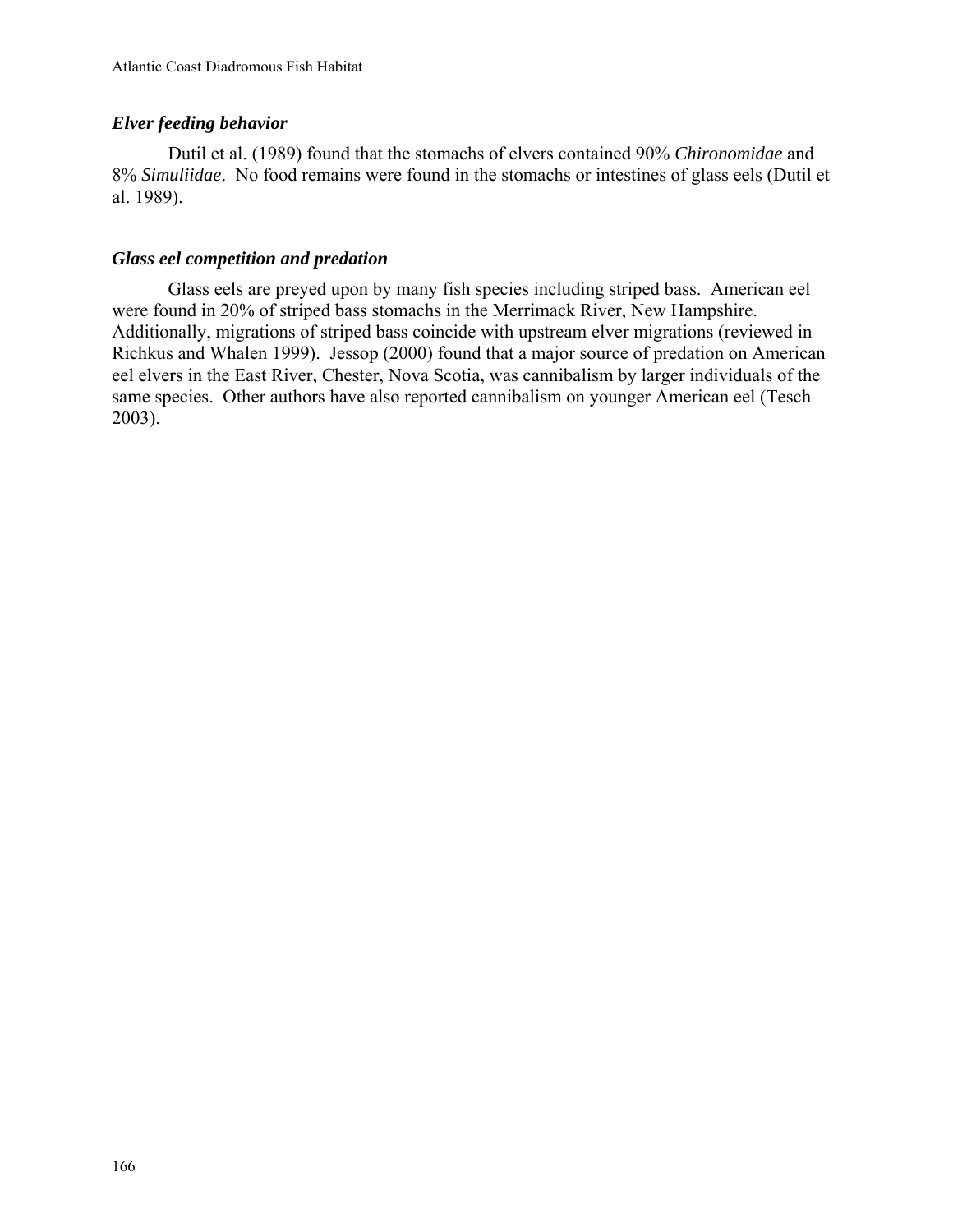### *Elver feeding behavior*

Dutil et al. (1989) found that the stomachs of elvers contained 90% *Chironomidae* and 8% *Simuliidae*. No food remains were found in the stomachs or intestines of glass eels (Dutil et al. 1989).

### *Glass eel competition and predation*

Glass eels are preyed upon by many fish species including striped bass. American eel were found in 20% of striped bass stomachs in the Merrimack River, New Hampshire. Additionally, migrations of striped bass coincide with upstream elver migrations (reviewed in Richkus and Whalen 1999). Jessop (2000) found that a major source of predation on American eel elvers in the East River, Chester, Nova Scotia, was cannibalism by larger individuals of the same species. Other authors have also reported cannibalism on younger American eel (Tesch 2003).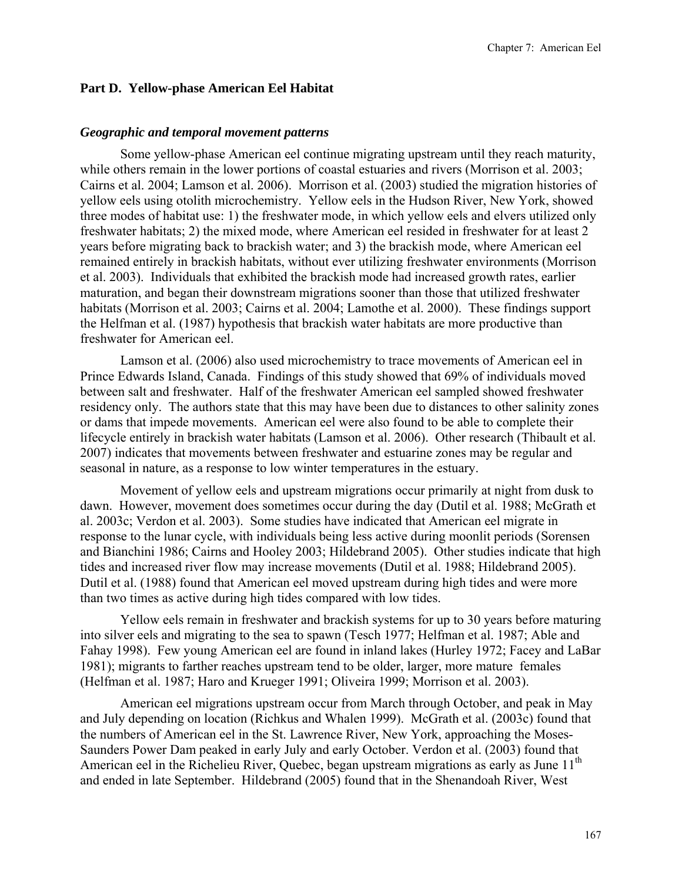## Part D. Yellow-phase American Eel Habitat

### *Geographic and temporal movement patterns*

Some yellow-phase American eel continue migrating upstream until they reach maturity, while others remain in the lower portions of coastal estuaries and rivers (Morrison et al. 2003; Cairns et al. 2004; Lamson et al. 2006). Morrison et al. (2003) studied the migration histories of yellow eels using otolith microchemistry. Yellow eels in the Hudson River, New York, showed three modes of habitat use: 1) the freshwater mode, in which yellow eels and elvers utilized only freshwater habitats; 2) the mixed mode, where American eel resided in freshwater for at least 2 years before migrating back to brackish water; and 3) the brackish mode, where American eel remained entirely in brackish habitats, without ever utilizing freshwater environments (Morrison et al. 2003). Individuals that exhibited the brackish mode had increased growth rates, earlier maturation, and began their downstream migrations sooner than those that utilized freshwater habitats (Morrison et al. 2003; Cairns et al. 2004; Lamothe et al. 2000). These findings support the Helfman et al. (1987) hypothesis that brackish water habitats are more productive than freshwater for American eel.

Lamson et al. (2006) also used microchemistry to trace movements of American eel in Prince Edwards Island, Canada. Findings of this study showed that 69% of individuals moved between salt and freshwater. Half of the freshwater American eel sampled showed freshwater residency only. The authors state that this may have been due to distances to other salinity zones or dams that impede movements. American eel were also found to be able to complete their lifecycle entirely in brackish water habitats (Lamson et al. 2006). Other research (Thibault et al. 2007) indicates that movements between freshwater and estuarine zones may be regular and seasonal in nature, as a response to low winter temperatures in the estuary.

Movement of yellow eels and upstream migrations occur primarily at night from dusk to dawn. However, movement does sometimes occur during the day (Dutil et al. 1988; McGrath et al. 2003c; Verdon et al. 2003). Some studies have indicated that American eel migrate in response to the lunar cycle, with individuals being less active during moonlit periods (Sorensen and Bianchini 1986; Cairns and Hooley 2003; Hildebrand 2005). Other studies indicate that high tides and increased river flow may increase movements (Dutil et al. 1988; Hildebrand 2005). Dutil et al. (1988) found that American eel moved upstream during high tides and were more than two times as active during high tides compared with low tides.

Yellow eels remain in freshwater and brackish systems for up to 30 years before maturing into silver eels and migrating to the sea to spawn (Tesch 1977; Helfman et al. 1987; Able and Fahay 1998). Few young American eel are found in inland lakes (Hurley 1972; Facey and LaBar 1981); migrants to farther reaches upstream tend to be older, larger, more mature females (Helfman et al. 1987; Haro and Krueger 1991; Oliveira 1999; Morrison et al. 2003).

American eel migrations upstream occur from March through October, and peak in May and July depending on location (Richkus and Whalen 1999). McGrath et al. (2003c) found that the numbers of American eel in the St. Lawrence River, New York, approaching the Moses-Saunders Power Dam peaked in early July and early October. Verdon et al. (2003) found that American eel in the Richelieu River, Quebec, began upstream migrations as early as June 11th and ended in late September. Hildebrand (2005) found that in the Shenandoah River, West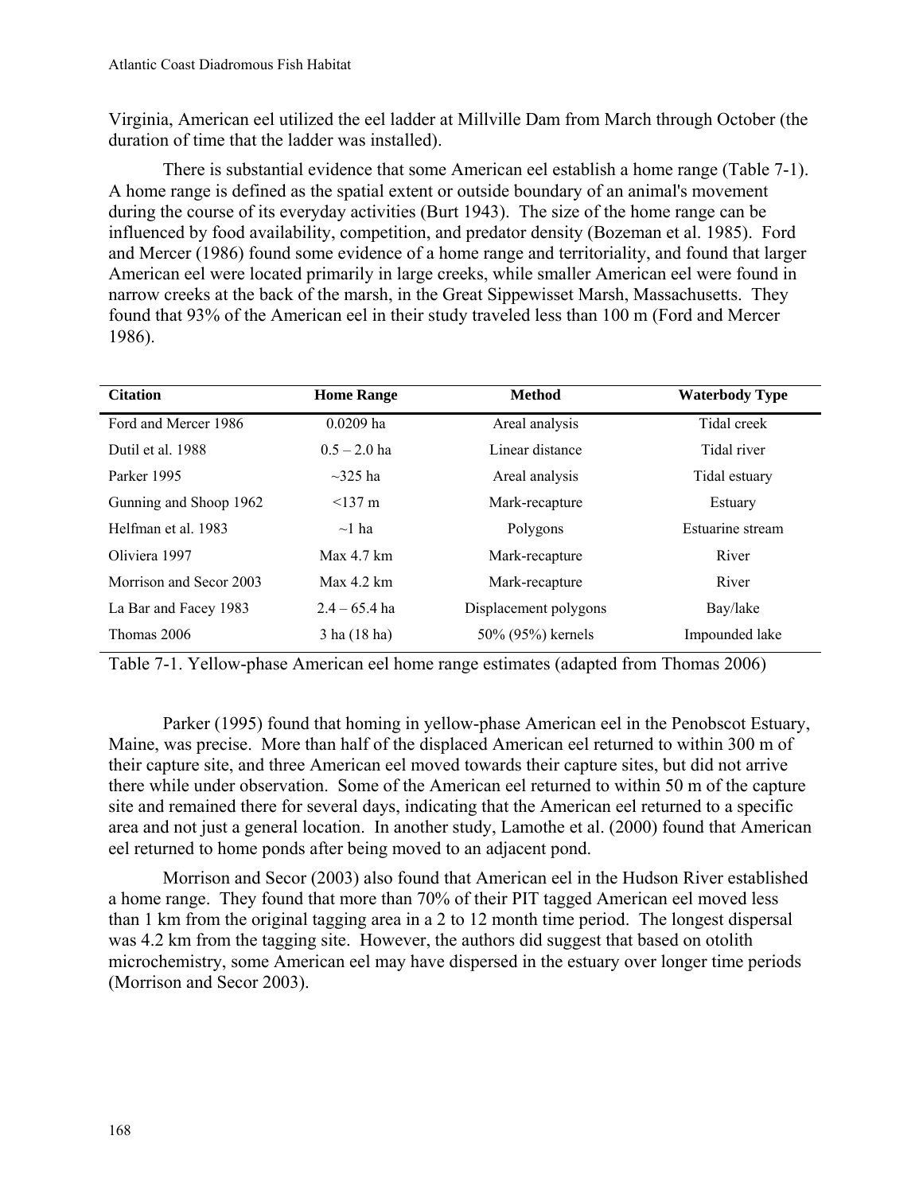Virginia, American eel utilized the eel ladder at Millville Dam from March through October (the duration of time that the ladder was installed).

There is substantial evidence that some American eel establish a home range (Table 7-1). A home range is defined as the spatial extent or outside boundary of an animal's movement during the course of its everyday activities (Burt 1943). The size of the home range can be influenced by food availability, competition, and predator density (Bozeman et al. 1985). Ford and Mercer (1986) found some evidence of a home range and territoriality, and found that larger American eel were located primarily in large creeks, while smaller American eel were found in narrow creeks at the back of the marsh, in the Great Sippewisset Marsh, Massachusetts. They found that 93% of the American eel in their study traveled less than 100 m (Ford and Mercer 1986).

| Citation | Home Range | Method | Waterbody Type |
|---|---|---|---|
| Ford and Mercer 1986 | 0.0209 ha | Areal analysis | Tidal creek |
| Dutil et al. 1988 | 0.5 – 2.0 ha | Linear distance | Tidal river |
| Parker 1995 | ~325 ha | Areal analysis | Tidal estuary |
| Gunning and Shoop 1962 | <137 m | Mark-recapture | Estuary |
| Helfman et al. 1983 | ~1 ha | Polygons | Estuarine stream |
| Oliviera 1997 | Max 4.7 km | Mark-recapture | River |
| Morrison and Secor 2003 | Max 4.2 km | Mark-recapture | River |
| La Bar and Facey 1983 | 2.4 – 65.4 ha | Displacement polygons | Bay/lake |
| Thomas 2006 | 3 ha (18 ha) | 50% (95%) kernels | Impounded lake |

Table 7-1. Yellow-phase American eel home range estimates (adapted from Thomas 2006)

Parker (1995) found that homing in yellow-phase American eel in the Penobscot Estuary, Maine, was precise. More than half of the displaced American eel returned to within 300 m of their capture site, and three American eel moved towards their capture sites, but did not arrive there while under observation. Some of the American eel returned to within 50 m of the capture site and remained there for several days, indicating that the American eel returned to a specific area and not just a general location. In another study, Lamothe et al. (2000) found that American eel returned to home ponds after being moved to an adjacent pond.

Morrison and Secor (2003) also found that American eel in the Hudson River established a home range. They found that more than 70% of their PIT tagged American eel moved less than 1 km from the original tagging area in a 2 to 12 month time period. The longest dispersal was 4.2 km from the tagging site. However, the authors did suggest that based on otolith microchemistry, some American eel may have dispersed in the estuary over longer time periods (Morrison and Secor 2003).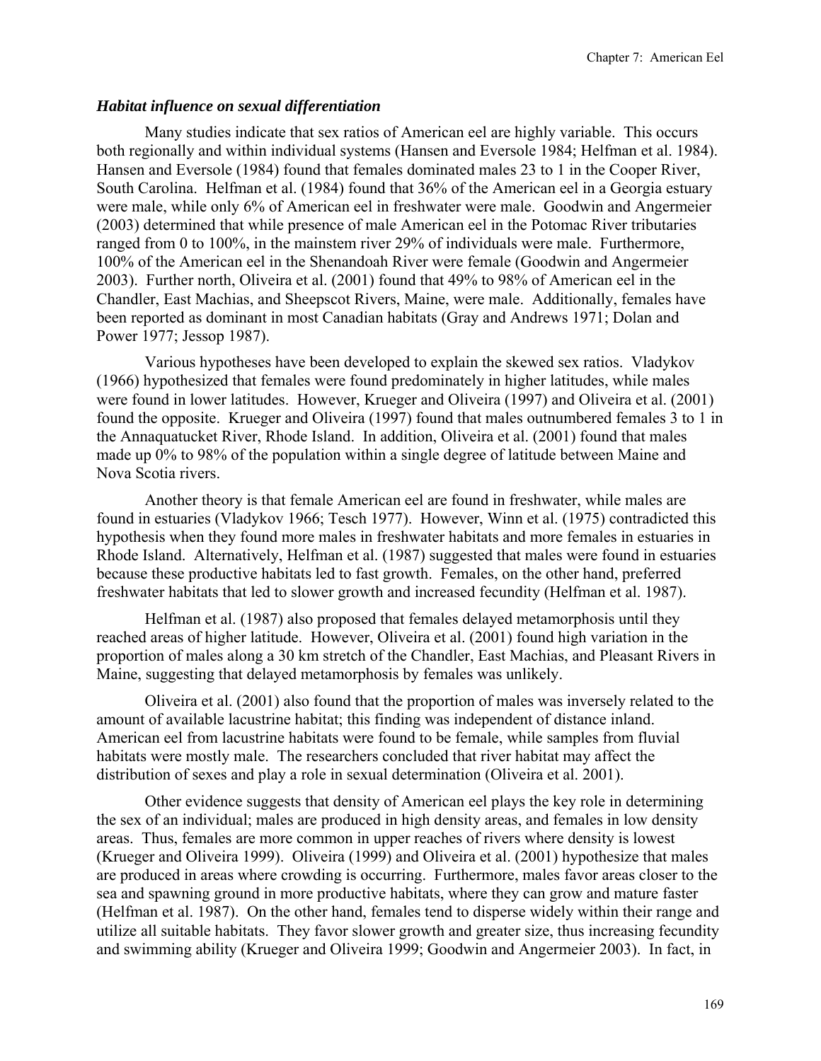### *Habitat influence on sexual differentiation*

Many studies indicate that sex ratios of American eel are highly variable. This occurs both regionally and within individual systems (Hansen and Eversole 1984; Helfman et al. 1984). Hansen and Eversole (1984) found that females dominated males 23 to 1 in the Cooper River, South Carolina. Helfman et al. (1984) found that 36% of the American eel in a Georgia estuary were male, while only 6% of American eel in freshwater were male. Goodwin and Angermeier (2003) determined that while presence of male American eel in the Potomac River tributaries ranged from 0 to 100%, in the mainstem river 29% of individuals were male. Furthermore, 100% of the American eel in the Shenandoah River were female (Goodwin and Angermeier 2003). Further north, Oliveira et al. (2001) found that 49% to 98% of American eel in the Chandler, East Machias, and Sheepscot Rivers, Maine, were male. Additionally, females have been reported as dominant in most Canadian habitats (Gray and Andrews 1971; Dolan and Power 1977; Jessop 1987).

Various hypotheses have been developed to explain the skewed sex ratios. Vladykov (1966) hypothesized that females were found predominately in higher latitudes, while males were found in lower latitudes. However, Krueger and Oliveira (1997) and Oliveira et al. (2001) found the opposite. Krueger and Oliveira (1997) found that males outnumbered females 3 to 1 in the Annaquatucket River, Rhode Island. In addition, Oliveira et al. (2001) found that males made up 0% to 98% of the population within a single degree of latitude between Maine and Nova Scotia rivers.

Another theory is that female American eel are found in freshwater, while males are found in estuaries (Vladykov 1966; Tesch 1977). However, Winn et al. (1975) contradicted this hypothesis when they found more males in freshwater habitats and more females in estuaries in Rhode Island. Alternatively, Helfman et al. (1987) suggested that males were found in estuaries because these productive habitats led to fast growth. Females, on the other hand, preferred freshwater habitats that led to slower growth and increased fecundity (Helfman et al. 1987).

Helfman et al. (1987) also proposed that females delayed metamorphosis until they reached areas of higher latitude. However, Oliveira et al. (2001) found high variation in the proportion of males along a 30 km stretch of the Chandler, East Machias, and Pleasant Rivers in Maine, suggesting that delayed metamorphosis by females was unlikely.

Oliveira et al. (2001) also found that the proportion of males was inversely related to the amount of available lacustrine habitat; this finding was independent of distance inland. American eel from lacustrine habitats were found to be female, while samples from fluvial habitats were mostly male. The researchers concluded that river habitat may affect the distribution of sexes and play a role in sexual determination (Oliveira et al. 2001).

Other evidence suggests that density of American eel plays the key role in determining the sex of an individual; males are produced in high density areas, and females in low density areas. Thus, females are more common in upper reaches of rivers where density is lowest (Krueger and Oliveira 1999). Oliveira (1999) and Oliveira et al. (2001) hypothesize that males are produced in areas where crowding is occurring. Furthermore, males favor areas closer to the sea and spawning ground in more productive habitats, where they can grow and mature faster (Helfman et al. 1987). On the other hand, females tend to disperse widely within their range and utilize all suitable habitats. They favor slower growth and greater size, thus increasing fecundity and swimming ability (Krueger and Oliveira 1999; Goodwin and Angermeier 2003). In fact, in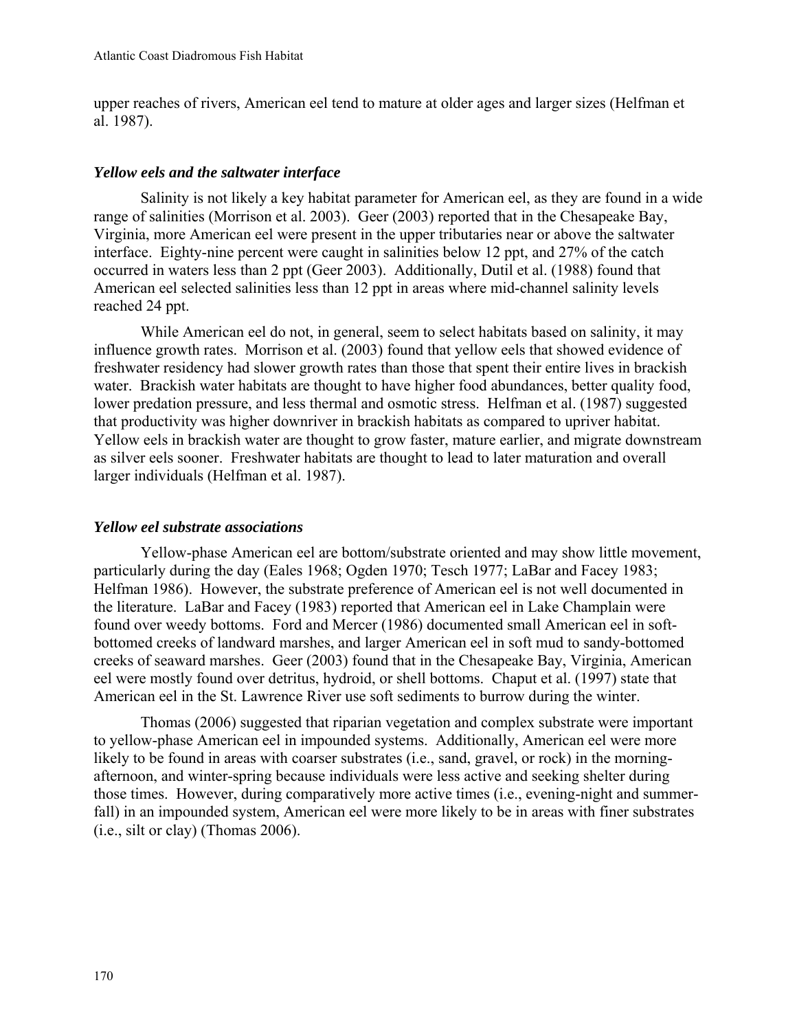upper reaches of rivers, American eel tend to mature at older ages and larger sizes (Helfman et al. 1987).

### *Yellow eels and the saltwater interface*

Salinity is not likely a key habitat parameter for American eel, as they are found in a wide range of salinities (Morrison et al. 2003). Geer (2003) reported that in the Chesapeake Bay, Virginia, more American eel were present in the upper tributaries near or above the saltwater interface. Eighty-nine percent were caught in salinities below 12 ppt, and 27% of the catch occurred in waters less than 2 ppt (Geer 2003). Additionally, Dutil et al. (1988) found that American eel selected salinities less than 12 ppt in areas where mid-channel salinity levels reached 24 ppt.

While American eel do not, in general, seem to select habitats based on salinity, it may influence growth rates. Morrison et al. (2003) found that yellow eels that showed evidence of freshwater residency had slower growth rates than those that spent their entire lives in brackish water. Brackish water habitats are thought to have higher food abundances, better quality food, lower predation pressure, and less thermal and osmotic stress. Helfman et al. (1987) suggested that productivity was higher downriver in brackish habitats as compared to upriver habitat. Yellow eels in brackish water are thought to grow faster, mature earlier, and migrate downstream as silver eels sooner. Freshwater habitats are thought to lead to later maturation and overall larger individuals (Helfman et al. 1987).

### *Yellow eel substrate associations*

Yellow-phase American eel are bottom/substrate oriented and may show little movement, particularly during the day (Eales 1968; Ogden 1970; Tesch 1977; LaBar and Facey 1983; Helfman 1986). However, the substrate preference of American eel is not well documented in the literature. LaBar and Facey (1983) reported that American eel in Lake Champlain were found over weedy bottoms. Ford and Mercer (1986) documented small American eel in soft-bottomed creeks of landward marshes, and larger American eel in soft mud to sandy-bottomed creeks of seaward marshes. Geer (2003) found that in the Chesapeake Bay, Virginia, American eel were mostly found over detritus, hydroid, or shell bottoms. Chaput et al. (1997) state that American eel in the St. Lawrence River use soft sediments to burrow during the winter.

Thomas (2006) suggested that riparian vegetation and complex substrate were important to yellow-phase American eel in impounded systems. Additionally, American eel were more likely to be found in areas with coarser substrates (i.e., sand, gravel, or rock) in the morning-afternoon, and winter-spring because individuals were less active and seeking shelter during those times. However, during comparatively more active times (i.e., evening-night and summer-fall) in an impounded system, American eel were more likely to be in areas with finer substrates (i.e., silt or clay) (Thomas 2006).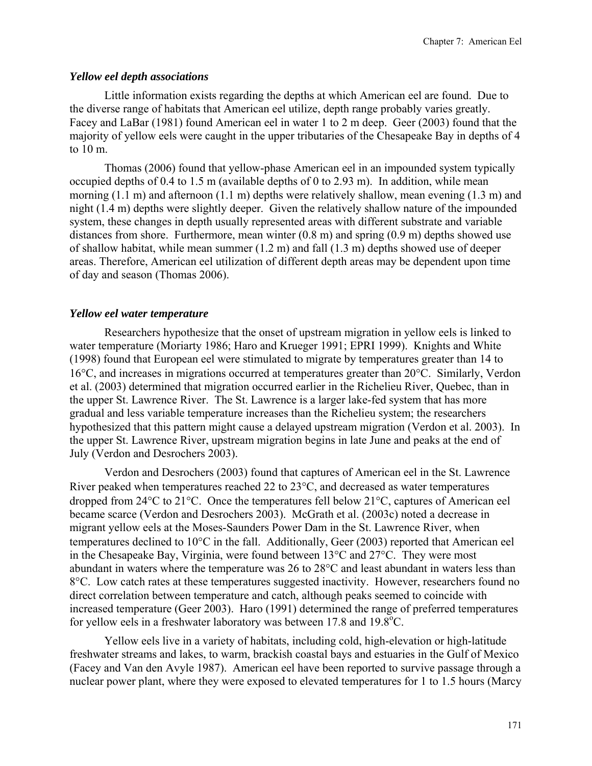### *Yellow eel depth associations*

Little information exists regarding the depths at which American eel are found. Due to the diverse range of habitats that American eel utilize, depth range probably varies greatly. Facey and LaBar (1981) found American eel in water 1 to 2 m deep. Geer (2003) found that the majority of yellow eels were caught in the upper tributaries of the Chesapeake Bay in depths of 4 to 10 m.

Thomas (2006) found that yellow-phase American eel in an impounded system typically occupied depths of 0.4 to 1.5 m (available depths of 0 to 2.93 m). In addition, while mean morning (1.1 m) and afternoon (1.1 m) depths were relatively shallow, mean evening (1.3 m) and night (1.4 m) depths were slightly deeper. Given the relatively shallow nature of the impounded system, these changes in depth usually represented areas with different substrate and variable distances from shore. Furthermore, mean winter (0.8 m) and spring (0.9 m) depths showed use of shallow habitat, while mean summer (1.2 m) and fall (1.3 m) depths showed use of deeper areas. Therefore, American eel utilization of different depth areas may be dependent upon time of day and season (Thomas 2006).

### *Yellow eel water temperature*

Researchers hypothesize that the onset of upstream migration in yellow eels is linked to water temperature (Moriarty 1986; Haro and Krueger 1991; EPRI 1999). Knights and White (1998) found that European eel were stimulated to migrate by temperatures greater than 14 to 16°C, and increases in migrations occurred at temperatures greater than 20°C. Similarly, Verdon et al. (2003) determined that migration occurred earlier in the Richelieu River, Quebec, than in the upper St. Lawrence River. The St. Lawrence is a larger lake-fed system that has more gradual and less variable temperature increases than the Richelieu system; the researchers hypothesized that this pattern might cause a delayed upstream migration (Verdon et al. 2003). In the upper St. Lawrence River, upstream migration begins in late June and peaks at the end of July (Verdon and Desrochers 2003).

Verdon and Desrochers (2003) found that captures of American eel in the St. Lawrence River peaked when temperatures reached 22 to 23°C, and decreased as water temperatures dropped from 24°C to 21°C. Once the temperatures fell below 21°C, captures of American eel became scarce (Verdon and Desrochers 2003). McGrath et al. (2003c) noted a decrease in migrant yellow eels at the Moses-Saunders Power Dam in the St. Lawrence River, when temperatures declined to 10°C in the fall. Additionally, Geer (2003) reported that American eel in the Chesapeake Bay, Virginia, were found between 13°C and 27°C. They were most abundant in waters where the temperature was 26 to 28°C and least abundant in waters less than 8°C. Low catch rates at these temperatures suggested inactivity. However, researchers found no direct correlation between temperature and catch, although peaks seemed to coincide with increased temperature (Geer 2003). Haro (1991) determined the range of preferred temperatures for yellow eels in a freshwater laboratory was between 17.8 and 19.8°C.

Yellow eels live in a variety of habitats, including cold, high-elevation or high-latitude freshwater streams and lakes, to warm, brackish coastal bays and estuaries in the Gulf of Mexico (Facey and Van den Avyle 1987). American eel have been reported to survive passage through a nuclear power plant, where they were exposed to elevated temperatures for 1 to 1.5 hours (Marcy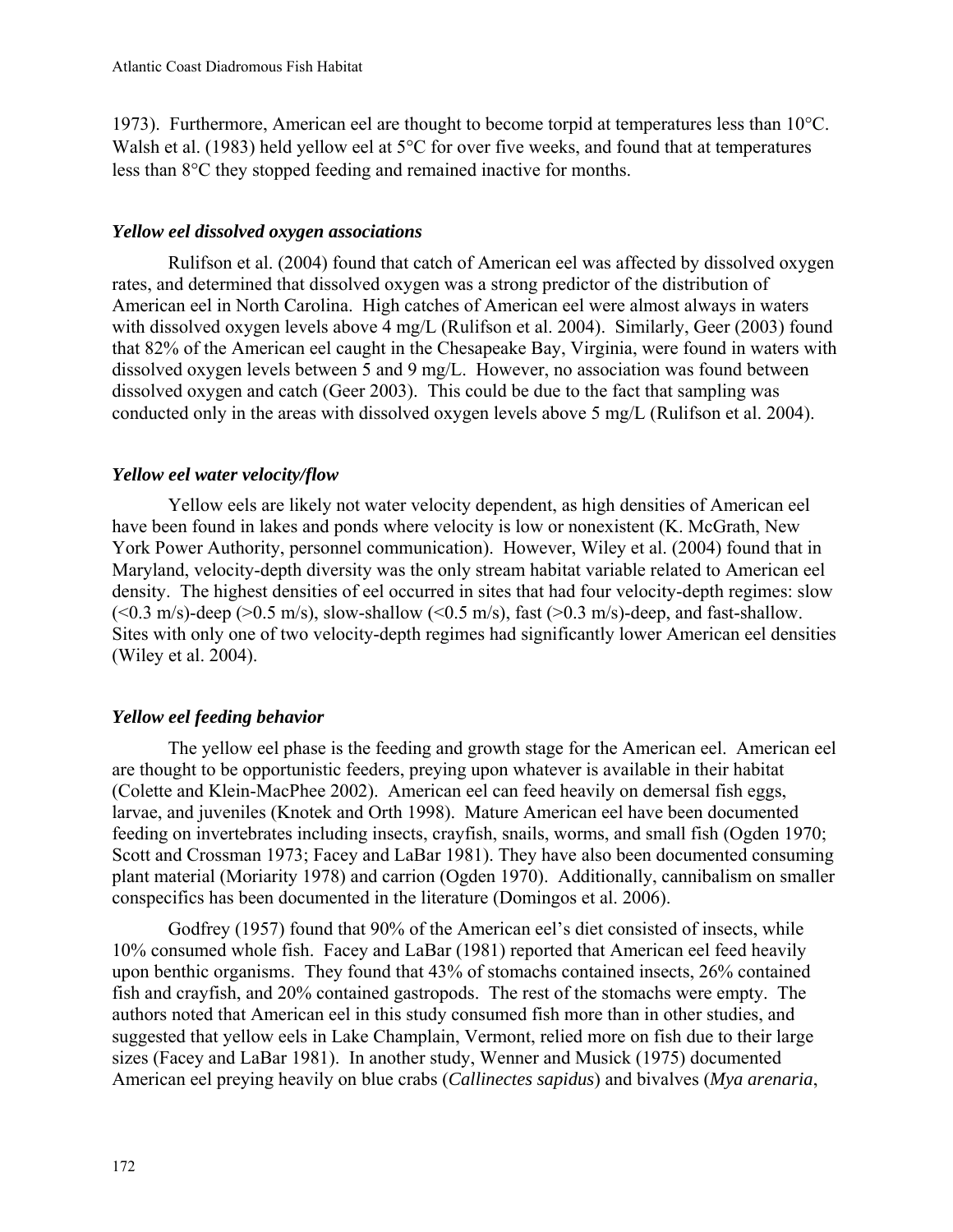1973). Furthermore, American eel are thought to become torpid at temperatures less than 10°C. Walsh et al. (1983) held yellow eel at 5°C for over five weeks, and found that at temperatures less than 8°C they stopped feeding and remained inactive for months.

### *Yellow eel dissolved oxygen associations*

Rulifson et al. (2004) found that catch of American eel was affected by dissolved oxygen rates, and determined that dissolved oxygen was a strong predictor of the distribution of American eel in North Carolina. High catches of American eel were almost always in waters with dissolved oxygen levels above 4 mg/L (Rulifson et al. 2004). Similarly, Geer (2003) found that 82% of the American eel caught in the Chesapeake Bay, Virginia, were found in waters with dissolved oxygen levels between 5 and 9 mg/L. However, no association was found between dissolved oxygen and catch (Geer 2003). This could be due to the fact that sampling was conducted only in the areas with dissolved oxygen levels above 5 mg/L (Rulifson et al. 2004).

### *Yellow eel water velocity/flow*

Yellow eels are likely not water velocity dependent, as high densities of American eel have been found in lakes and ponds where velocity is low or nonexistent (K. McGrath, New York Power Authority, personnel communication). However, Wiley et al. (2004) found that in Maryland, velocity-depth diversity was the only stream habitat variable related to American eel density. The highest densities of eel occurred in sites that had four velocity-depth regimes: slow (<0.3 m/s)-deep (>0.5 m/s), slow-shallow (<0.5 m/s), fast (>0.3 m/s)-deep, and fast-shallow. Sites with only one of two velocity-depth regimes had significantly lower American eel densities (Wiley et al. 2004).

### *Yellow eel feeding behavior*

The yellow eel phase is the feeding and growth stage for the American eel. American eel are thought to be opportunistic feeders, preying upon whatever is available in their habitat (Colette and Klein-MacPhee 2002). American eel can feed heavily on demersal fish eggs, larvae, and juveniles (Knotek and Orth 1998). Mature American eel have been documented feeding on invertebrates including insects, crayfish, snails, worms, and small fish (Ogden 1970; Scott and Crossman 1973; Facey and LaBar 1981). They have also been documented consuming plant material (Moriarity 1978) and carrion (Ogden 1970). Additionally, cannibalism on smaller conspecifics has been documented in the literature (Domingos et al. 2006).

Godfrey (1957) found that 90% of the American eel's diet consisted of insects, while 10% consumed whole fish. Facey and LaBar (1981) reported that American eel feed heavily upon benthic organisms. They found that 43% of stomachs contained insects, 26% contained fish and crayfish, and 20% contained gastropods. The rest of the stomachs were empty. The authors noted that American eel in this study consumed fish more than in other studies, and suggested that yellow eels in Lake Champlain, Vermont, relied more on fish due to their large sizes (Facey and LaBar 1981). In another study, Wenner and Musick (1975) documented American eel preying heavily on blue crabs (*Callinectes sapidus*) and bivalves (*Mya arenaria*,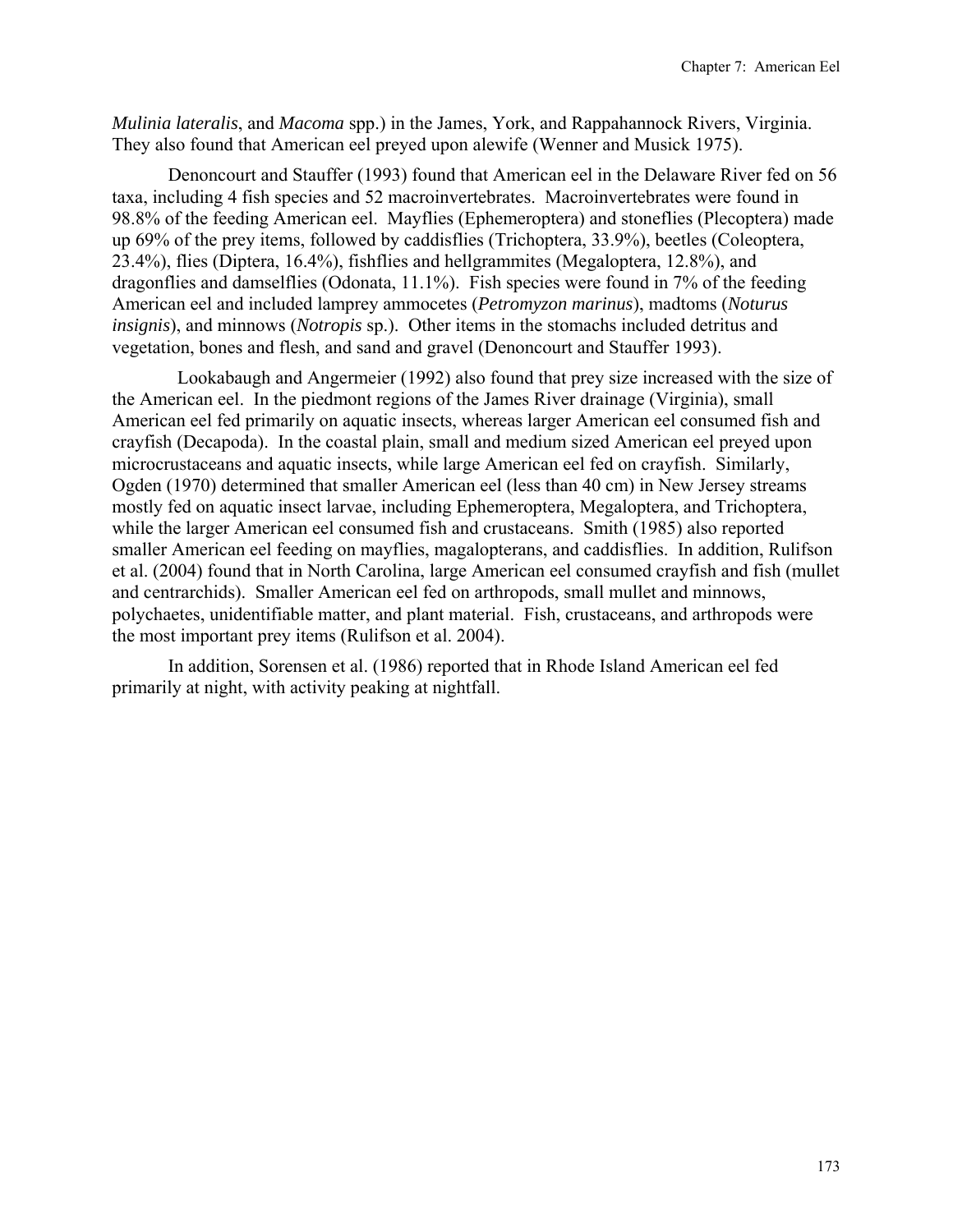*Mulinia lateralis*, and *Macoma* spp.) in the James, York, and Rappahannock Rivers, Virginia. They also found that American eel preyed upon alewife (Wenner and Musick 1975).

Denoncourt and Stauffer (1993) found that American eel in the Delaware River fed on 56 taxa, including 4 fish species and 52 macroinvertebrates. Macroinvertebrates were found in 98.8% of the feeding American eel. Mayflies (Ephemeroptera) and stoneflies (Plecoptera) made up 69% of the prey items, followed by caddisflies (Trichoptera, 33.9%), beetles (Coleoptera, 23.4%), flies (Diptera, 16.4%), fishflies and hellgrammites (Megaloptera, 12.8%), and dragonflies and damselflies (Odonata, 11.1%). Fish species were found in 7% of the feeding American eel and included lamprey ammocetes (*Petromyzon marinus*), madtoms (*Noturus insignis*), and minnows (*Notropis* sp.). Other items in the stomachs included detritus and vegetation, bones and flesh, and sand and gravel (Denoncourt and Stauffer 1993).

Lookabaugh and Angermeier (1992) also found that prey size increased with the size of the American eel. In the piedmont regions of the James River drainage (Virginia), small American eel fed primarily on aquatic insects, whereas larger American eel consumed fish and crayfish (Decapoda). In the coastal plain, small and medium sized American eel preyed upon microcrustaceans and aquatic insects, while large American eel fed on crayfish. Similarly, Ogden (1970) determined that smaller American eel (less than 40 cm) in New Jersey streams mostly fed on aquatic insect larvae, including Ephemeroptera, Megaloptera, and Trichoptera, while the larger American eel consumed fish and crustaceans. Smith (1985) also reported smaller American eel feeding on mayflies, magalopterans, and caddisflies. In addition, Rulifson et al. (2004) found that in North Carolina, large American eel consumed crayfish and fish (mullet and centrarchids). Smaller American eel fed on arthropods, small mullet and minnows, polychaetes, unidentifiable matter, and plant material. Fish, crustaceans, and arthropods were the most important prey items (Rulifson et al. 2004).

In addition, Sorensen et al. (1986) reported that in Rhode Island American eel fed primarily at night, with activity peaking at nightfall.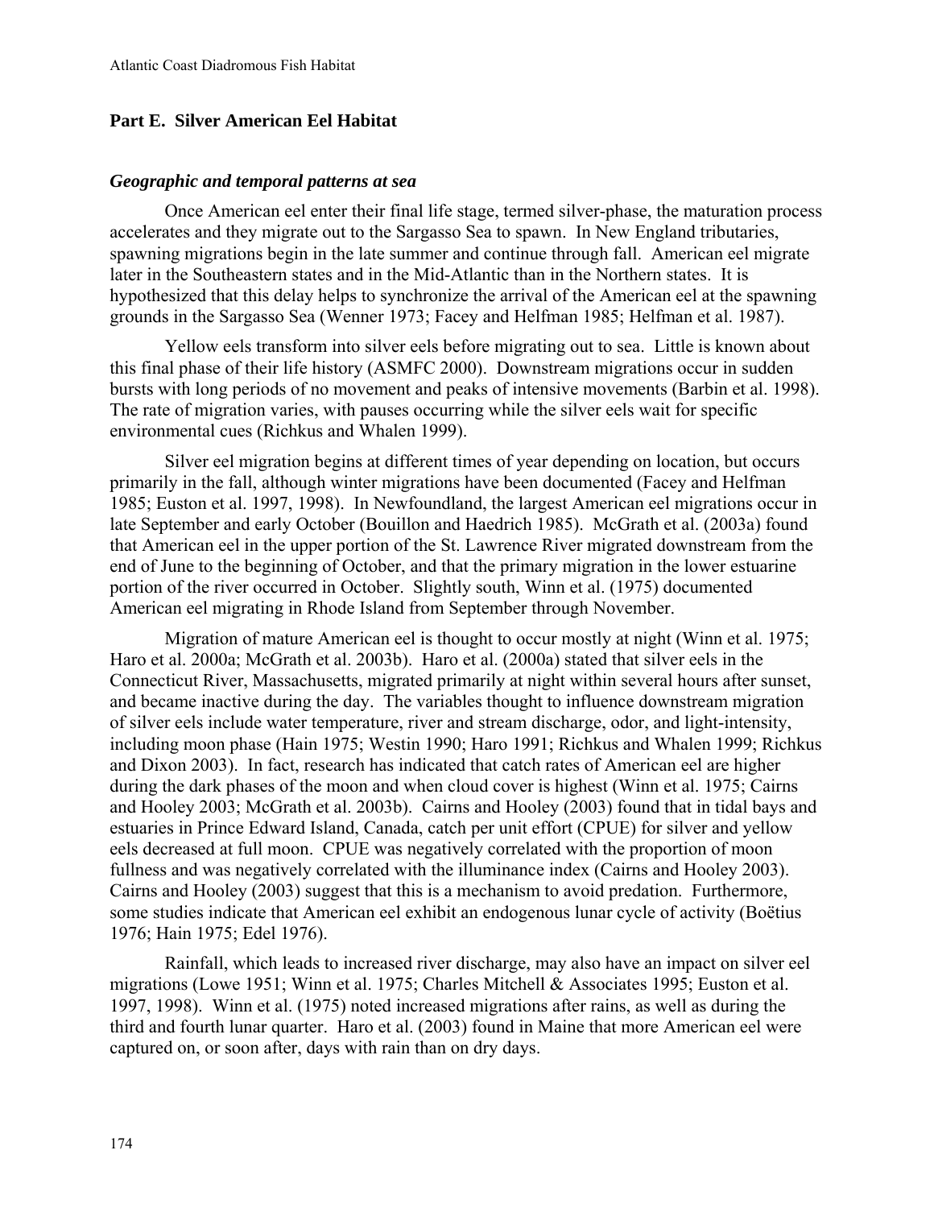## Part E. Silver American Eel Habitat

### *Geographic and temporal patterns at sea*

Once American eel enter their final life stage, termed silver-phase, the maturation process accelerates and they migrate out to the Sargasso Sea to spawn. In New England tributaries, spawning migrations begin in the late summer and continue through fall. American eel migrate later in the Southeastern states and in the Mid-Atlantic than in the Northern states. It is hypothesized that this delay helps to synchronize the arrival of the American eel at the spawning grounds in the Sargasso Sea (Wenner 1973; Facey and Helfman 1985; Helfman et al. 1987).

Yellow eels transform into silver eels before migrating out to sea. Little is known about this final phase of their life history (ASMFC 2000). Downstream migrations occur in sudden bursts with long periods of no movement and peaks of intensive movements (Barbin et al. 1998). The rate of migration varies, with pauses occurring while the silver eels wait for specific environmental cues (Richkus and Whalen 1999).

Silver eel migration begins at different times of year depending on location, but occurs primarily in the fall, although winter migrations have been documented (Facey and Helfman 1985; Euston et al. 1997, 1998). In Newfoundland, the largest American eel migrations occur in late September and early October (Bouillon and Haedrich 1985). McGrath et al. (2003a) found that American eel in the upper portion of the St. Lawrence River migrated downstream from the end of June to the beginning of October, and that the primary migration in the lower estuarine portion of the river occurred in October. Slightly south, Winn et al. (1975) documented American eel migrating in Rhode Island from September through November.

Migration of mature American eel is thought to occur mostly at night (Winn et al. 1975; Haro et al. 2000a; McGrath et al. 2003b). Haro et al. (2000a) stated that silver eels in the Connecticut River, Massachusetts, migrated primarily at night within several hours after sunset, and became inactive during the day. The variables thought to influence downstream migration of silver eels include water temperature, river and stream discharge, odor, and light-intensity, including moon phase (Hain 1975; Westin 1990; Haro 1991; Richkus and Whalen 1999; Richkus and Dixon 2003). In fact, research has indicated that catch rates of American eel are higher during the dark phases of the moon and when cloud cover is highest (Winn et al. 1975; Cairns and Hooley 2003; McGrath et al. 2003b). Cairns and Hooley (2003) found that in tidal bays and estuaries in Prince Edward Island, Canada, catch per unit effort (CPUE) for silver and yellow eels decreased at full moon. CPUE was negatively correlated with the proportion of moon fullness and was negatively correlated with the illuminance index (Cairns and Hooley 2003). Cairns and Hooley (2003) suggest that this is a mechanism to avoid predation. Furthermore, some studies indicate that American eel exhibit an endogenous lunar cycle of activity (Boëtius 1976; Hain 1975; Edel 1976).

Rainfall, which leads to increased river discharge, may also have an impact on silver eel migrations (Lowe 1951; Winn et al. 1975; Charles Mitchell & Associates 1995; Euston et al. 1997, 1998). Winn et al. (1975) noted increased migrations after rains, as well as during the third and fourth lunar quarter. Haro et al. (2003) found in Maine that more American eel were captured on, or soon after, days with rain than on dry days.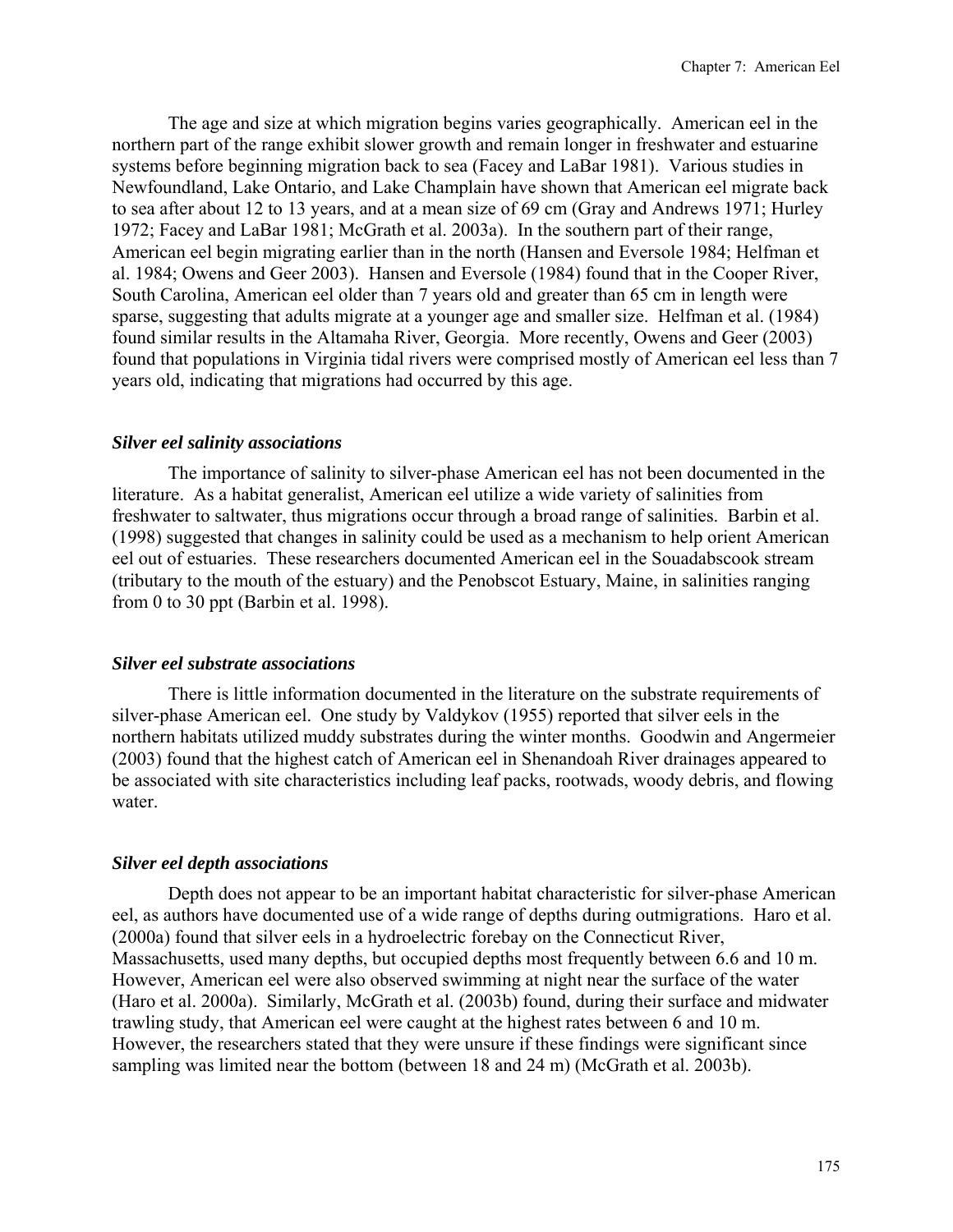The age and size at which migration begins varies geographically. American eel in the northern part of the range exhibit slower growth and remain longer in freshwater and estuarine systems before beginning migration back to sea (Facey and LaBar 1981). Various studies in Newfoundland, Lake Ontario, and Lake Champlain have shown that American eel migrate back to sea after about 12 to 13 years, and at a mean size of 69 cm (Gray and Andrews 1971; Hurley 1972; Facey and LaBar 1981; McGrath et al. 2003a). In the southern part of their range, American eel begin migrating earlier than in the north (Hansen and Eversole 1984; Helfman et al. 1984; Owens and Geer 2003). Hansen and Eversole (1984) found that in the Cooper River, South Carolina, American eel older than 7 years old and greater than 65 cm in length were sparse, suggesting that adults migrate at a younger age and smaller size. Helfman et al. (1984) found similar results in the Altamaha River, Georgia. More recently, Owens and Geer (2003) found that populations in Virginia tidal rivers were comprised mostly of American eel less than 7 years old, indicating that migrations had occurred by this age.

### *Silver eel salinity associations*

The importance of salinity to silver-phase American eel has not been documented in the literature. As a habitat generalist, American eel utilize a wide variety of salinities from freshwater to saltwater, thus migrations occur through a broad range of salinities. Barbin et al. (1998) suggested that changes in salinity could be used as a mechanism to help orient American eel out of estuaries. These researchers documented American eel in the Souadabscook stream (tributary to the mouth of the estuary) and the Penobscot Estuary, Maine, in salinities ranging from 0 to 30 ppt (Barbin et al. 1998).

### *Silver eel substrate associations*

There is little information documented in the literature on the substrate requirements of silver-phase American eel. One study by Valdykov (1955) reported that silver eels in the northern habitats utilized muddy substrates during the winter months. Goodwin and Angermeier (2003) found that the highest catch of American eel in Shenandoah River drainages appeared to be associated with site characteristics including leaf packs, rootwads, woody debris, and flowing water.

### *Silver eel depth associations*

Depth does not appear to be an important habitat characteristic for silver-phase American eel, as authors have documented use of a wide range of depths during outmigrations. Haro et al. (2000a) found that silver eels in a hydroelectric forebay on the Connecticut River, Massachusetts, used many depths, but occupied depths most frequently between 6.6 and 10 m. However, American eel were also observed swimming at night near the surface of the water (Haro et al. 2000a). Similarly, McGrath et al. (2003b) found, during their surface and midwater trawling study, that American eel were caught at the highest rates between 6 and 10 m. However, the researchers stated that they were unsure if these findings were significant since sampling was limited near the bottom (between 18 and 24 m) (McGrath et al. 2003b).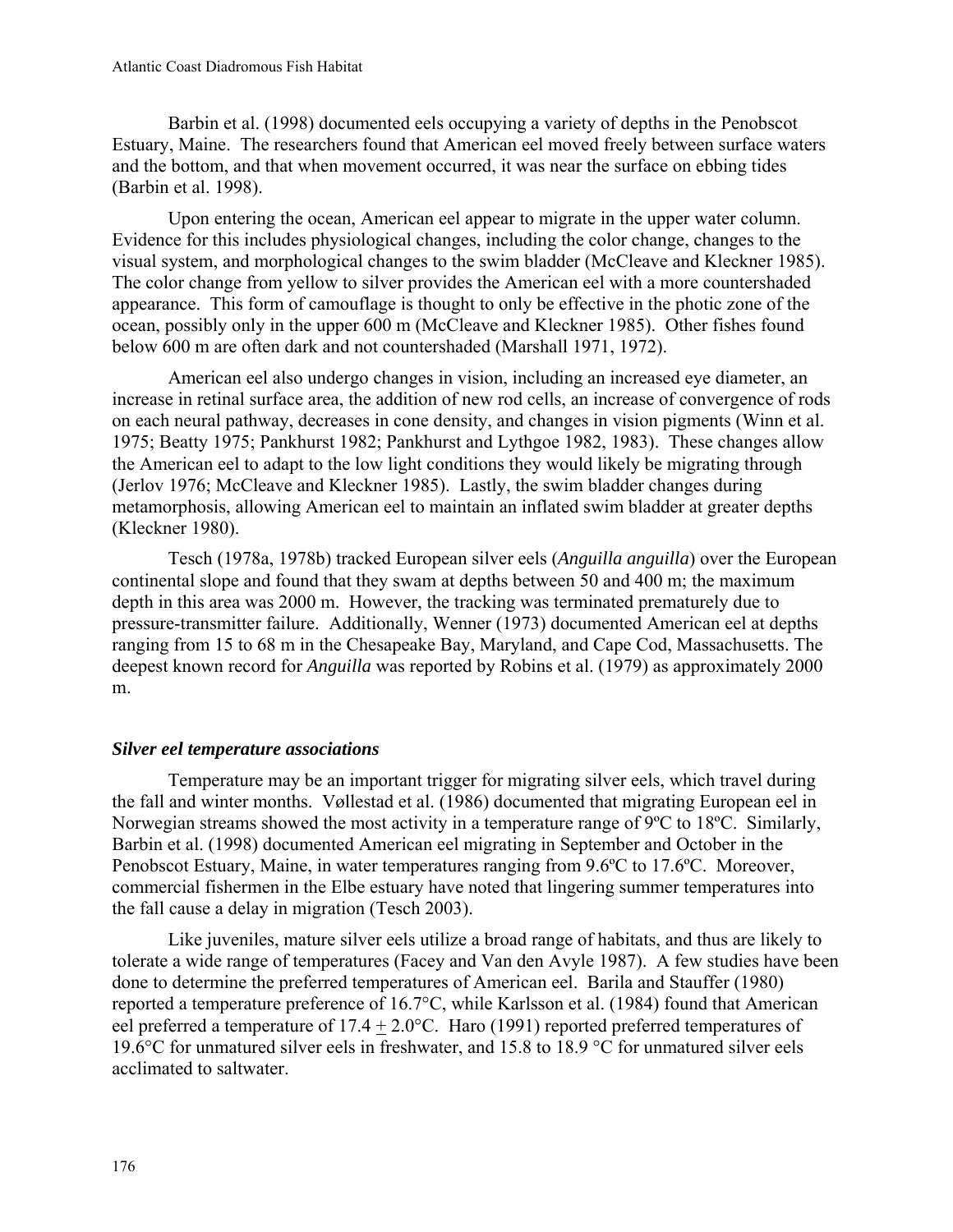Barbin et al. (1998) documented eels occupying a variety of depths in the Penobscot Estuary, Maine. The researchers found that American eel moved freely between surface waters and the bottom, and that when movement occurred, it was near the surface on ebbing tides (Barbin et al. 1998).

Upon entering the ocean, American eel appear to migrate in the upper water column. Evidence for this includes physiological changes, including the color change, changes to the visual system, and morphological changes to the swim bladder (McCleave and Kleckner 1985). The color change from yellow to silver provides the American eel with a more countershaded appearance. This form of camouflage is thought to only be effective in the photic zone of the ocean, possibly only in the upper 600 m (McCleave and Kleckner 1985). Other fishes found below 600 m are often dark and not countershaded (Marshall 1971, 1972).

American eel also undergo changes in vision, including an increased eye diameter, an increase in retinal surface area, the addition of new rod cells, an increase of convergence of rods on each neural pathway, decreases in cone density, and changes in vision pigments (Winn et al. 1975; Beatty 1975; Pankhurst 1982; Pankhurst and Lythgoe 1982, 1983). These changes allow the American eel to adapt to the low light conditions they would likely be migrating through (Jerlov 1976; McCleave and Kleckner 1985). Lastly, the swim bladder changes during metamorphosis, allowing American eel to maintain an inflated swim bladder at greater depths (Kleckner 1980).

Tesch (1978a, 1978b) tracked European silver eels (*Anguilla anguilla*) over the European continental slope and found that they swam at depths between 50 and 400 m; the maximum depth in this area was 2000 m. However, the tracking was terminated prematurely due to pressure-transmitter failure. Additionally, Wenner (1973) documented American eel at depths ranging from 15 to 68 m in the Chesapeake Bay, Maryland, and Cape Cod, Massachusetts. The deepest known record for *Anguilla* was reported by Robins et al. (1979) as approximately 2000 m.

### *Silver eel temperature associations*

Temperature may be an important trigger for migrating silver eels, which travel during the fall and winter months. Vøllestad et al. (1986) documented that migrating European eel in Norwegian streams showed the most activity in a temperature range of 9ºC to 18ºC. Similarly, Barbin et al. (1998) documented American eel migrating in September and October in the Penobscot Estuary, Maine, in water temperatures ranging from 9.6ºC to 17.6ºC. Moreover, commercial fishermen in the Elbe estuary have noted that lingering summer temperatures into the fall cause a delay in migration (Tesch 2003).

Like juveniles, mature silver eels utilize a broad range of habitats, and thus are likely to tolerate a wide range of temperatures (Facey and Van den Avyle 1987). A few studies have been done to determine the preferred temperatures of American eel. Barila and Stauffer (1980) reported a temperature preference of 16.7°C, while Karlsson et al. (1984) found that American eel preferred a temperature of 17.4 $\pm$ 2.0°C. Haro (1991) reported preferred temperatures of 19.6°C for unmatured silver eels in freshwater, and 15.8 to 18.9 °C for unmatured silver eels acclimated to saltwater.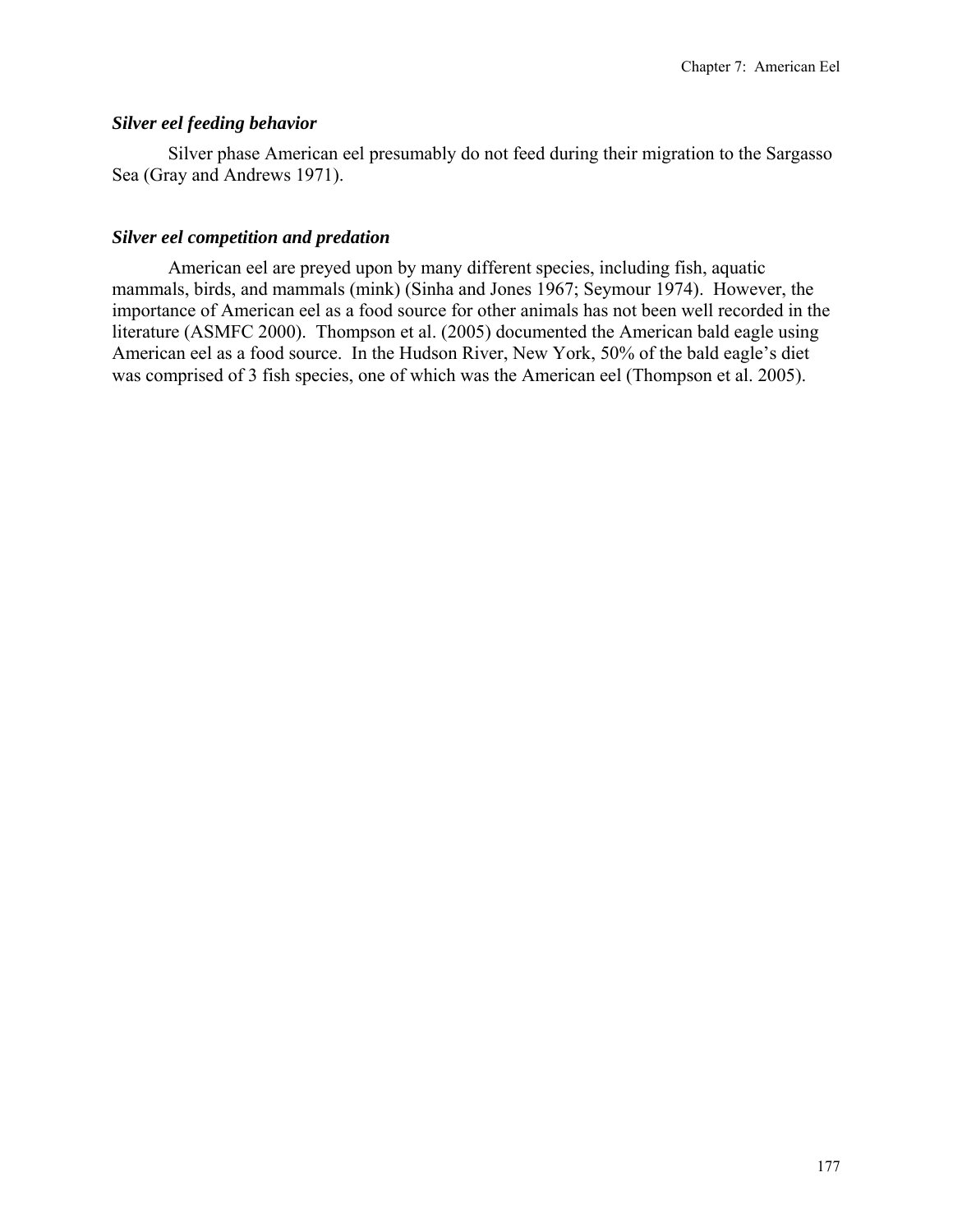### *Silver eel feeding behavior*

Silver phase American eel presumably do not feed during their migration to the Sargasso Sea (Gray and Andrews 1971).

### *Silver eel competition and predation*

American eel are preyed upon by many different species, including fish, aquatic mammals, birds, and mammals (mink) (Sinha and Jones 1967; Seymour 1974). However, the importance of American eel as a food source for other animals has not been well recorded in the literature (ASMFC 2000). Thompson et al. (2005) documented the American bald eagle using American eel as a food source. In the Hudson River, New York, 50% of the bald eagle's diet was comprised of 3 fish species, one of which was the American eel (Thompson et al. 2005).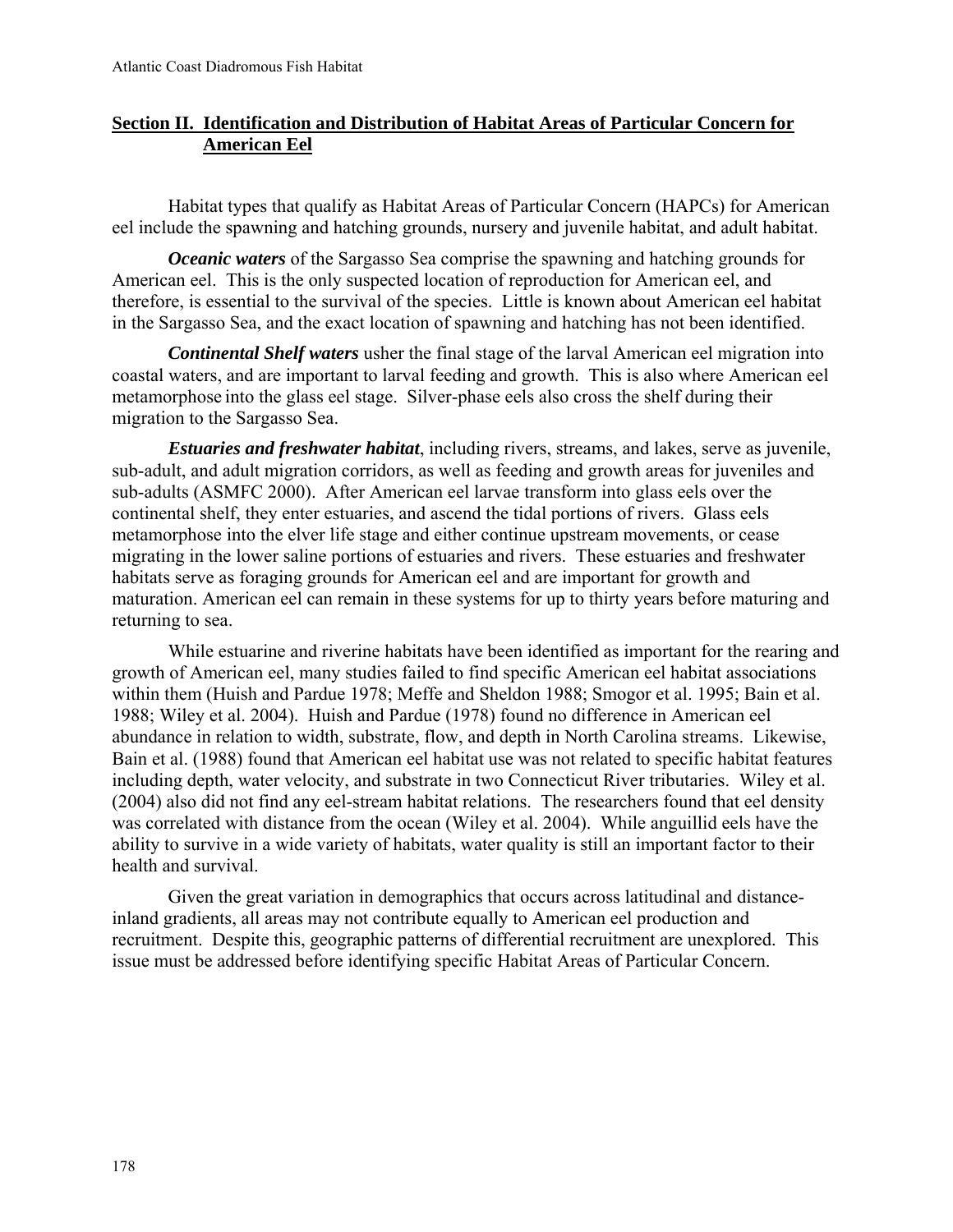## Section II. Identification and Distribution of Habitat Areas of Particular Concern for American Eel

Habitat types that qualify as Habitat Areas of Particular Concern (HAPCs) for American eel include the spawning and hatching grounds, nursery and juvenile habitat, and adult habitat.

***Oceanic waters*** of the Sargasso Sea comprise the spawning and hatching grounds for American eel. This is the only suspected location of reproduction for American eel, and therefore, is essential to the survival of the species. Little is known about American eel habitat in the Sargasso Sea, and the exact location of spawning and hatching has not been identified.

***Continental Shelf waters*** usher the final stage of the larval American eel migration into coastal waters, and are important to larval feeding and growth. This is also where American eel metamorphose into the glass eel stage. Silver-phase eels also cross the shelf during their migration to the Sargasso Sea.

***Estuaries and freshwater habitat***, including rivers, streams, and lakes, serve as juvenile, sub-adult, and adult migration corridors, as well as feeding and growth areas for juveniles and sub-adults (ASMFC 2000). After American eel larvae transform into glass eels over the continental shelf, they enter estuaries, and ascend the tidal portions of rivers. Glass eels metamorphose into the elver life stage and either continue upstream movements, or cease migrating in the lower saline portions of estuaries and rivers. These estuaries and freshwater habitats serve as foraging grounds for American eel and are important for growth and maturation. American eel can remain in these systems for up to thirty years before maturing and returning to sea.

While estuarine and riverine habitats have been identified as important for the rearing and growth of American eel, many studies failed to find specific American eel habitat associations within them (Huish and Pardue 1978; Meffe and Sheldon 1988; Smogor et al. 1995; Bain et al. 1988; Wiley et al. 2004). Huish and Pardue (1978) found no difference in American eel abundance in relation to width, substrate, flow, and depth in North Carolina streams. Likewise, Bain et al. (1988) found that American eel habitat use was not related to specific habitat features including depth, water velocity, and substrate in two Connecticut River tributaries. Wiley et al. (2004) also did not find any eel-stream habitat relations. The researchers found that eel density was correlated with distance from the ocean (Wiley et al. 2004). While anguillid eels have the ability to survive in a wide variety of habitats, water quality is still an important factor to their health and survival.

Given the great variation in demographics that occurs across latitudinal and distance-inland gradients, all areas may not contribute equally to American eel production and recruitment. Despite this, geographic patterns of differential recruitment are unexplored. This issue must be addressed before identifying specific Habitat Areas of Particular Concern.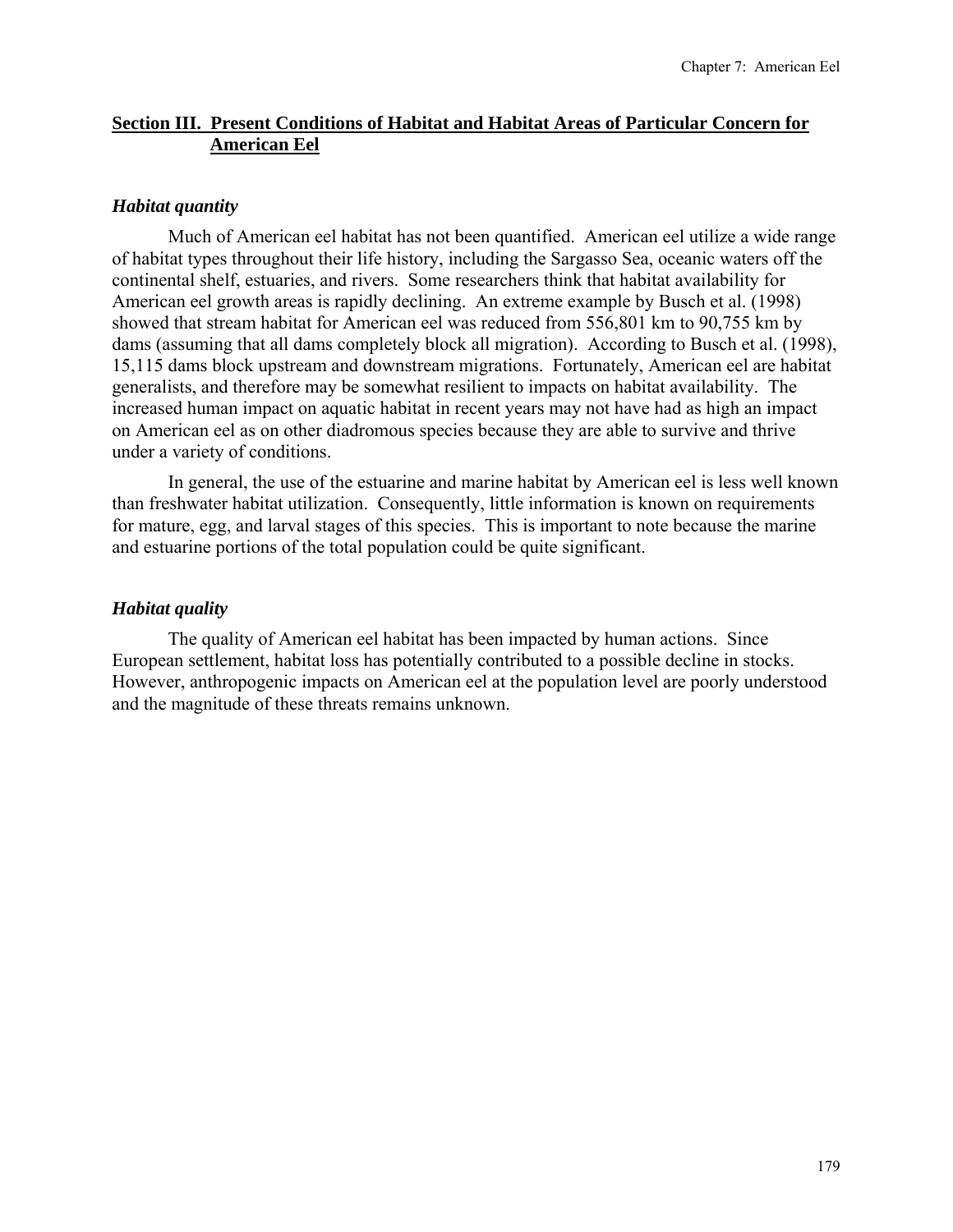## Section III. Present Conditions of Habitat and Habitat Areas of Particular Concern for American Eel

### *Habitat quantity*

Much of American eel habitat has not been quantified. American eel utilize a wide range of habitat types throughout their life history, including the Sargasso Sea, oceanic waters off the continental shelf, estuaries, and rivers. Some researchers think that habitat availability for American eel growth areas is rapidly declining. An extreme example by Busch et al. (1998) showed that stream habitat for American eel was reduced from 556,801 km to 90,755 km by dams (assuming that all dams completely block all migration). According to Busch et al. (1998), 15,115 dams block upstream and downstream migrations. Fortunately, American eel are habitat generalists, and therefore may be somewhat resilient to impacts on habitat availability. The increased human impact on aquatic habitat in recent years may not have had as high an impact on American eel as on other diadromous species because they are able to survive and thrive under a variety of conditions.

In general, the use of the estuarine and marine habitat by American eel is less well known than freshwater habitat utilization. Consequently, little information is known on requirements for mature, egg, and larval stages of this species. This is important to note because the marine and estuarine portions of the total population could be quite significant.

### *Habitat quality*

The quality of American eel habitat has been impacted by human actions. Since European settlement, habitat loss has potentially contributed to a possible decline in stocks. However, anthropogenic impacts on American eel at the population level are poorly understood and the magnitude of these threats remains unknown.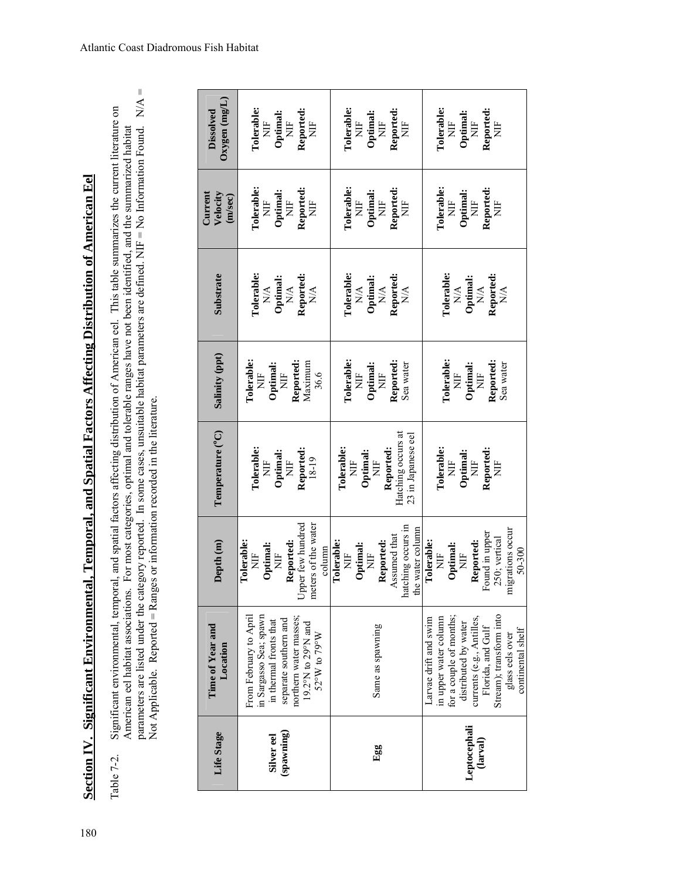## Section IV. Significant Environmental, Temporal, and Spatial Factors Affecting Distribution of American Eel

Table 7-2. Significant environmental, temporal, and spatial factors affecting distribution of American eel. This table summarizes the current literature on American eel habitat associations. For most categories, optimal and tolerable ranges have not been identified, and the summarized habitat parameters are listed under the category reported. In some cases, unsuitable habitat parameters are defined. NIF = No Information Found. N/A = Not Applicable. Reported = Ranges or information recorded in the literature.

| Life Stage | Time of Year and Location | Depth (m) | Temperature (°C) | Salinity (ppt) | Substrate | Current Velocity (m/sec) | Dissolved Oxygen (mg/L) |
|---|---|---|---|---|---|---|---|
| **Silver eel (spawning)** | From February to April in Sargasso Sea; spawn in thermal fronts that separate southern and northern water masses; 19.2°N to 29°N and 52°W to 79°W | **Tolerable:** NIF **Optimal:** NIF **Reported:** Upper few hundred meters of the water column | **Tolerable:** NIF **Optimal:** NIF **Reported:** 18-19 | **Tolerable:** NIF **Optimal:** NIF **Reported:** Maximum 36.6 | **Tolerable:** N/A **Optimal:** N/A **Reported:** N/A | **Tolerable:** NIF **Optimal:** NIF **Reported:** NIF | **Tolerable:** NIF **Optimal:** NIF **Reported:** NIF |
| **Egg** | Same as spawning | **Tolerable:** NIF **Optimal:** NIF **Reported:** Assumed that hatching occurs in the water column | **Tolerable:** NIF **Optimal:** NIF **Reported:** Hatching occurs at 23 in Japanese eel | **Tolerable:** NIF **Optimal:** NIF **Reported:** Sea water | **Tolerable:** N/A **Optimal:** N/A **Reported:** N/A | **Tolerable:** NIF **Optimal:** NIF **Reported:** NIF | **Tolerable:** NIF **Optimal:** NIF **Reported:** NIF |
| **Leptocephali (larval)** | Larvae drift and swim in upper water column for a couple of months; distributed by water currents (e.g., Antilles, Florida, and Gulf Stream); transform into glass eels over continental shelf | **Tolerable:** NIF **Optimal:** NIF **Reported:** Found in upper 250; vertical migrations occur 50-300 | **Tolerable:** NIF **Optimal:** NIF **Reported:** NIF | **Tolerable:** NIF **Optimal:** NIF **Reported:** Sea water | **Tolerable:** N/A **Optimal:** N/A **Reported:** N/A | **Tolerable:** NIF **Optimal:** NIF **Reported:** NIF | **Tolerable:** NIF **Optimal:** NIF **Reported:** NIF |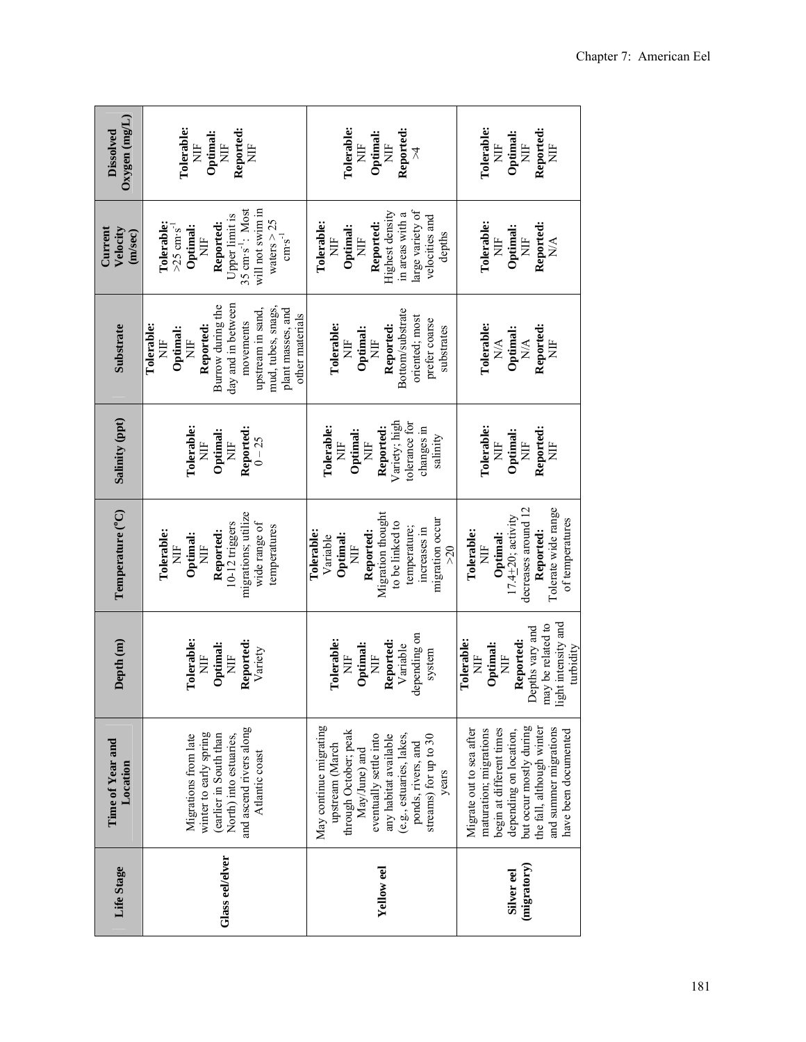| Life Stage | Time of Year and Location | Depth (m) | Temperature (ºC) | Salinity (ppt) | Substrate | Current Velocity (m/sec) | Dissolved Oxygen (mg/L) |
|---|---|---|---|---|---|---|---|
| Glass eel/elver | Migrations from late winter to early spring (earlier in South than North) into estuaries, and ascend rivers along Atlantic coast | **Tolerable:** NIF **Optimal:** NIF **Reported:** Variety | **Tolerable:** NIF **Optimal:** NIF **Reported:** 10-12 triggers migrations; utilize wide range of temperatures | **Tolerable:** NIF **Optimal:** NIF **Reported:** 0 – 25 | **Tolerable:** NIF **Optimal:** NIF **Reported:** Burrow during the day and in between movements upstream in sand, mud, tubes, snags, plant masses, and other materials | **Tolerable:** >25 $cm \cdot s^{-1}$ **Optimal:** NIF **Reported:** Upper limit is 35 $cm \cdot s^{-1}$; Most will not swim in waters > 25 $cm \cdot s^{-1}$ | **Tolerable:** NIF **Optimal:** NIF **Reported:** NIF |
| Yellow eel | May continue migrating upstream (March through October; peak May/June) and eventually settle into any habitat available (e.g., estuaries, lakes, ponds, rivers, and streams) for up to 30 years | **Tolerable:** NIF **Optimal:** NIF **Reported:** Variable depending on system | **Tolerable:** Variable **Optimal:** NIF **Reported:** Migration thought to be linked to temperature; increases in migration occur >20 | **Tolerable:** NIF **Optimal:** NIF **Reported:** Variety; high tolerance for changes in salinity | **Tolerable:** NIF **Optimal:** NIF **Reported:** Bottom/substrate oriented; most prefer coarse substrates | **Tolerable:** NIF **Optimal:** NIF **Reported:** Highest density in areas with a large variety of velocities and depths | **Tolerable:** NIF **Optimal:** NIF **Reported:** >4 |
| Silver eel (migratory) | Migrate out to sea after maturation; migrations begin at different times depending on location, but occur mostly during the fall, although winter and summer migrations have been documented | **Tolerable:** NIF **Optimal:** NIF **Reported:** Depths vary and may be related to light intensity and turbidity | **Tolerable:** NIF **Optimal:** 17.4±20; activity decreases around 12 **Reported:** Tolerate wide range of temperatures | **Tolerable:** NIF **Optimal:** NIF **Reported:** NIF | **Tolerable:** N/A **Optimal:** N/A **Reported:** NIF | **Tolerable:** NIF **Optimal:** NIF **Reported:** N/A | **Tolerable:** NIF **Optimal:** NIF **Reported:** NIF |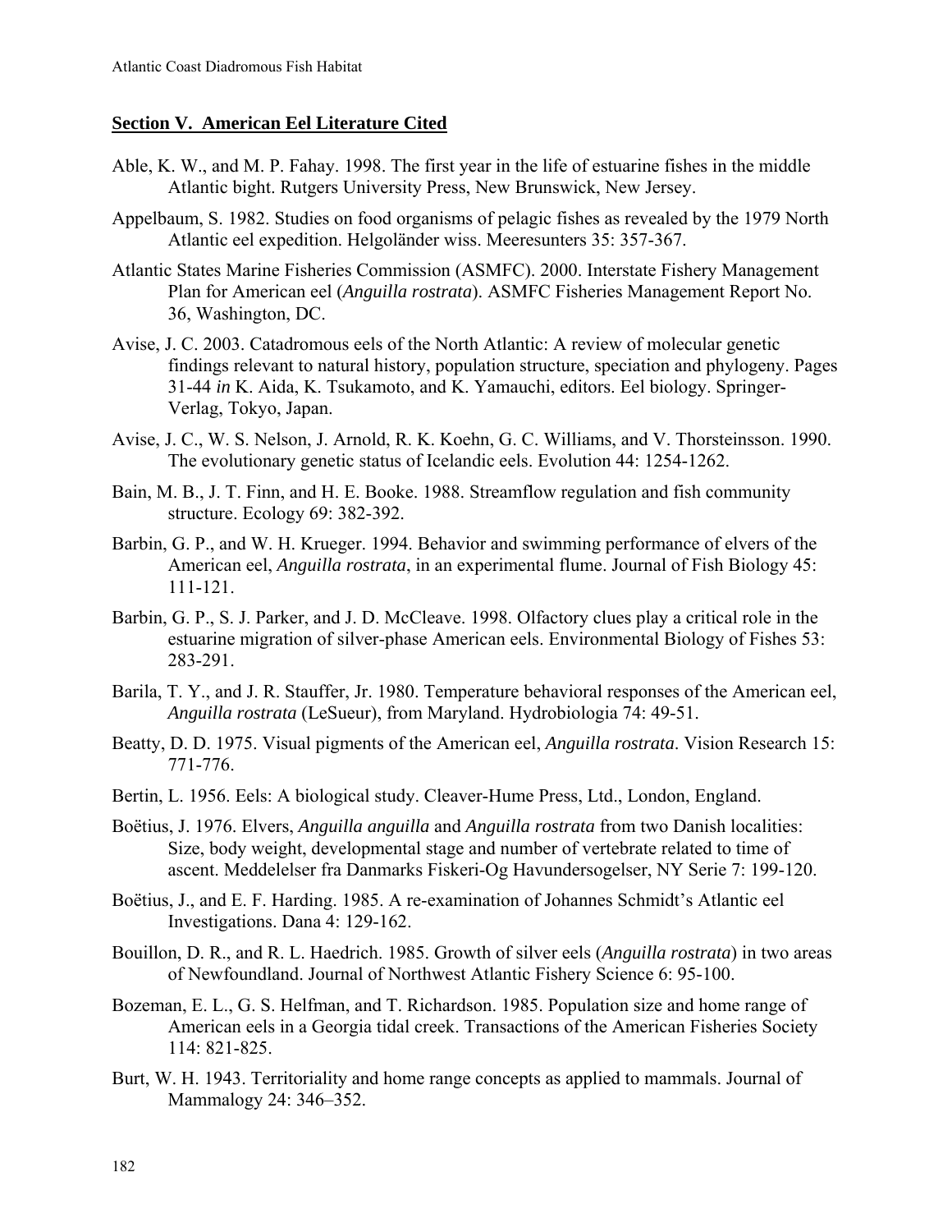## Section V. American Eel Literature Cited

Able, K. W., and M. P. Fahay. 1998. The first year in the life of estuarine fishes in the middle Atlantic bight. Rutgers University Press, New Brunswick, New Jersey.

Appelbaum, S. 1982. Studies on food organisms of pelagic fishes as revealed by the 1979 North Atlantic eel expedition. Helgoländer wiss. Meeresunters 35: 357-367.

Atlantic States Marine Fisheries Commission (ASMFC). 2000. Interstate Fishery Management Plan for American eel (*Anguilla rostrata*). ASMFC Fisheries Management Report No. 36, Washington, DC.

Avise, J. C. 2003. Catadromous eels of the North Atlantic: A review of molecular genetic findings relevant to natural history, population structure, speciation and phylogeny. Pages 31-44 *in* K. Aida, K. Tsukamoto, and K. Yamauchi, editors. Eel biology. Springer-Verlag, Tokyo, Japan.

Avise, J. C., W. S. Nelson, J. Arnold, R. K. Koehn, G. C. Williams, and V. Thorsteinsson. 1990. The evolutionary genetic status of Icelandic eels. Evolution 44: 1254-1262.

Bain, M. B., J. T. Finn, and H. E. Booke. 1988. Streamflow regulation and fish community structure. Ecology 69: 382-392.

Barbin, G. P., and W. H. Krueger. 1994. Behavior and swimming performance of elvers of the American eel, *Anguilla rostrata*, in an experimental flume. Journal of Fish Biology 45: 111-121.

Barbin, G. P., S. J. Parker, and J. D. McCleave. 1998. Olfactory clues play a critical role in the estuarine migration of silver-phase American eels. Environmental Biology of Fishes 53: 283-291.

Barila, T. Y., and J. R. Stauffer, Jr. 1980. Temperature behavioral responses of the American eel, *Anguilla rostrata* (LeSueur), from Maryland. Hydrobiologia 74: 49-51.

Beatty, D. D. 1975. Visual pigments of the American eel, *Anguilla rostrata*. Vision Research 15: 771-776.

Bertin, L. 1956. Eels: A biological study. Cleaver-Hume Press, Ltd., London, England.

Boëtius, J. 1976. Elvers, *Anguilla anguilla* and *Anguilla rostrata* from two Danish localities: Size, body weight, developmental stage and number of vertebrate related to time of ascent. Meddelelser fra Danmarks Fiskeri-Og Havundersogelser, NY Serie 7: 199-120.

Boëtius, J., and E. F. Harding. 1985. A re-examination of Johannes Schmidt's Atlantic eel Investigations. Dana 4: 129-162.

Bouillon, D. R., and R. L. Haedrich. 1985. Growth of silver eels (*Anguilla rostrata*) in two areas of Newfoundland. Journal of Northwest Atlantic Fishery Science 6: 95-100.

Bozeman, E. L., G. S. Helfman, and T. Richardson. 1985. Population size and home range of American eels in a Georgia tidal creek. Transactions of the American Fisheries Society 114: 821-825.

Burt, W. H. 1943. Territoriality and home range concepts as applied to mammals. Journal of Mammalogy 24: 346–352.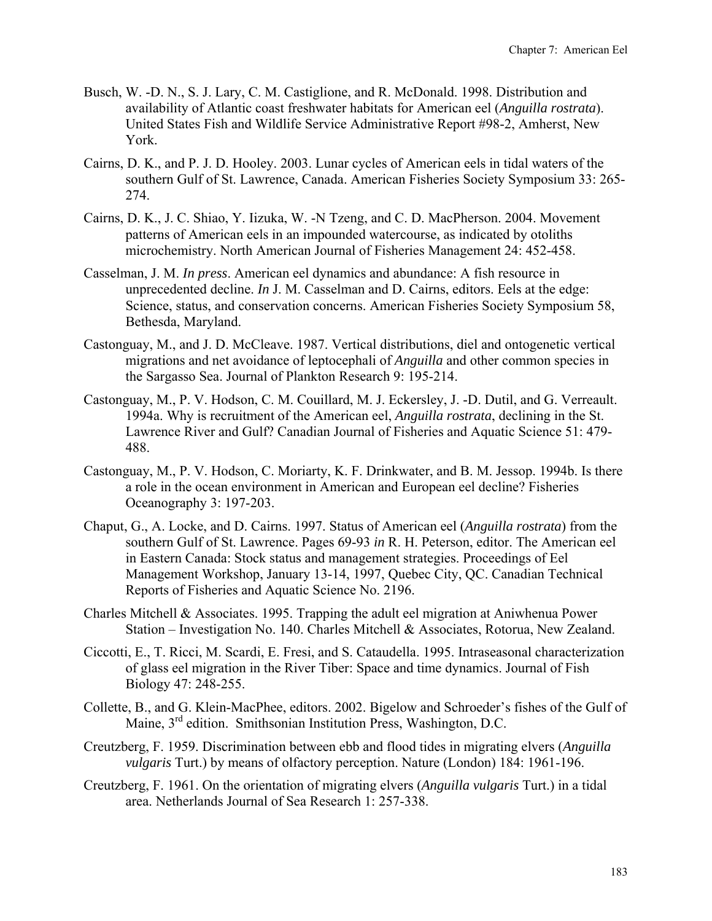Busch, W. -D. N., S. J. Lary, C. M. Castiglione, and R. McDonald. 1998. Distribution and availability of Atlantic coast freshwater habitats for American eel (*Anguilla rostrata*). United States Fish and Wildlife Service Administrative Report #98-2, Amherst, New York.

Cairns, D. K., and P. J. D. Hooley. 2003. Lunar cycles of American eels in tidal waters of the southern Gulf of St. Lawrence, Canada. American Fisheries Society Symposium 33: 265-274.

Cairns, D. K., J. C. Shiao, Y. Iizuka, W. -N Tzeng, and C. D. MacPherson. 2004. Movement patterns of American eels in an impounded watercourse, as indicated by otoliths microchemistry. North American Journal of Fisheries Management 24: 452-458.

Casselman, J. M. *In press*. American eel dynamics and abundance: A fish resource in unprecedented decline. *In* J. M. Casselman and D. Cairns, editors. Eels at the edge: Science, status, and conservation concerns. American Fisheries Society Symposium 58, Bethesda, Maryland.

Castonguay, M., and J. D. McCleave. 1987. Vertical distributions, diel and ontogenetic vertical migrations and net avoidance of leptocephali of *Anguilla* and other common species in the Sargasso Sea. Journal of Plankton Research 9: 195-214.

Castonguay, M., P. V. Hodson, C. M. Couillard, M. J. Eckersley, J. -D. Dutil, and G. Verreault. 1994a. Why is recruitment of the American eel, *Anguilla rostrata*, declining in the St. Lawrence River and Gulf? Canadian Journal of Fisheries and Aquatic Science 51: 479-488.

Castonguay, M., P. V. Hodson, C. Moriarty, K. F. Drinkwater, and B. M. Jessop. 1994b. Is there a role in the ocean environment in American and European eel decline? Fisheries Oceanography 3: 197-203.

Chaput, G., A. Locke, and D. Cairns. 1997. Status of American eel (*Anguilla rostrata*) from the southern Gulf of St. Lawrence. Pages 69-93 *in* R. H. Peterson, editor. The American eel in Eastern Canada: Stock status and management strategies. Proceedings of Eel Management Workshop, January 13-14, 1997, Quebec City, QC. Canadian Technical Reports of Fisheries and Aquatic Science No. 2196.

Charles Mitchell & Associates. 1995. Trapping the adult eel migration at Aniwhenua Power Station – Investigation No. 140. Charles Mitchell & Associates, Rotorua, New Zealand.

Ciccotti, E., T. Ricci, M. Scardi, E. Fresi, and S. Cataudella. 1995. Intraseasonal characterization of glass eel migration in the River Tiber: Space and time dynamics. Journal of Fish Biology 47: 248-255.

Collette, B., and G. Klein-MacPhee, editors. 2002. Bigelow and Schroeder's fishes of the Gulf of Maine, 3rd edition. Smithsonian Institution Press, Washington, D.C.

Creutzberg, F. 1959. Discrimination between ebb and flood tides in migrating elvers (*Anguilla vulgaris* Turt.) by means of olfactory perception. Nature (London) 184: 1961-196.

Creutzberg, F. 1961. On the orientation of migrating elvers (*Anguilla vulgaris* Turt.) in a tidal area. Netherlands Journal of Sea Research 1: 257-338.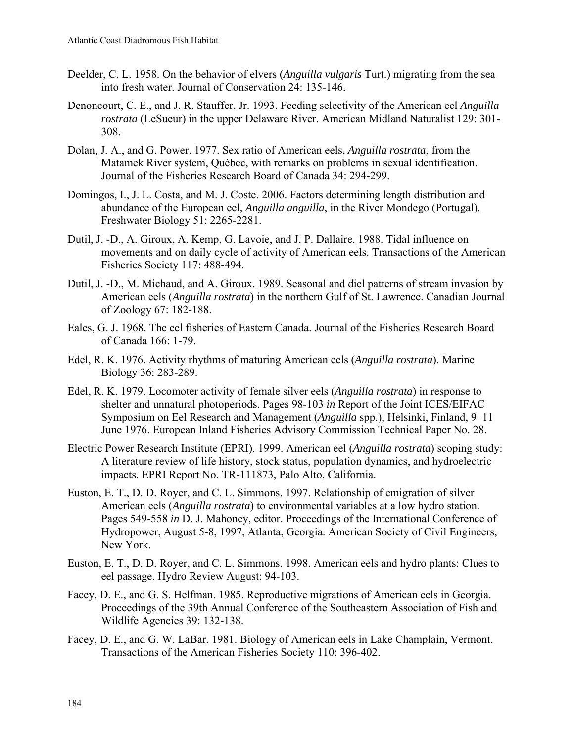Deelder, C. L. 1958. On the behavior of elvers (*Anguilla vulgaris* Turt.) migrating from the sea into fresh water. Journal of Conservation 24: 135-146.

Denoncourt, C. E., and J. R. Stauffer, Jr. 1993. Feeding selectivity of the American eel *Anguilla rostrata* (LeSueur) in the upper Delaware River. American Midland Naturalist 129: 301-308.

Dolan, J. A., and G. Power. 1977. Sex ratio of American eels, *Anguilla rostrata*, from the Matamek River system, Québec, with remarks on problems in sexual identification. Journal of the Fisheries Research Board of Canada 34: 294-299.

Domingos, I., J. L. Costa, and M. J. Coste. 2006. Factors determining length distribution and abundance of the European eel, *Anguilla anguilla*, in the River Mondego (Portugal). Freshwater Biology 51: 2265-2281.

Dutil, J. -D., A. Giroux, A. Kemp, G. Lavoie, and J. P. Dallaire. 1988. Tidal influence on movements and on daily cycle of activity of American eels. Transactions of the American Fisheries Society 117: 488-494.

Dutil, J. -D., M. Michaud, and A. Giroux. 1989. Seasonal and diel patterns of stream invasion by American eels (*Anguilla rostrata*) in the northern Gulf of St. Lawrence. Canadian Journal of Zoology 67: 182-188.

Eales, G. J. 1968. The eel fisheries of Eastern Canada. Journal of the Fisheries Research Board of Canada 166: 1-79.

Edel, R. K. 1976. Activity rhythms of maturing American eels (*Anguilla rostrata*). Marine Biology 36: 283-289.

Edel, R. K. 1979. Locomoter activity of female silver eels (*Anguilla rostrata*) in response to shelter and unnatural photoperiods. Pages 98-103 *in* Report of the Joint ICES/EIFAC Symposium on Eel Research and Management (*Anguilla* spp.), Helsinki, Finland, 9–11 June 1976. European Inland Fisheries Advisory Commission Technical Paper No. 28.

Electric Power Research Institute (EPRI). 1999. American eel (*Anguilla rostrata*) scoping study: A literature review of life history, stock status, population dynamics, and hydroelectric impacts. EPRI Report No. TR-111873, Palo Alto, California.

Euston, E. T., D. D. Royer, and C. L. Simmons. 1997. Relationship of emigration of silver American eels (*Anguilla rostrata*) to environmental variables at a low hydro station. Pages 549-558 *in* D. J. Mahoney, editor. Proceedings of the International Conference of Hydropower, August 5-8, 1997, Atlanta, Georgia. American Society of Civil Engineers, New York.

Euston, E. T., D. D. Royer, and C. L. Simmons. 1998. American eels and hydro plants: Clues to eel passage. Hydro Review August: 94-103.

Facey, D. E., and G. S. Helfman. 1985. Reproductive migrations of American eels in Georgia. Proceedings of the 39th Annual Conference of the Southeastern Association of Fish and Wildlife Agencies 39: 132-138.

Facey, D. E., and G. W. LaBar. 1981. Biology of American eels in Lake Champlain, Vermont. Transactions of the American Fisheries Society 110: 396-402.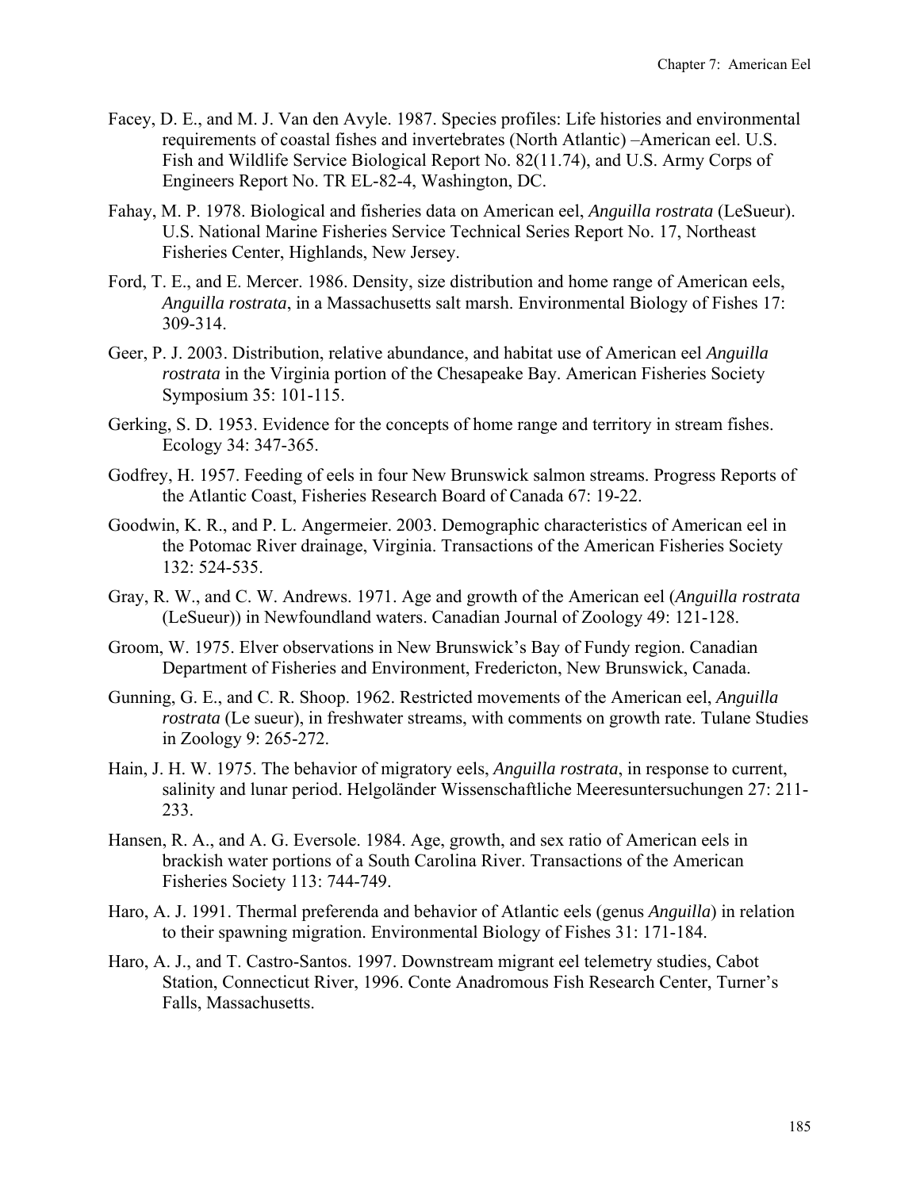Facey, D. E., and M. J. Van den Avyle. 1987. Species profiles: Life histories and environmental requirements of coastal fishes and invertebrates (North Atlantic) –American eel. U.S. Fish and Wildlife Service Biological Report No. 82(11.74), and U.S. Army Corps of Engineers Report No. TR EL-82-4, Washington, DC.

Fahay, M. P. 1978. Biological and fisheries data on American eel, *Anguilla rostrata* (LeSueur). U.S. National Marine Fisheries Service Technical Series Report No. 17, Northeast Fisheries Center, Highlands, New Jersey.

Ford, T. E., and E. Mercer. 1986. Density, size distribution and home range of American eels, *Anguilla rostrata*, in a Massachusetts salt marsh. Environmental Biology of Fishes 17: 309-314.

Geer, P. J. 2003. Distribution, relative abundance, and habitat use of American eel *Anguilla rostrata* in the Virginia portion of the Chesapeake Bay. American Fisheries Society Symposium 35: 101-115.

Gerking, S. D. 1953. Evidence for the concepts of home range and territory in stream fishes. Ecology 34: 347-365.

Godfrey, H. 1957. Feeding of eels in four New Brunswick salmon streams. Progress Reports of the Atlantic Coast, Fisheries Research Board of Canada 67: 19-22.

Goodwin, K. R., and P. L. Angermeier. 2003. Demographic characteristics of American eel in the Potomac River drainage, Virginia. Transactions of the American Fisheries Society 132: 524-535.

Gray, R. W., and C. W. Andrews. 1971. Age and growth of the American eel (*Anguilla rostrata* (LeSueur)) in Newfoundland waters. Canadian Journal of Zoology 49: 121-128.

Groom, W. 1975. Elver observations in New Brunswick's Bay of Fundy region. Canadian Department of Fisheries and Environment, Fredericton, New Brunswick, Canada.

Gunning, G. E., and C. R. Shoop. 1962. Restricted movements of the American eel, *Anguilla rostrata* (Le sueur), in freshwater streams, with comments on growth rate. Tulane Studies in Zoology 9: 265-272.

Hain, J. H. W. 1975. The behavior of migratory eels, *Anguilla rostrata*, in response to current, salinity and lunar period. Helgoländer Wissenschaftliche Meeresuntersuchungen 27: 211-233.

Hansen, R. A., and A. G. Eversole. 1984. Age, growth, and sex ratio of American eels in brackish water portions of a South Carolina River. Transactions of the American Fisheries Society 113: 744-749.

Haro, A. J. 1991. Thermal preferenda and behavior of Atlantic eels (genus *Anguilla*) in relation to their spawning migration. Environmental Biology of Fishes 31: 171-184.

Haro, A. J., and T. Castro-Santos. 1997. Downstream migrant eel telemetry studies, Cabot Station, Connecticut River, 1996. Conte Anadromous Fish Research Center, Turner's Falls, Massachusetts.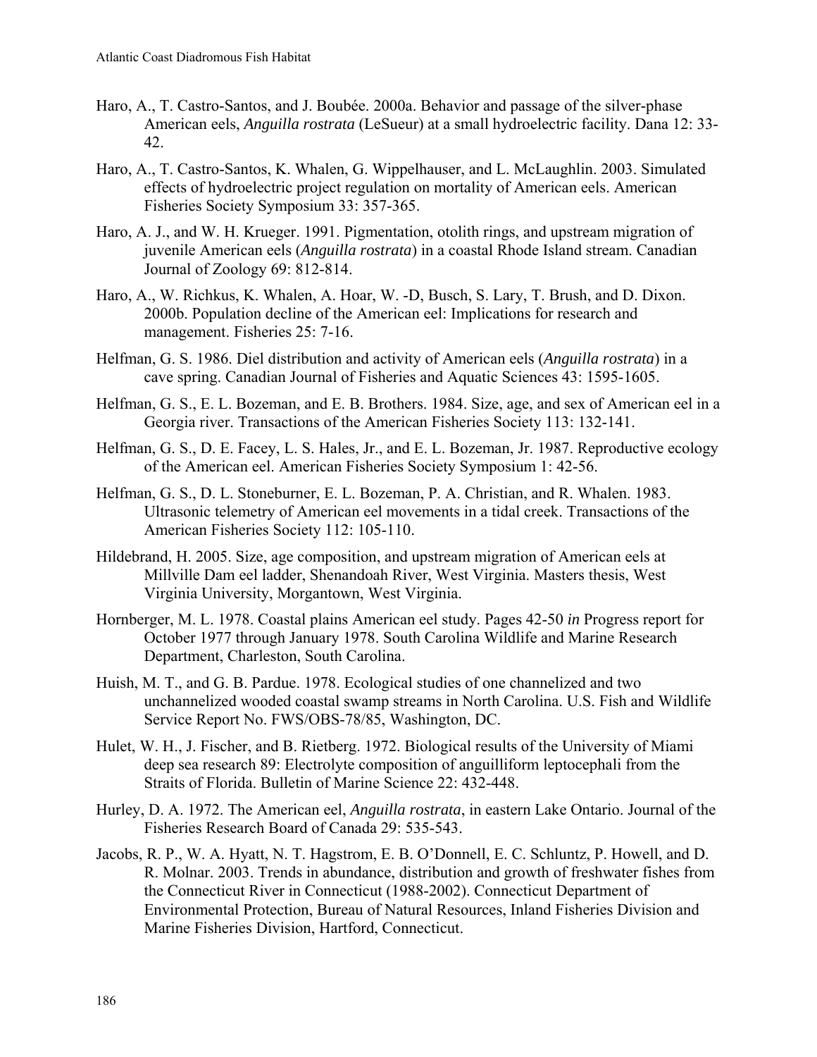Haro, A., T. Castro-Santos, and J. Boubée. 2000a. Behavior and passage of the silver-phase American eels, *Anguilla rostrata* (LeSueur) at a small hydroelectric facility. Dana 12: 33-42.

Haro, A., T. Castro-Santos, K. Whalen, G. Wippelhauser, and L. McLaughlin. 2003. Simulated effects of hydroelectric project regulation on mortality of American eels. American Fisheries Society Symposium 33: 357-365.

Haro, A. J., and W. H. Krueger. 1991. Pigmentation, otolith rings, and upstream migration of juvenile American eels (*Anguilla rostrata*) in a coastal Rhode Island stream. Canadian Journal of Zoology 69: 812-814.

Haro, A., W. Richkus, K. Whalen, A. Hoar, W. -D, Busch, S. Lary, T. Brush, and D. Dixon. 2000b. Population decline of the American eel: Implications for research and management. Fisheries 25: 7-16.

Helfman, G. S. 1986. Diel distribution and activity of American eels (*Anguilla rostrata*) in a cave spring. Canadian Journal of Fisheries and Aquatic Sciences 43: 1595-1605.

Helfman, G. S., E. L. Bozeman, and E. B. Brothers. 1984. Size, age, and sex of American eel in a Georgia river. Transactions of the American Fisheries Society 113: 132-141.

Helfman, G. S., D. E. Facey, L. S. Hales, Jr., and E. L. Bozeman, Jr. 1987. Reproductive ecology of the American eel. American Fisheries Society Symposium 1: 42-56.

Helfman, G. S., D. L. Stoneburner, E. L. Bozeman, P. A. Christian, and R. Whalen. 1983. Ultrasonic telemetry of American eel movements in a tidal creek. Transactions of the American Fisheries Society 112: 105-110.

Hildebrand, H. 2005. Size, age composition, and upstream migration of American eels at Millville Dam eel ladder, Shenandoah River, West Virginia. Masters thesis, West Virginia University, Morgantown, West Virginia.

Hornberger, M. L. 1978. Coastal plains American eel study. Pages 42-50 *in* Progress report for October 1977 through January 1978. South Carolina Wildlife and Marine Research Department, Charleston, South Carolina.

Huish, M. T., and G. B. Pardue. 1978. Ecological studies of one channelized and two unchannelized wooded coastal swamp streams in North Carolina. U.S. Fish and Wildlife Service Report No. FWS/OBS-78/85, Washington, DC.

Hulet, W. H., J. Fischer, and B. Rietberg. 1972. Biological results of the University of Miami deep sea research 89: Electrolyte composition of anguilliform leptocephali from the Straits of Florida. Bulletin of Marine Science 22: 432-448.

Hurley, D. A. 1972. The American eel, *Anguilla rostrata*, in eastern Lake Ontario. Journal of the Fisheries Research Board of Canada 29: 535-543.

Jacobs, R. P., W. A. Hyatt, N. T. Hagstrom, E. B. O'Donnell, E. C. Schluntz, P. Howell, and D. R. Molnar. 2003. Trends in abundance, distribution and growth of freshwater fishes from the Connecticut River in Connecticut (1988-2002). Connecticut Department of Environmental Protection, Bureau of Natural Resources, Inland Fisheries Division and Marine Fisheries Division, Hartford, Connecticut.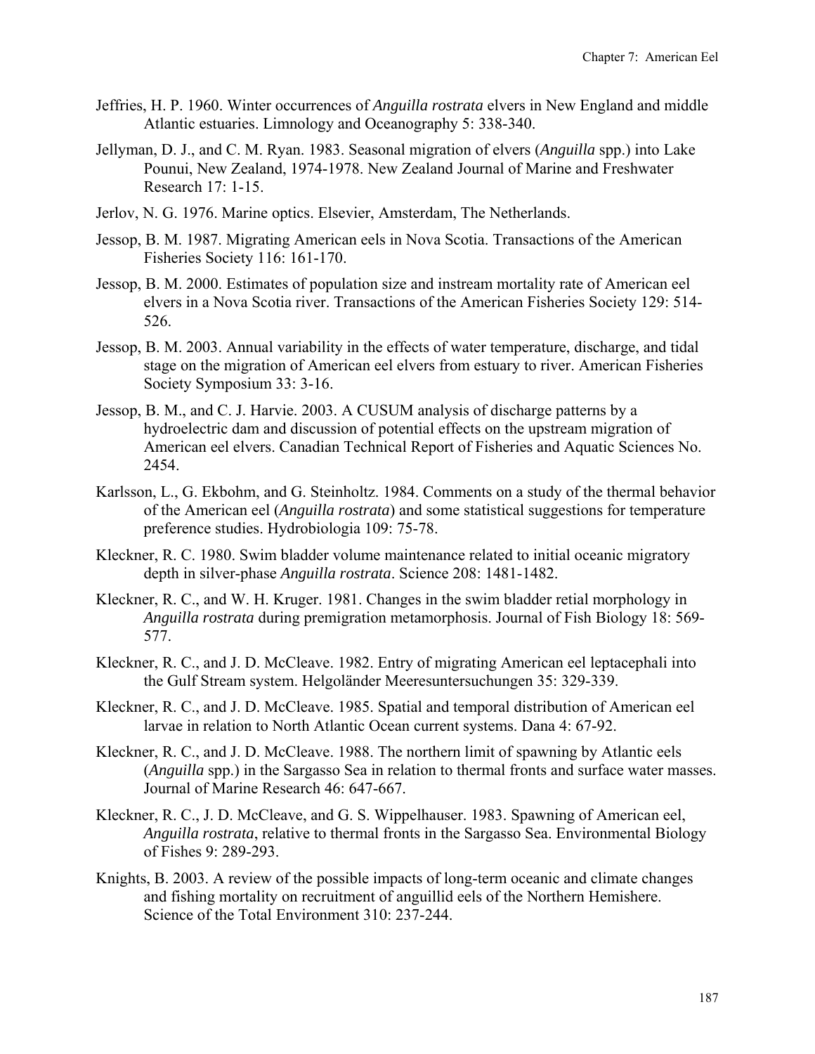Jeffries, H. P. 1960. Winter occurrences of *Anguilla rostrata* elvers in New England and middle Atlantic estuaries. Limnology and Oceanography 5: 338-340.

Jellyman, D. J., and C. M. Ryan. 1983. Seasonal migration of elvers (*Anguilla* spp.) into Lake Pounui, New Zealand, 1974-1978. New Zealand Journal of Marine and Freshwater Research 17: 1-15.

Jerlov, N. G. 1976. Marine optics. Elsevier, Amsterdam, The Netherlands.

Jessop, B. M. 1987. Migrating American eels in Nova Scotia. Transactions of the American Fisheries Society 116: 161-170.

Jessop, B. M. 2000. Estimates of population size and instream mortality rate of American eel elvers in a Nova Scotia river. Transactions of the American Fisheries Society 129: 514-526.

Jessop, B. M. 2003. Annual variability in the effects of water temperature, discharge, and tidal stage on the migration of American eel elvers from estuary to river. American Fisheries Society Symposium 33: 3-16.

Jessop, B. M., and C. J. Harvie. 2003. A CUSUM analysis of discharge patterns by a hydroelectric dam and discussion of potential effects on the upstream migration of American eel elvers. Canadian Technical Report of Fisheries and Aquatic Sciences No. 2454.

Karlsson, L., G. Ekbohm, and G. Steinholtz. 1984. Comments on a study of the thermal behavior of the American eel (*Anguilla rostrata*) and some statistical suggestions for temperature preference studies. Hydrobiologia 109: 75-78.

Kleckner, R. C. 1980. Swim bladder volume maintenance related to initial oceanic migratory depth in silver-phase *Anguilla rostrata*. Science 208: 1481-1482.

Kleckner, R. C., and W. H. Kruger. 1981. Changes in the swim bladder retial morphology in *Anguilla rostrata* during premigration metamorphosis. Journal of Fish Biology 18: 569-577.

Kleckner, R. C., and J. D. McCleave. 1982. Entry of migrating American eel leptacephali into the Gulf Stream system. Helgoländer Meeresuntersuchungen 35: 329-339.

Kleckner, R. C., and J. D. McCleave. 1985. Spatial and temporal distribution of American eel larvae in relation to North Atlantic Ocean current systems. Dana 4: 67-92.

Kleckner, R. C., and J. D. McCleave. 1988. The northern limit of spawning by Atlantic eels (*Anguilla* spp.) in the Sargasso Sea in relation to thermal fronts and surface water masses. Journal of Marine Research 46: 647-667.

Kleckner, R. C., J. D. McCleave, and G. S. Wippelhauser. 1983. Spawning of American eel, *Anguilla rostrata*, relative to thermal fronts in the Sargasso Sea. Environmental Biology of Fishes 9: 289-293.

Knights, B. 2003. A review of the possible impacts of long-term oceanic and climate changes and fishing mortality on recruitment of anguillid eels of the Northern Hemishere. Science of the Total Environment 310: 237-244.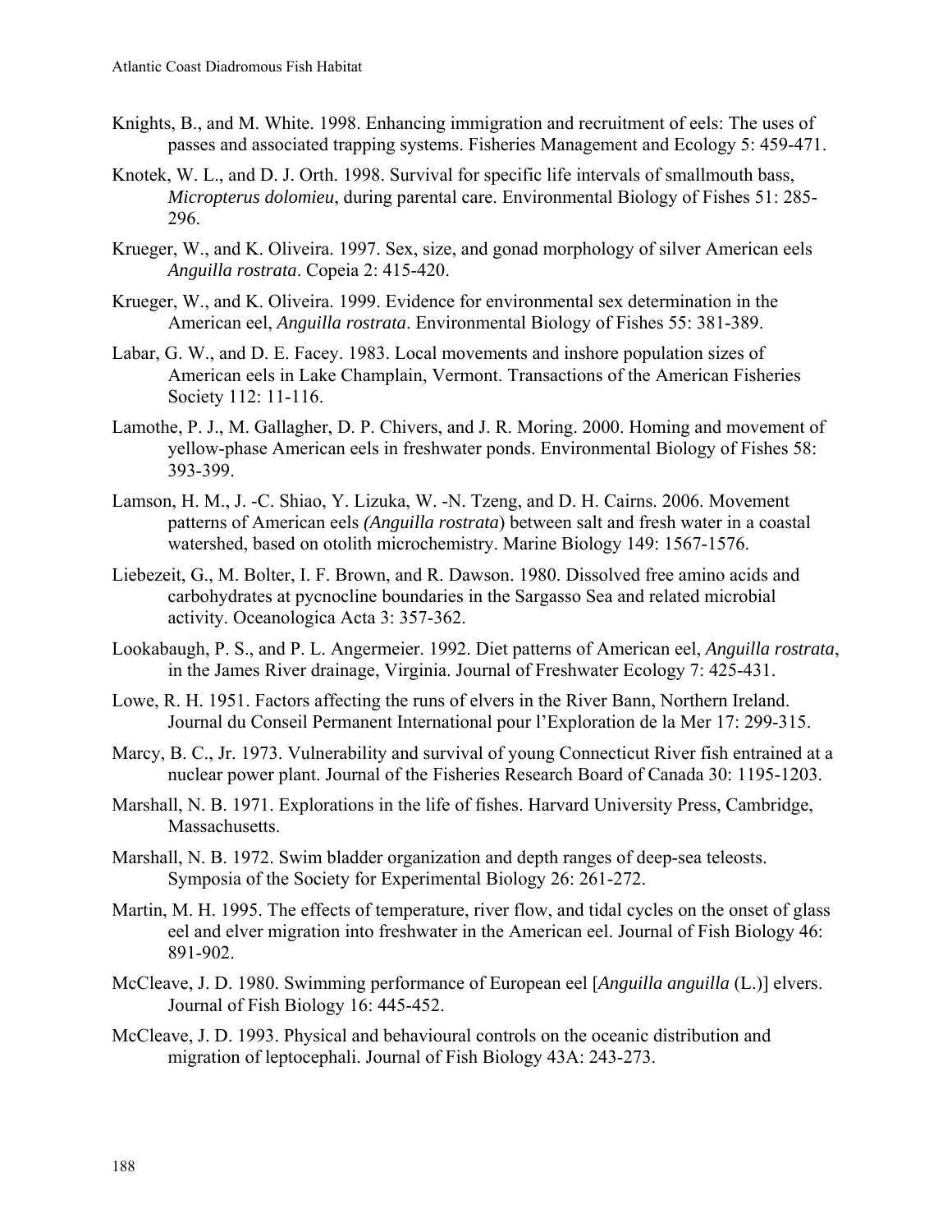Knights, B., and M. White. 1998. Enhancing immigration and recruitment of eels: The uses of passes and associated trapping systems. Fisheries Management and Ecology 5: 459-471.

Knotek, W. L., and D. J. Orth. 1998. Survival for specific life intervals of smallmouth bass, *Micropterus dolomieu*, during parental care. Environmental Biology of Fishes 51: 285-296.

Krueger, W., and K. Oliveira. 1997. Sex, size, and gonad morphology of silver American eels *Anguilla rostrata*. Copeia 2: 415-420.

Krueger, W., and K. Oliveira. 1999. Evidence for environmental sex determination in the American eel, *Anguilla rostrata*. Environmental Biology of Fishes 55: 381-389.

Labar, G. W., and D. E. Facey. 1983. Local movements and inshore population sizes of American eels in Lake Champlain, Vermont. Transactions of the American Fisheries Society 112: 11-116.

Lamothe, P. J., M. Gallagher, D. P. Chivers, and J. R. Moring. 2000. Homing and movement of yellow-phase American eels in freshwater ponds. Environmental Biology of Fishes 58: 393-399.

Lamson, H. M., J. -C. Shiao, Y. Lizuka, W. -N. Tzeng, and D. H. Cairns. 2006. Movement patterns of American eels *(Anguilla rostrata*) between salt and fresh water in a coastal watershed, based on otolith microchemistry. Marine Biology 149: 1567-1576.

Liebezeit, G., M. Bolter, I. F. Brown, and R. Dawson. 1980. Dissolved free amino acids and carbohydrates at pycnocline boundaries in the Sargasso Sea and related microbial activity. Oceanologica Acta 3: 357-362.

Lookabaugh, P. S., and P. L. Angermeier. 1992. Diet patterns of American eel, *Anguilla rostrata*, in the James River drainage, Virginia. Journal of Freshwater Ecology 7: 425-431.

Lowe, R. H. 1951. Factors affecting the runs of elvers in the River Bann, Northern Ireland. Journal du Conseil Permanent International pour l'Exploration de la Mer 17: 299-315.

Marcy, B. C., Jr. 1973. Vulnerability and survival of young Connecticut River fish entrained at a nuclear power plant. Journal of the Fisheries Research Board of Canada 30: 1195-1203.

Marshall, N. B. 1971. Explorations in the life of fishes. Harvard University Press, Cambridge, Massachusetts.

Marshall, N. B. 1972. Swim bladder organization and depth ranges of deep-sea teleosts. Symposia of the Society for Experimental Biology 26: 261-272.

Martin, M. H. 1995. The effects of temperature, river flow, and tidal cycles on the onset of glass eel and elver migration into freshwater in the American eel. Journal of Fish Biology 46: 891-902.

McCleave, J. D. 1980. Swimming performance of European eel [*Anguilla anguilla* (L.)] elvers. Journal of Fish Biology 16: 445-452.

McCleave, J. D. 1993. Physical and behavioural controls on the oceanic distribution and migration of leptocephali. Journal of Fish Biology 43A: 243-273.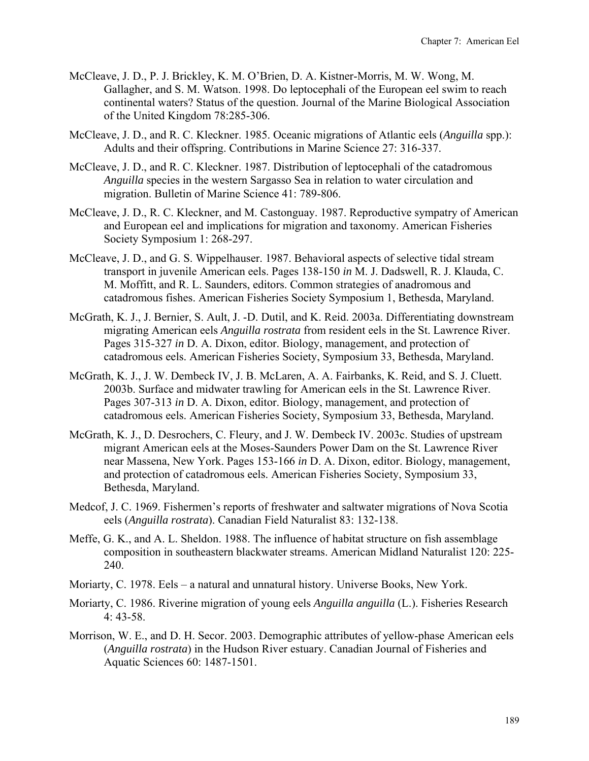McCleave, J. D., P. J. Brickley, K. M. O'Brien, D. A. Kistner-Morris, M. W. Wong, M. Gallagher, and S. M. Watson. 1998. Do leptocephali of the European eel swim to reach continental waters? Status of the question. Journal of the Marine Biological Association of the United Kingdom 78:285-306.

McCleave, J. D., and R. C. Kleckner. 1985. Oceanic migrations of Atlantic eels (*Anguilla* spp.): Adults and their offspring. Contributions in Marine Science 27: 316-337.

McCleave, J. D., and R. C. Kleckner. 1987. Distribution of leptocephali of the catadromous *Anguilla* species in the western Sargasso Sea in relation to water circulation and migration. Bulletin of Marine Science 41: 789-806.

McCleave, J. D., R. C. Kleckner, and M. Castonguay. 1987. Reproductive sympatry of American and European eel and implications for migration and taxonomy. American Fisheries Society Symposium 1: 268-297.

McCleave, J. D., and G. S. Wippelhauser. 1987. Behavioral aspects of selective tidal stream transport in juvenile American eels. Pages 138-150 *in* M. J. Dadswell, R. J. Klauda, C. M. Moffitt, and R. L. Saunders, editors. Common strategies of anadromous and catadromous fishes. American Fisheries Society Symposium 1, Bethesda, Maryland.

McGrath, K. J., J. Bernier, S. Ault, J. -D. Dutil, and K. Reid. 2003a. Differentiating downstream migrating American eels *Anguilla rostrata* from resident eels in the St. Lawrence River. Pages 315-327 *in* D. A. Dixon, editor. Biology, management, and protection of catadromous eels. American Fisheries Society, Symposium 33, Bethesda, Maryland.

McGrath, K. J., J. W. Dembeck IV, J. B. McLaren, A. A. Fairbanks, K. Reid, and S. J. Cluett. 2003b. Surface and midwater trawling for American eels in the St. Lawrence River. Pages 307-313 *in* D. A. Dixon, editor. Biology, management, and protection of catadromous eels. American Fisheries Society, Symposium 33, Bethesda, Maryland.

McGrath, K. J., D. Desrochers, C. Fleury, and J. W. Dembeck IV. 2003c. Studies of upstream migrant American eels at the Moses-Saunders Power Dam on the St. Lawrence River near Massena, New York. Pages 153-166 *in* D. A. Dixon, editor. Biology, management, and protection of catadromous eels. American Fisheries Society, Symposium 33, Bethesda, Maryland.

Medcof, J. C. 1969. Fishermen's reports of freshwater and saltwater migrations of Nova Scotia eels (*Anguilla rostrata*). Canadian Field Naturalist 83: 132-138.

Meffe, G. K., and A. L. Sheldon. 1988. The influence of habitat structure on fish assemblage composition in southeastern blackwater streams. American Midland Naturalist 120: 225-240.

Moriarty, C. 1978. Eels – a natural and unnatural history. Universe Books, New York.

Moriarty, C. 1986. Riverine migration of young eels *Anguilla anguilla* (L.). Fisheries Research 4: 43-58.

Morrison, W. E., and D. H. Secor. 2003. Demographic attributes of yellow-phase American eels (*Anguilla rostrata*) in the Hudson River estuary. Canadian Journal of Fisheries and Aquatic Sciences 60: 1487-1501.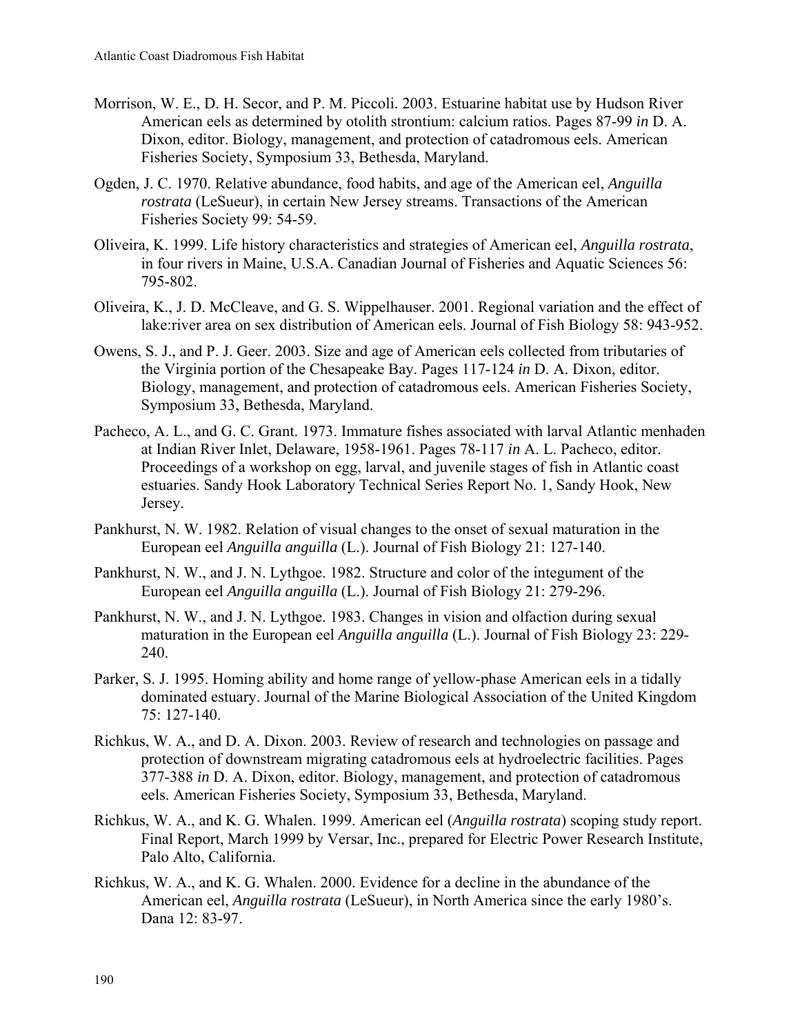Morrison, W. E., D. H. Secor, and P. M. Piccoli. 2003. Estuarine habitat use by Hudson River American eels as determined by otolith strontium: calcium ratios. Pages 87-99 *in* D. A. Dixon, editor. Biology, management, and protection of catadromous eels. American Fisheries Society, Symposium 33, Bethesda, Maryland.

Ogden, J. C. 1970. Relative abundance, food habits, and age of the American eel, *Anguilla rostrata* (LeSueur), in certain New Jersey streams. Transactions of the American Fisheries Society 99: 54-59.

Oliveira, K. 1999. Life history characteristics and strategies of American eel, *Anguilla rostrata*, in four rivers in Maine, U.S.A. Canadian Journal of Fisheries and Aquatic Sciences 56: 795-802.

Oliveira, K., J. D. McCleave, and G. S. Wippelhauser. 2001. Regional variation and the effect of lake:river area on sex distribution of American eels. Journal of Fish Biology 58: 943-952.

Owens, S. J., and P. J. Geer. 2003. Size and age of American eels collected from tributaries of the Virginia portion of the Chesapeake Bay. Pages 117-124 *in* D. A. Dixon, editor. Biology, management, and protection of catadromous eels. American Fisheries Society, Symposium 33, Bethesda, Maryland.

Pacheco, A. L., and G. C. Grant. 1973. Immature fishes associated with larval Atlantic menhaden at Indian River Inlet, Delaware, 1958-1961. Pages 78-117 *in* A. L. Pacheco, editor. Proceedings of a workshop on egg, larval, and juvenile stages of fish in Atlantic coast estuaries. Sandy Hook Laboratory Technical Series Report No. 1, Sandy Hook, New Jersey.

Pankhurst, N. W. 1982. Relation of visual changes to the onset of sexual maturation in the European eel *Anguilla anguilla* (L.). Journal of Fish Biology 21: 127-140.

Pankhurst, N. W., and J. N. Lythgoe. 1982. Structure and color of the integument of the European eel *Anguilla anguilla* (L.). Journal of Fish Biology 21: 279-296.

Pankhurst, N. W., and J. N. Lythgoe. 1983. Changes in vision and olfaction during sexual maturation in the European eel *Anguilla anguilla* (L.). Journal of Fish Biology 23: 229-240.

Parker, S. J. 1995. Homing ability and home range of yellow-phase American eels in a tidally dominated estuary. Journal of the Marine Biological Association of the United Kingdom 75: 127-140.

Richkus, W. A., and D. A. Dixon. 2003. Review of research and technologies on passage and protection of downstream migrating catadromous eels at hydroelectric facilities. Pages 377-388 *in* D. A. Dixon, editor. Biology, management, and protection of catadromous eels. American Fisheries Society, Symposium 33, Bethesda, Maryland.

Richkus, W. A., and K. G. Whalen. 1999. American eel (*Anguilla rostrata*) scoping study report. Final Report, March 1999 by Versar, Inc., prepared for Electric Power Research Institute, Palo Alto, California.

Richkus, W. A., and K. G. Whalen. 2000. Evidence for a decline in the abundance of the American eel, *Anguilla rostrata* (LeSueur), in North America since the early 1980's. Dana 12: 83-97.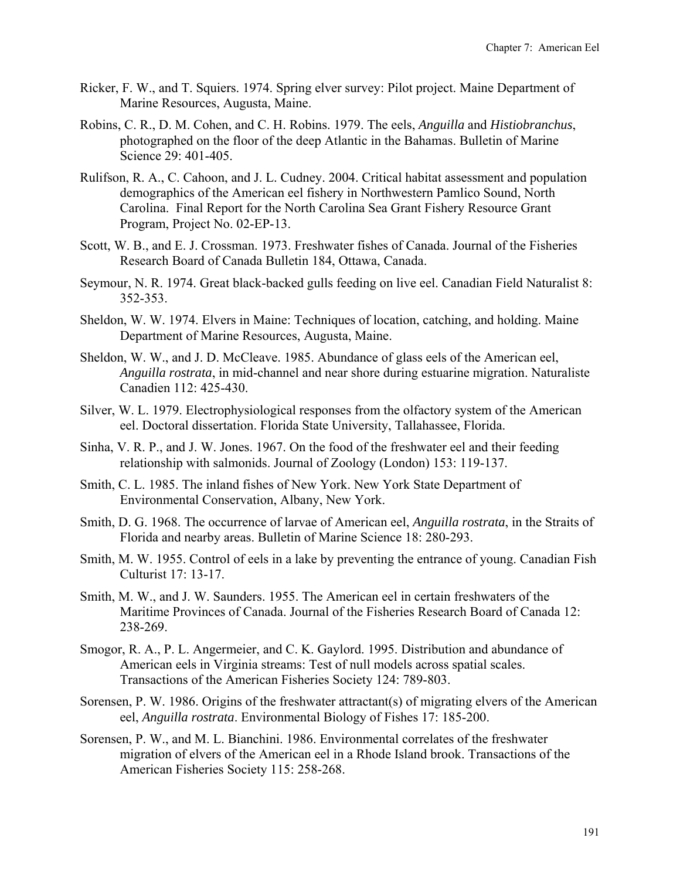Ricker, F. W., and T. Squiers. 1974. Spring elver survey: Pilot project. Maine Department of Marine Resources, Augusta, Maine.

Robins, C. R., D. M. Cohen, and C. H. Robins. 1979. The eels, *Anguilla* and *Histiobranchus*, photographed on the floor of the deep Atlantic in the Bahamas. Bulletin of Marine Science 29: 401-405.

Rulifson, R. A., C. Cahoon, and J. L. Cudney. 2004. Critical habitat assessment and population demographics of the American eel fishery in Northwestern Pamlico Sound, North Carolina. Final Report for the North Carolina Sea Grant Fishery Resource Grant Program, Project No. 02-EP-13.

Scott, W. B., and E. J. Crossman. 1973. Freshwater fishes of Canada. Journal of the Fisheries Research Board of Canada Bulletin 184, Ottawa, Canada.

Seymour, N. R. 1974. Great black-backed gulls feeding on live eel. Canadian Field Naturalist 8: 352-353.

Sheldon, W. W. 1974. Elvers in Maine: Techniques of location, catching, and holding. Maine Department of Marine Resources, Augusta, Maine.

Sheldon, W. W., and J. D. McCleave. 1985. Abundance of glass eels of the American eel, *Anguilla rostrata*, in mid-channel and near shore during estuarine migration. Naturaliste Canadien 112: 425-430.

Silver, W. L. 1979. Electrophysiological responses from the olfactory system of the American eel. Doctoral dissertation. Florida State University, Tallahassee, Florida.

Sinha, V. R. P., and J. W. Jones. 1967. On the food of the freshwater eel and their feeding relationship with salmonids. Journal of Zoology (London) 153: 119-137.

Smith, C. L. 1985. The inland fishes of New York. New York State Department of Environmental Conservation, Albany, New York.

Smith, D. G. 1968. The occurrence of larvae of American eel, *Anguilla rostrata*, in the Straits of Florida and nearby areas. Bulletin of Marine Science 18: 280-293.

Smith, M. W. 1955. Control of eels in a lake by preventing the entrance of young. Canadian Fish Culturist 17: 13-17.

Smith, M. W., and J. W. Saunders. 1955. The American eel in certain freshwaters of the Maritime Provinces of Canada. Journal of the Fisheries Research Board of Canada 12: 238-269.

Smogor, R. A., P. L. Angermeier, and C. K. Gaylord. 1995. Distribution and abundance of American eels in Virginia streams: Test of null models across spatial scales. Transactions of the American Fisheries Society 124: 789-803.

Sorensen, P. W. 1986. Origins of the freshwater attractant(s) of migrating elvers of the American eel, *Anguilla rostrata*. Environmental Biology of Fishes 17: 185-200.

Sorensen, P. W., and M. L. Bianchini. 1986. Environmental correlates of the freshwater migration of elvers of the American eel in a Rhode Island brook. Transactions of the American Fisheries Society 115: 258-268.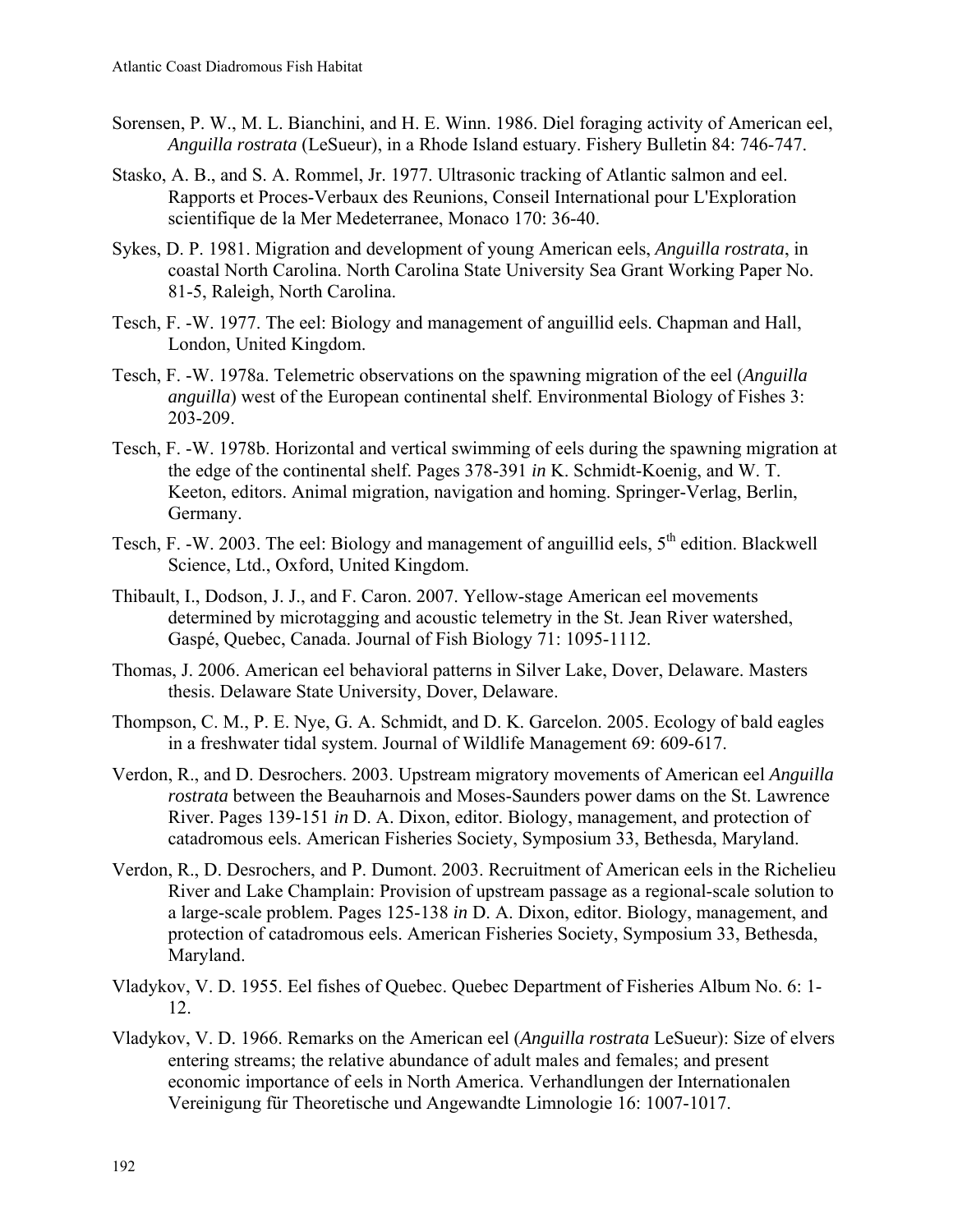Sorensen, P. W., M. L. Bianchini, and H. E. Winn. 1986. Diel foraging activity of American eel, *Anguilla rostrata* (LeSueur), in a Rhode Island estuary. Fishery Bulletin 84: 746-747.

Stasko, A. B., and S. A. Rommel, Jr. 1977. Ultrasonic tracking of Atlantic salmon and eel. Rapports et Proces-Verbaux des Reunions, Conseil International pour L'Exploration scientifique de la Mer Medeterranee, Monaco 170: 36-40.

Sykes, D. P. 1981. Migration and development of young American eels, *Anguilla rostrata*, in coastal North Carolina. North Carolina State University Sea Grant Working Paper No. 81-5, Raleigh, North Carolina.

Tesch, F. -W. 1977. The eel: Biology and management of anguillid eels. Chapman and Hall, London, United Kingdom.

Tesch, F. -W. 1978a. Telemetric observations on the spawning migration of the eel (*Anguilla anguilla*) west of the European continental shelf. Environmental Biology of Fishes 3: 203-209.

Tesch, F. -W. 1978b. Horizontal and vertical swimming of eels during the spawning migration at the edge of the continental shelf. Pages 378-391 *in* K. Schmidt-Koenig, and W. T. Keeton, editors. Animal migration, navigation and homing. Springer-Verlag, Berlin, Germany.

Tesch, F. -W. 2003. The eel: Biology and management of anguillid eels, 5th edition. Blackwell Science, Ltd., Oxford, United Kingdom.

Thibault, I., Dodson, J. J., and F. Caron. 2007. Yellow-stage American eel movements determined by microtagging and acoustic telemetry in the St. Jean River watershed, Gaspé, Quebec, Canada. Journal of Fish Biology 71: 1095-1112.

Thomas, J. 2006. American eel behavioral patterns in Silver Lake, Dover, Delaware. Masters thesis. Delaware State University, Dover, Delaware.

Thompson, C. M., P. E. Nye, G. A. Schmidt, and D. K. Garcelon. 2005. Ecology of bald eagles in a freshwater tidal system. Journal of Wildlife Management 69: 609-617.

Verdon, R., and D. Desrochers. 2003. Upstream migratory movements of American eel *Anguilla rostrata* between the Beauharnois and Moses-Saunders power dams on the St. Lawrence River. Pages 139-151 *in* D. A. Dixon, editor. Biology, management, and protection of catadromous eels. American Fisheries Society, Symposium 33, Bethesda, Maryland.

Verdon, R., D. Desrochers, and P. Dumont. 2003. Recruitment of American eels in the Richelieu River and Lake Champlain: Provision of upstream passage as a regional-scale solution to a large-scale problem. Pages 125-138 *in* D. A. Dixon, editor. Biology, management, and protection of catadromous eels. American Fisheries Society, Symposium 33, Bethesda, Maryland.

Vladykov, V. D. 1955. Eel fishes of Quebec. Quebec Department of Fisheries Album No. 6: 1-12.

Vladykov, V. D. 1966. Remarks on the American eel (*Anguilla rostrata* LeSueur): Size of elvers entering streams; the relative abundance of adult males and females; and present economic importance of eels in North America. Verhandlungen der Internationalen Vereinigung für Theoretische und Angewandte Limnologie 16: 1007-1017.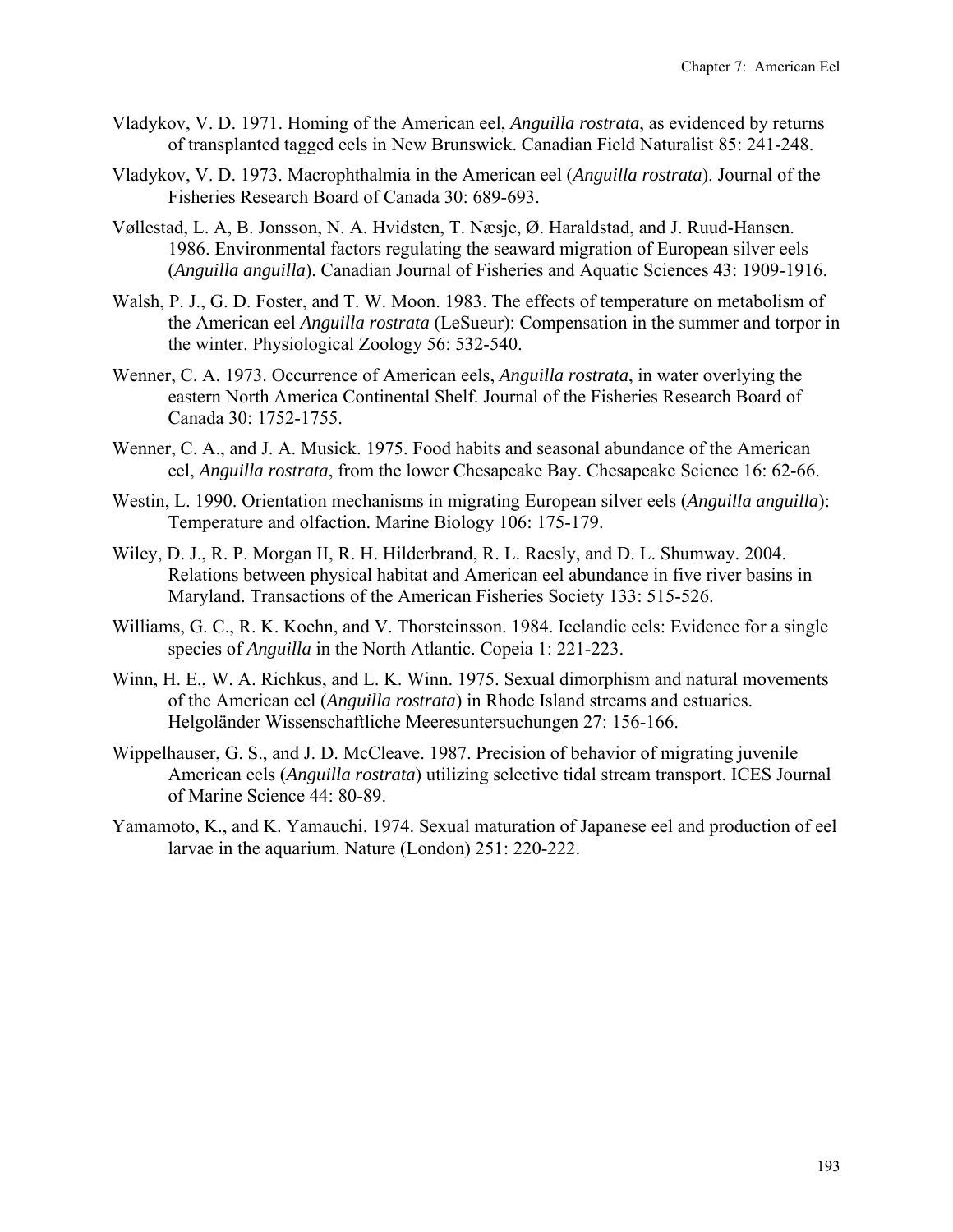Vladykov, V. D. 1971. Homing of the American eel, *Anguilla rostrata*, as evidenced by returns of transplanted tagged eels in New Brunswick. Canadian Field Naturalist 85: 241-248.

Vladykov, V. D. 1973. Macrophthalmia in the American eel (*Anguilla rostrata*). Journal of the Fisheries Research Board of Canada 30: 689-693.

Vøllestad, L. A, B. Jonsson, N. A. Hvidsten, T. Næsje, Ø. Haraldstad, and J. Ruud-Hansen. 1986. Environmental factors regulating the seaward migration of European silver eels (*Anguilla anguilla*). Canadian Journal of Fisheries and Aquatic Sciences 43: 1909-1916.

Walsh, P. J., G. D. Foster, and T. W. Moon. 1983. The effects of temperature on metabolism of the American eel *Anguilla rostrata* (LeSueur): Compensation in the summer and torpor in the winter. Physiological Zoology 56: 532-540.

Wenner, C. A. 1973. Occurrence of American eels, *Anguilla rostrata*, in water overlying the eastern North America Continental Shelf. Journal of the Fisheries Research Board of Canada 30: 1752-1755.

Wenner, C. A., and J. A. Musick. 1975. Food habits and seasonal abundance of the American eel, *Anguilla rostrata*, from the lower Chesapeake Bay. Chesapeake Science 16: 62-66.

Westin, L. 1990. Orientation mechanisms in migrating European silver eels (*Anguilla anguilla*): Temperature and olfaction. Marine Biology 106: 175-179.

Wiley, D. J., R. P. Morgan II, R. H. Hilderbrand, R. L. Raesly, and D. L. Shumway. 2004. Relations between physical habitat and American eel abundance in five river basins in Maryland. Transactions of the American Fisheries Society 133: 515-526.

Williams, G. C., R. K. Koehn, and V. Thorsteinsson. 1984. Icelandic eels: Evidence for a single species of *Anguilla* in the North Atlantic. Copeia 1: 221-223.

Winn, H. E., W. A. Richkus, and L. K. Winn. 1975. Sexual dimorphism and natural movements of the American eel (*Anguilla rostrata*) in Rhode Island streams and estuaries. Helgoländer Wissenschaftliche Meeresuntersuchungen 27: 156-166.

Wippelhauser, G. S., and J. D. McCleave. 1987. Precision of behavior of migrating juvenile American eels (*Anguilla rostrata*) utilizing selective tidal stream transport. ICES Journal of Marine Science 44: 80-89.

Yamamoto, K., and K. Yamauchi. 1974. Sexual maturation of Japanese eel and production of eel larvae in the aquarium. Nature (London) 251: 220-222.